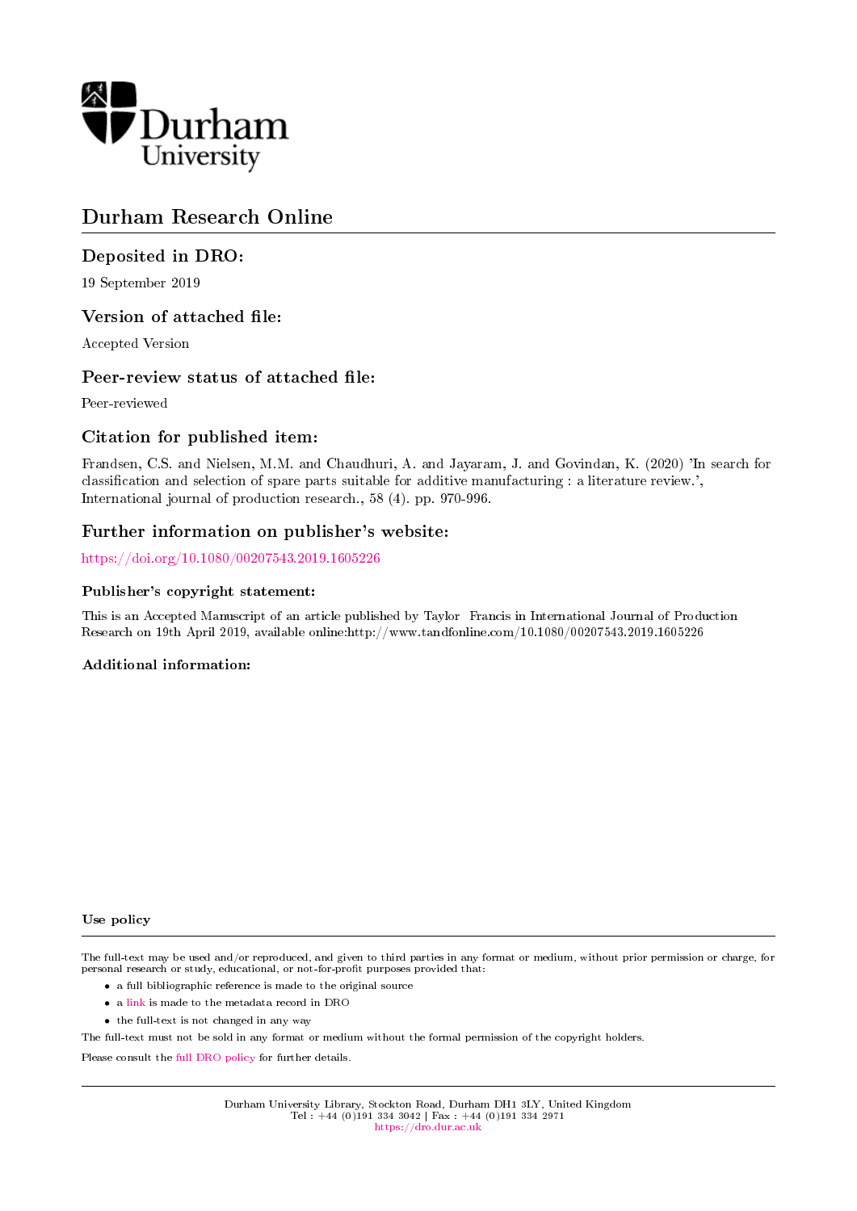Durham University

# Durham Research Online

## Deposited in DRO:

19 September 2019

## Version of attached file:

Accepted Version

## Peer-review status of attached file:

Peer-reviewed

## Citation for published item:

Frandsen, C.S. and Nielsen, M.M. and Chaudhuri, A. and Jayaram, J. and Govindan, K. (2020) 'In search for classification and selection of spare parts suitable for additive manufacturing : a literature review.', International journal of production research., 58 (4). pp. 970-996.

## Further information on publisher's website:

https://doi.org/10.1080/00207543.2019.1605226

### Publisher's copyright statement:

This is an Accepted Manuscript of an article published by Taylor Francis in International Journal of Production Research on 19th April 2019, available online:http://www.tandfonline.com/10.1080/00207543.2019.1605226

### Additional information:

### Use policy

The full-text may be used and/or reproduced, and given to third parties in any format or medium, without prior permission or charge, for personal research or study, educational, or not-for-profit purposes provided that:

- a full bibliographic reference is made to the original source
- a link is made to the metadata record in DRO
- the full-text is not changed in any way

The full-text must not be sold in any format or medium without the formal permission of the copyright holders.

Please consult the full DRO policy for further details.

Durham University Library, Stockton Road, Durham DH1 3LY, United Kingdom
Tel : +44 (0)191 334 3042 | Fax : +44 (0)191 334 2971
https://dro.dur.ac.uk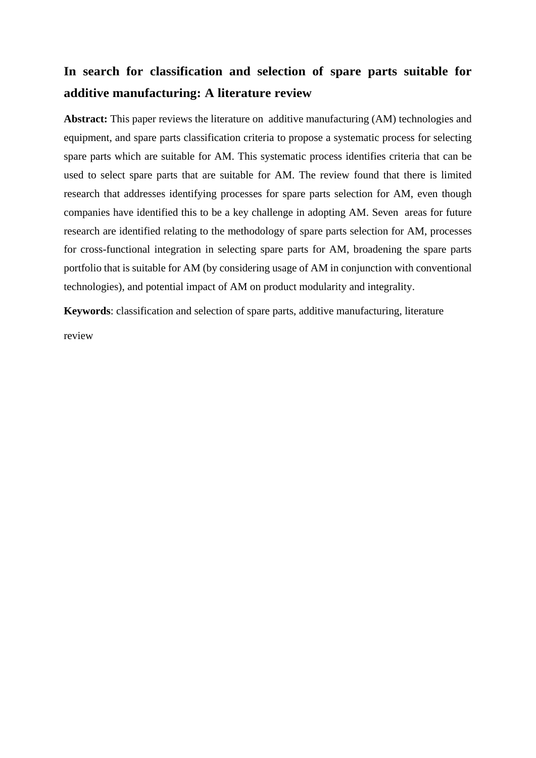# In search for classification and selection of spare parts suitable for additive manufacturing: A literature review

**Abstract:** This paper reviews the literature on additive manufacturing (AM) technologies and equipment, and spare parts classification criteria to propose a systematic process for selecting spare parts which are suitable for AM. This systematic process identifies criteria that can be used to select spare parts that are suitable for AM. The review found that there is limited research that addresses identifying processes for spare parts selection for AM, even though companies have identified this to be a key challenge in adopting AM. Seven areas for future research are identified relating to the methodology of spare parts selection for AM, processes for cross-functional integration in selecting spare parts for AM, broadening the spare parts portfolio that is suitable for AM (by considering usage of AM in conjunction with conventional technologies), and potential impact of AM on product modularity and integrality.

**Keywords**: classification and selection of spare parts, additive manufacturing, literature review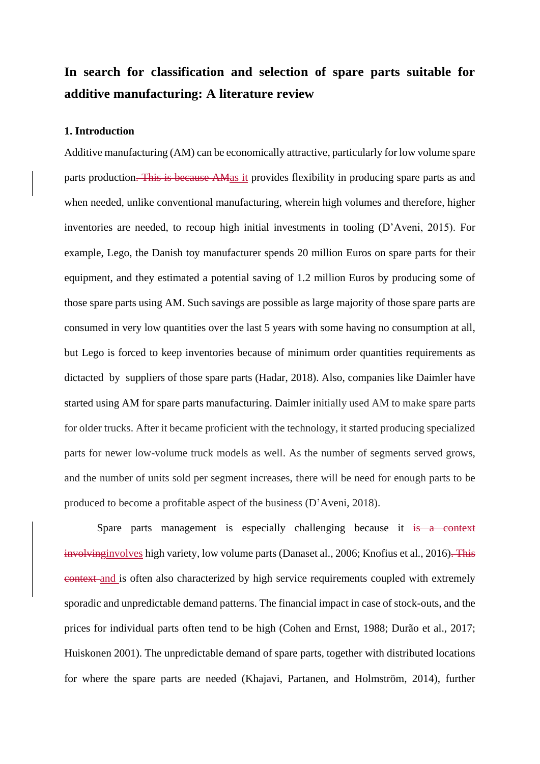# In search for classification and selection of spare parts suitable for additive manufacturing: A literature review

## 1. Introduction

Additive manufacturing (AM) can be economically attractive, particularly for low volume spare parts production~~. This is because AM~~as it provides flexibility in producing spare parts as and when needed, unlike conventional manufacturing, wherein high volumes and therefore, higher inventories are needed, to recoup high initial investments in tooling (D'Aveni, 2015). For example, Lego, the Danish toy manufacturer spends 20 million Euros on spare parts for their equipment, and they estimated a potential saving of 1.2 million Euros by producing some of those spare parts using AM. Such savings are possible as large majority of those spare parts are consumed in very low quantities over the last 5 years with some having no consumption at all, but Lego is forced to keep inventories because of minimum order quantities requirements as dictacted by suppliers of those spare parts (Hadar, 2018). Also, companies like Daimler have started using AM for spare parts manufacturing. Daimler initially used AM to make spare parts for older trucks. After it became proficient with the technology, it started producing specialized parts for newer low-volume truck models as well. As the number of segments served grows, and the number of units sold per segment increases, there will be need for enough parts to be produced to become a profitable aspect of the business (D'Aveni, 2018).

Spare parts management is especially challenging because it ~~is a context involving~~involves high variety, low volume parts (Danaset al., 2006; Knofius et al., 2016)~~. This context~~ and is often also characterized by high service requirements coupled with extremely sporadic and unpredictable demand patterns. The financial impact in case of stock-outs, and the prices for individual parts often tend to be high (Cohen and Ernst, 1988; Durão et al., 2017; Huiskonen 2001). The unpredictable demand of spare parts, together with distributed locations for where the spare parts are needed (Khajavi, Partanen, and Holmström, 2014), further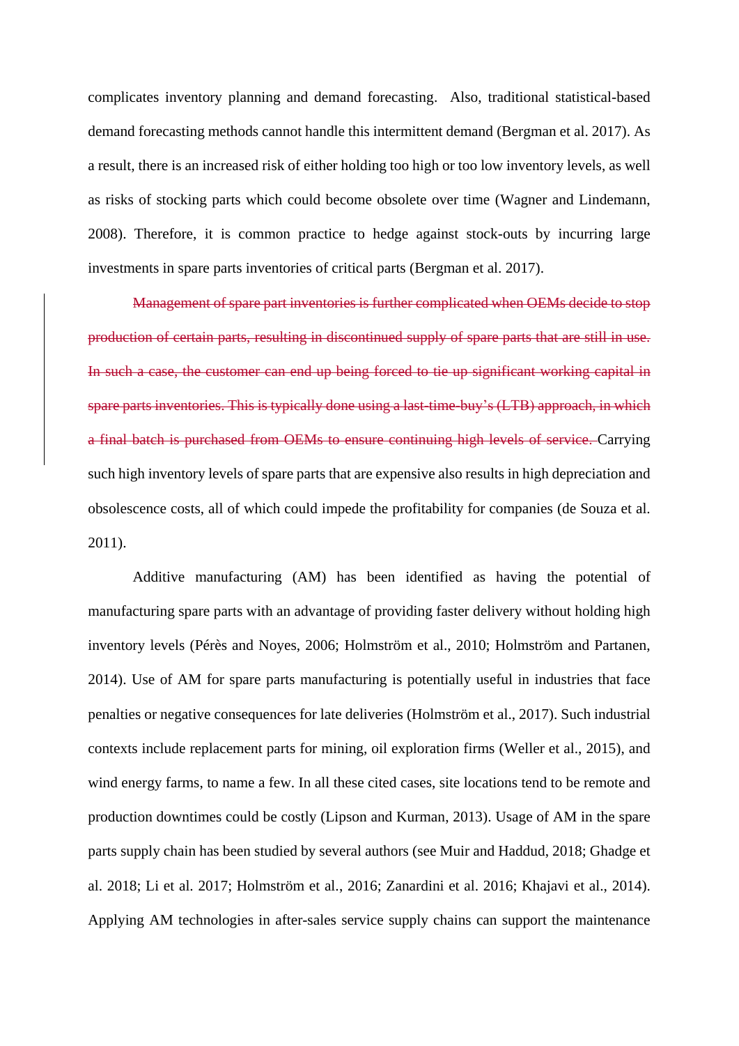complicates inventory planning and demand forecasting.  Also, traditional statistical-based demand forecasting methods cannot handle this intermittent demand (Bergman et al. 2017). As a result, there is an increased risk of either holding too high or too low inventory levels, as well as risks of stocking parts which could become obsolete over time (Wagner and Lindemann, 2008). Therefore, it is common practice to hedge against stock-outs by incurring large investments in spare parts inventories of critical parts (Bergman et al. 2017).

~~Management of spare part inventories is further complicated when OEMs decide to stop production of certain parts, resulting in discontinued supply of spare parts that are still in use. In such a case, the customer can end up being forced to tie up significant working capital in spare parts inventories. This is typically done using a last-time-buy's (LTB) approach, in which a final batch is purchased from OEMs to ensure continuing high levels of service.~~ Carrying such high inventory levels of spare parts that are expensive also results in high depreciation and obsolescence costs, all of which could impede the profitability for companies (de Souza et al. 2011).

Additive manufacturing (AM) has been identified as having the potential of manufacturing spare parts with an advantage of providing faster delivery without holding high inventory levels (Pérès and Noyes, 2006; Holmström et al., 2010; Holmström and Partanen, 2014). Use of AM for spare parts manufacturing is potentially useful in industries that face penalties or negative consequences for late deliveries (Holmström et al., 2017). Such industrial contexts include replacement parts for mining, oil exploration firms (Weller et al., 2015), and wind energy farms, to name a few. In all these cited cases, site locations tend to be remote and production downtimes could be costly (Lipson and Kurman, 2013). Usage of AM in the spare parts supply chain has been studied by several authors (see Muir and Haddud, 2018; Ghadge et al. 2018; Li et al. 2017; Holmström et al., 2016; Zanardini et al. 2016; Khajavi et al., 2014). Applying AM technologies in after-sales service supply chains can support the maintenance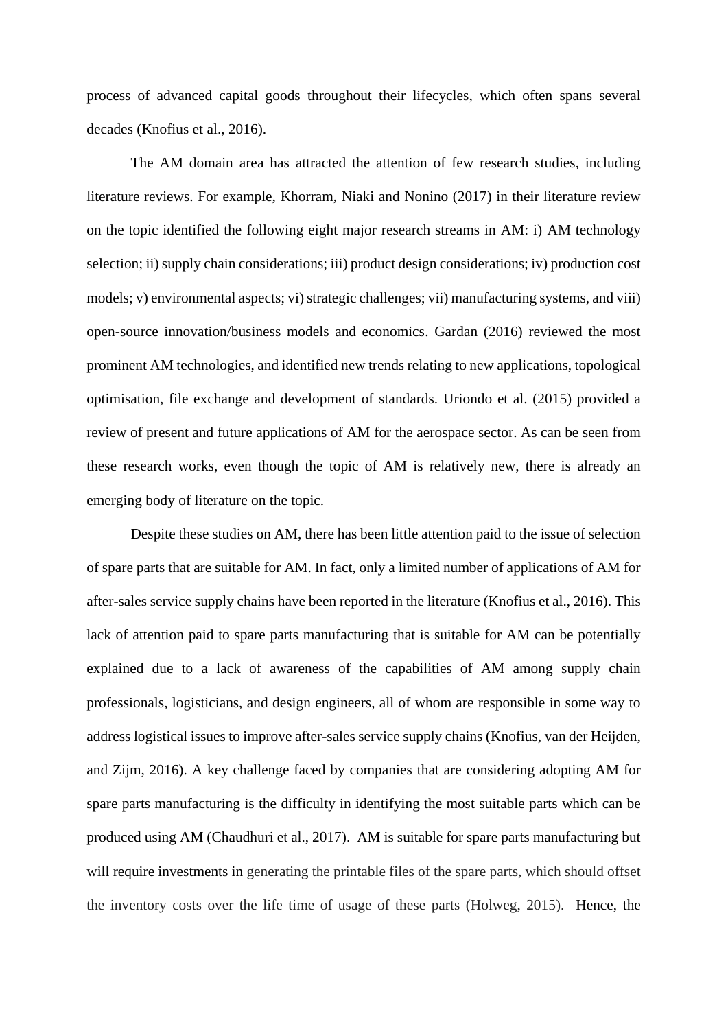process of advanced capital goods throughout their lifecycles, which often spans several decades (Knofius et al., 2016).

The AM domain area has attracted the attention of few research studies, including literature reviews. For example, Khorram, Niaki and Nonino (2017) in their literature review on the topic identified the following eight major research streams in AM: i) AM technology selection; ii) supply chain considerations; iii) product design considerations; iv) production cost models; v) environmental aspects; vi) strategic challenges; vii) manufacturing systems, and viii) open-source innovation/business models and economics. Gardan (2016) reviewed the most prominent AM technologies, and identified new trends relating to new applications, topological optimisation, file exchange and development of standards. Uriondo et al. (2015) provided a review of present and future applications of AM for the aerospace sector. As can be seen from these research works, even though the topic of AM is relatively new, there is already an emerging body of literature on the topic.

Despite these studies on AM, there has been little attention paid to the issue of selection of spare parts that are suitable for AM. In fact, only a limited number of applications of AM for after-sales service supply chains have been reported in the literature (Knofius et al., 2016). This lack of attention paid to spare parts manufacturing that is suitable for AM can be potentially explained due to a lack of awareness of the capabilities of AM among supply chain professionals, logisticians, and design engineers, all of whom are responsible in some way to address logistical issues to improve after-sales service supply chains (Knofius, van der Heijden, and Zijm, 2016). A key challenge faced by companies that are considering adopting AM for spare parts manufacturing is the difficulty in identifying the most suitable parts which can be produced using AM (Chaudhuri et al., 2017). AM is suitable for spare parts manufacturing but will require investments in generating the printable files of the spare parts, which should offset the inventory costs over the life time of usage of these parts (Holweg, 2015). Hence, the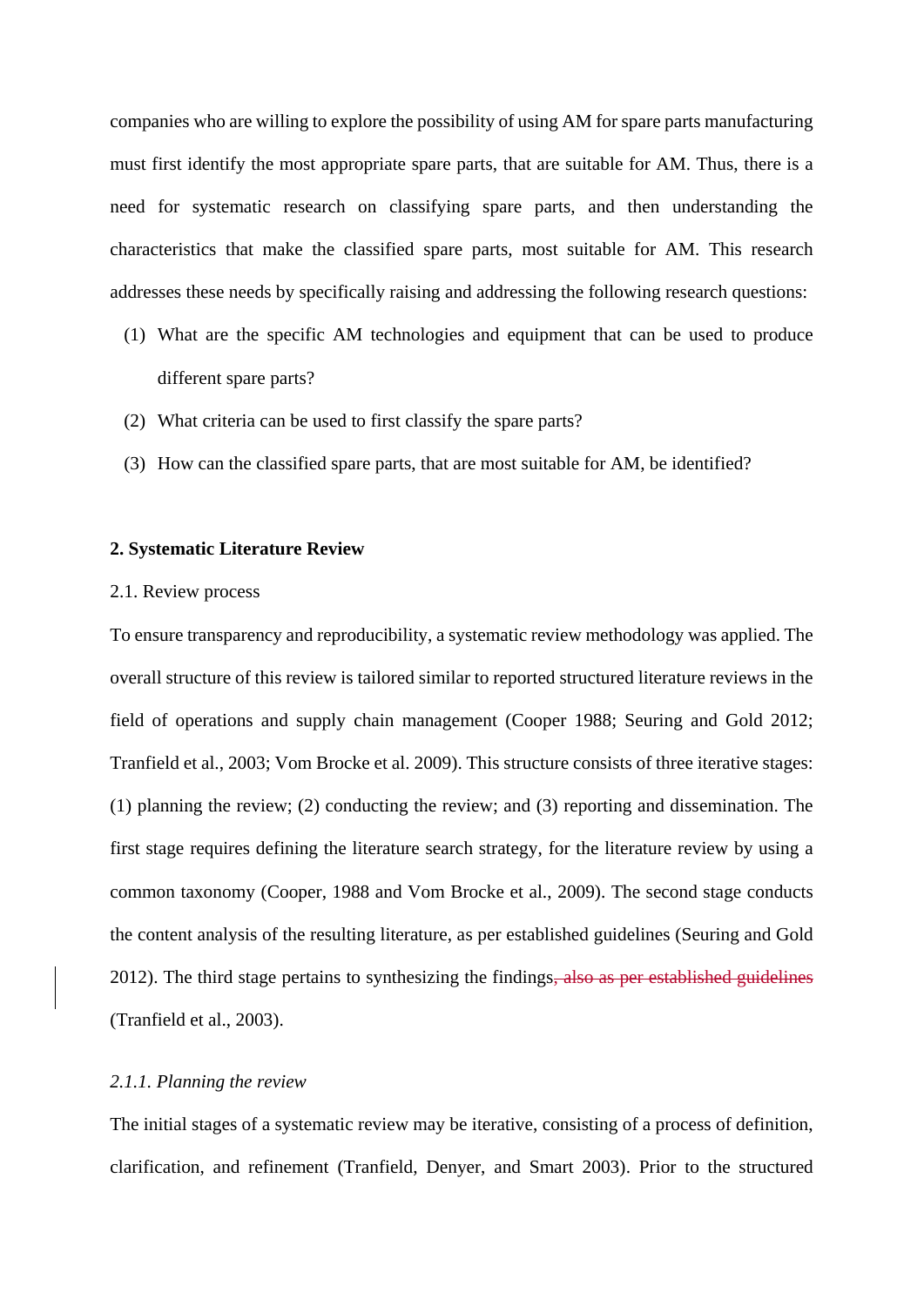companies who are willing to explore the possibility of using AM for spare parts manufacturing must first identify the most appropriate spare parts, that are suitable for AM. Thus, there is a need for systematic research on classifying spare parts, and then understanding the characteristics that make the classified spare parts, most suitable for AM. This research addresses these needs by specifically raising and addressing the following research questions:

(1) What are the specific AM technologies and equipment that can be used to produce different spare parts?

(2) What criteria can be used to first classify the spare parts?

(3) How can the classified spare parts, that are most suitable for AM, be identified?

## 2. Systematic Literature Review

### 2.1. Review process

To ensure transparency and reproducibility, a systematic review methodology was applied. The overall structure of this review is tailored similar to reported structured literature reviews in the field of operations and supply chain management (Cooper 1988; Seuring and Gold 2012; Tranfield et al., 2003; Vom Brocke et al. 2009). This structure consists of three iterative stages: (1) planning the review; (2) conducting the review; and (3) reporting and dissemination. The first stage requires defining the literature search strategy, for the literature review by using a common taxonomy (Cooper, 1988 and Vom Brocke et al., 2009). The second stage conducts the content analysis of the resulting literature, as per established guidelines (Seuring and Gold 2012). The third stage pertains to synthesizing the findings~~, also as per established guidelines~~ (Tranfield et al., 2003).

#### *2.1.1. Planning the review*

The initial stages of a systematic review may be iterative, consisting of a process of definition, clarification, and refinement (Tranfield, Denyer, and Smart 2003). Prior to the structured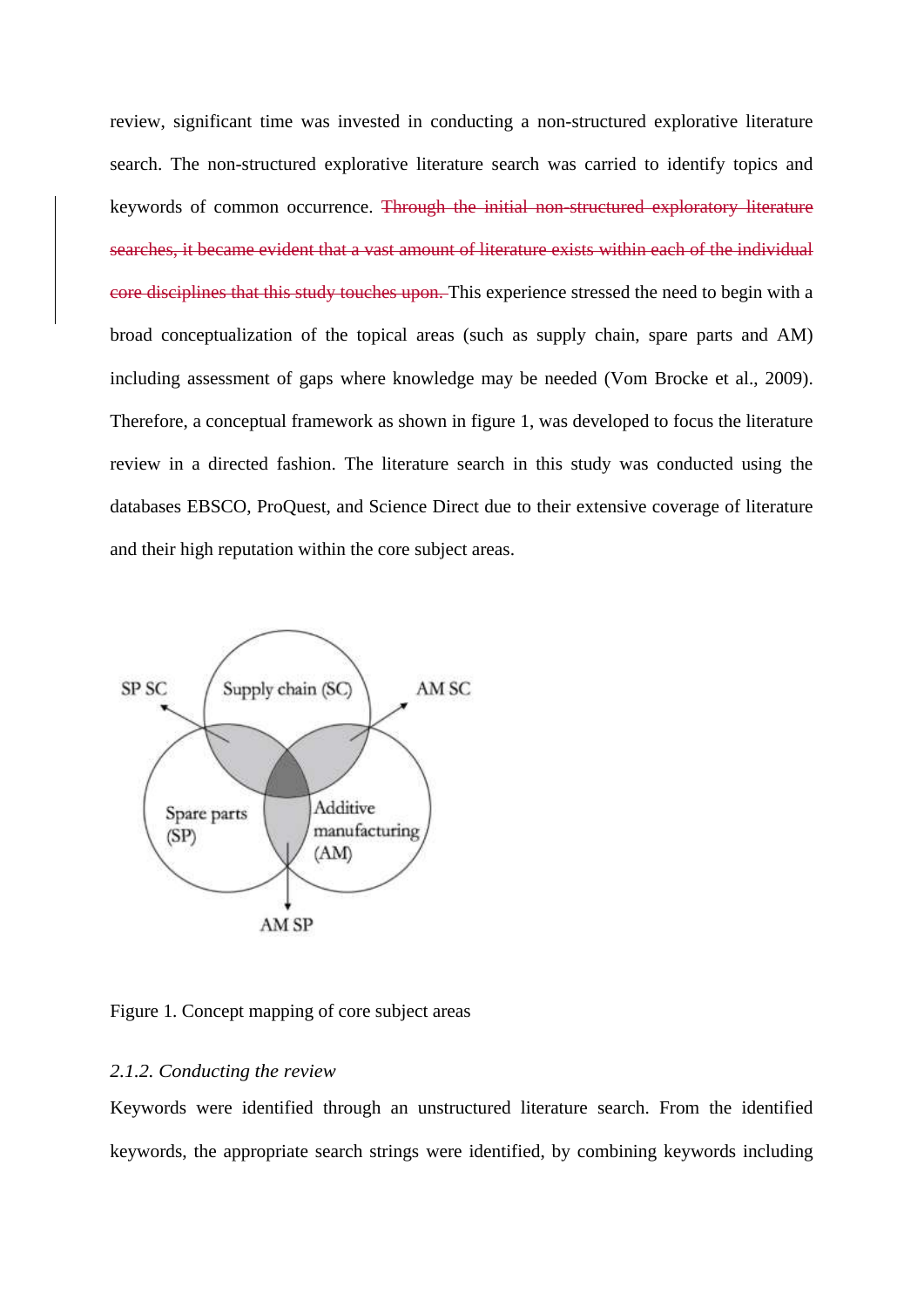review, significant time was invested in conducting a non-structured explorative literature search. The non-structured explorative literature search was carried to identify topics and keywords of common occurrence. ~~Through the initial non-structured exploratory literature searches, it became evident that a vast amount of literature exists within each of the individual core disciplines that this study touches upon.~~ This experience stressed the need to begin with a broad conceptualization of the topical areas (such as supply chain, spare parts and AM) including assessment of gaps where knowledge may be needed (Vom Brocke et al., 2009). Therefore, a conceptual framework as shown in figure 1, was developed to focus the literature review in a directed fashion. The literature search in this study was conducted using the databases EBSCO, ProQuest, and Science Direct due to their extensive coverage of literature and their high reputation within the core subject areas.

Figure 1. Concept mapping of core subject areas

*2.1.2. Conducting the review*

Keywords were identified through an unstructured literature search. From the identified keywords, the appropriate search strings were identified, by combining keywords including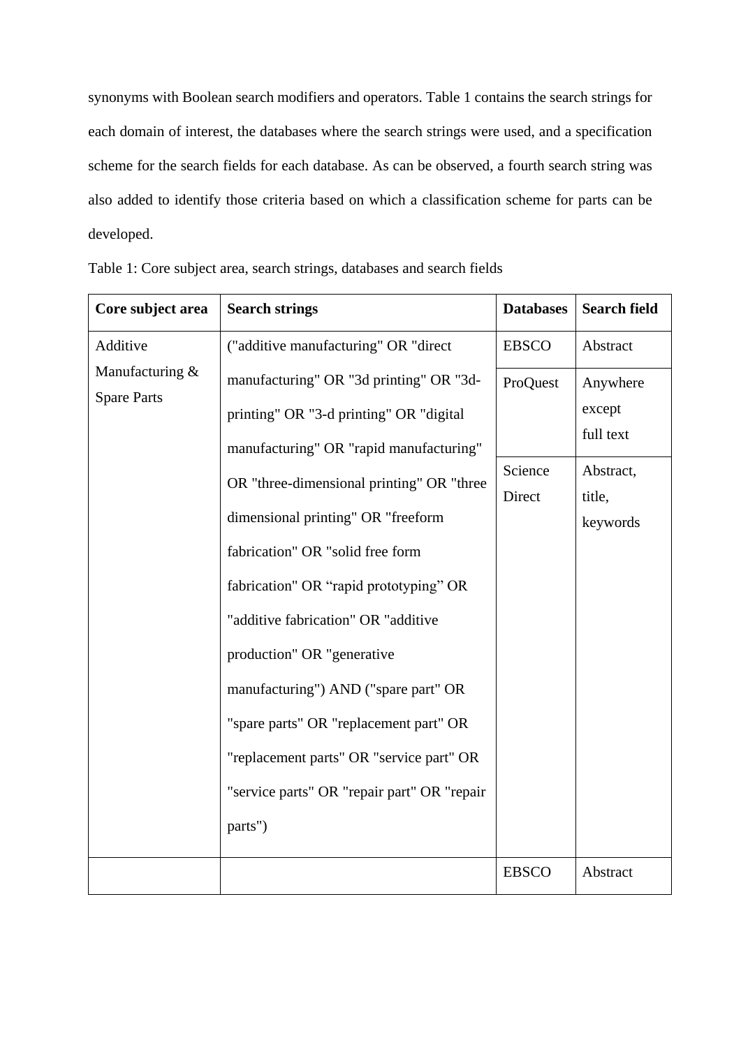synonyms with Boolean search modifiers and operators. Table 1 contains the search strings for each domain of interest, the databases where the search strings were used, and a specification scheme for the search fields for each database. As can be observed, a fourth search string was also added to identify those criteria based on which a classification scheme for parts can be developed.

Table 1: Core subject area, search strings, databases and search fields

| Core subject area | Search strings | Databases | Search field |
|---|---|---|---|
| Additive Manufacturing & Spare Parts | ("additive manufacturing" OR "direct manufacturing" OR "3d printing" OR "3d-printing" OR "3-d printing" OR "digital manufacturing" OR "rapid manufacturing" OR "three-dimensional printing" OR "three dimensional printing" OR "freeform fabrication" OR "solid free form fabrication" OR “rapid prototyping” OR "additive fabrication" OR "additive production" OR "generative manufacturing") AND ("spare part" OR "spare parts" OR "replacement part" OR "replacement parts" OR "service part" OR "service parts" OR "repair part" OR "repair parts") | EBSCO | Abstract |
| | | ProQuest | Anywhere except full text |
| | | Science Direct | Abstract, title, keywords |
| | | EBSCO | Abstract |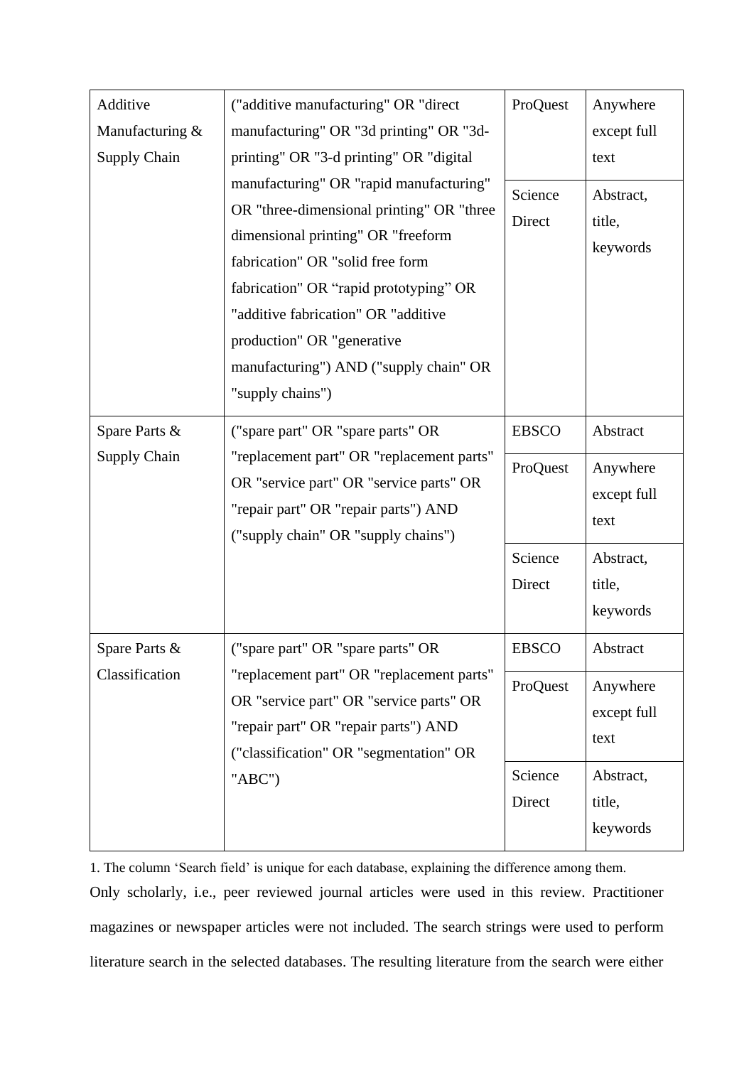| Additive Manufacturing & Supply Chain | ("additive manufacturing" OR "direct manufacturing" OR "3d printing" OR "3d-printing" OR "3-d printing" OR "digital manufacturing" OR "rapid manufacturing" OR "three-dimensional printing" OR "three dimensional printing" OR "freeform fabrication" OR "solid free form fabrication" OR “rapid prototyping” OR "additive fabrication" OR "additive production" OR "generative manufacturing") AND ("supply chain" OR "supply chains") | ProQuest | Anywhere except full text |
|---|---|---|---|
| | | Science Direct | Abstract, title, keywords |
| Spare Parts & Supply Chain | ("spare part" OR "spare parts" OR "replacement part" OR "replacement parts" OR "service part" OR "service parts" OR "repair part" OR "repair parts") AND ("supply chain" OR "supply chains") | EBSCO | Abstract |
| | | ProQuest | Anywhere except full text |
| | | Science Direct | Abstract, title, keywords |
| Spare Parts & Classification | ("spare part" OR "spare parts" OR "replacement part" OR "replacement parts" OR "service part" OR "service parts" OR "repair part" OR "repair parts") AND ("classification" OR "segmentation" OR "ABC") | EBSCO | Abstract |
| | | ProQuest | Anywhere except full text |
| | | Science Direct | Abstract, title, keywords |

1. The column ‘Search field’ is unique for each database, explaining the difference among them.

Only scholarly, i.e., peer reviewed journal articles were used in this review. Practitioner magazines or newspaper articles were not included. The search strings were used to perform literature search in the selected databases. The resulting literature from the search were either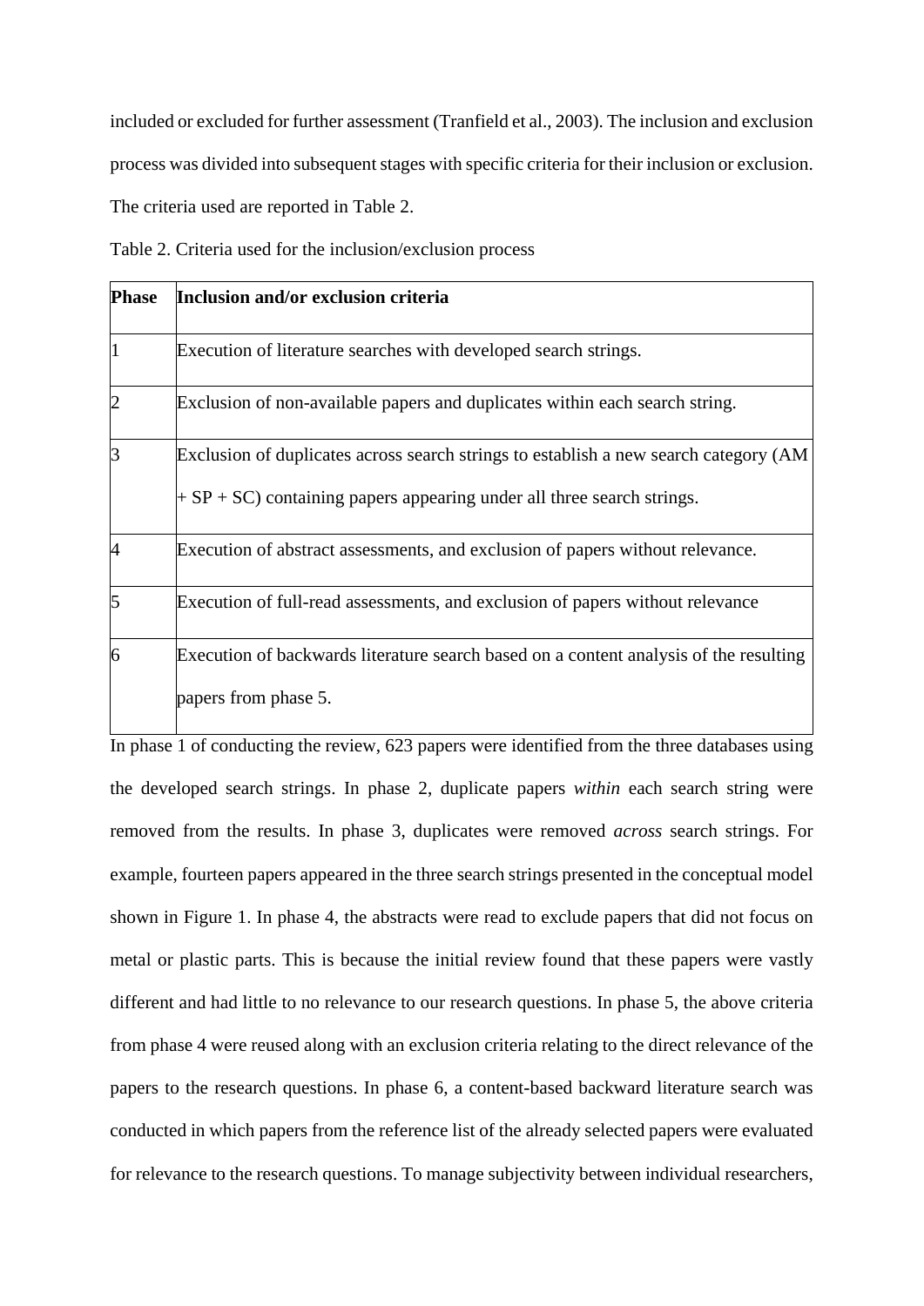included or excluded for further assessment (Tranfield et al., 2003). The inclusion and exclusion process was divided into subsequent stages with specific criteria for their inclusion or exclusion. The criteria used are reported in Table 2.

Table 2. Criteria used for the inclusion/exclusion process

| **Phase** | **Inclusion and/or exclusion criteria** |
|---|---|
| 1 | Execution of literature searches with developed search strings. |
| 2 | Exclusion of non-available papers and duplicates within each search string. |
| 3 | Exclusion of duplicates across search strings to establish a new search category (AM + SP + SC) containing papers appearing under all three search strings. |
| 4 | Execution of abstract assessments, and exclusion of papers without relevance. |
| 5 | Execution of full-read assessments, and exclusion of papers without relevance |
| 6 | Execution of backwards literature search based on a content analysis of the resulting papers from phase 5. |

In phase 1 of conducting the review, 623 papers were identified from the three databases using the developed search strings. In phase 2, duplicate papers *within* each search string were removed from the results. In phase 3, duplicates were removed *across* search strings. For example, fourteen papers appeared in the three search strings presented in the conceptual model shown in Figure 1. In phase 4, the abstracts were read to exclude papers that did not focus on metal or plastic parts. This is because the initial review found that these papers were vastly different and had little to no relevance to our research questions. In phase 5, the above criteria from phase 4 were reused along with an exclusion criteria relating to the direct relevance of the papers to the research questions. In phase 6, a content-based backward literature search was conducted in which papers from the reference list of the already selected papers were evaluated for relevance to the research questions. To manage subjectivity between individual researchers,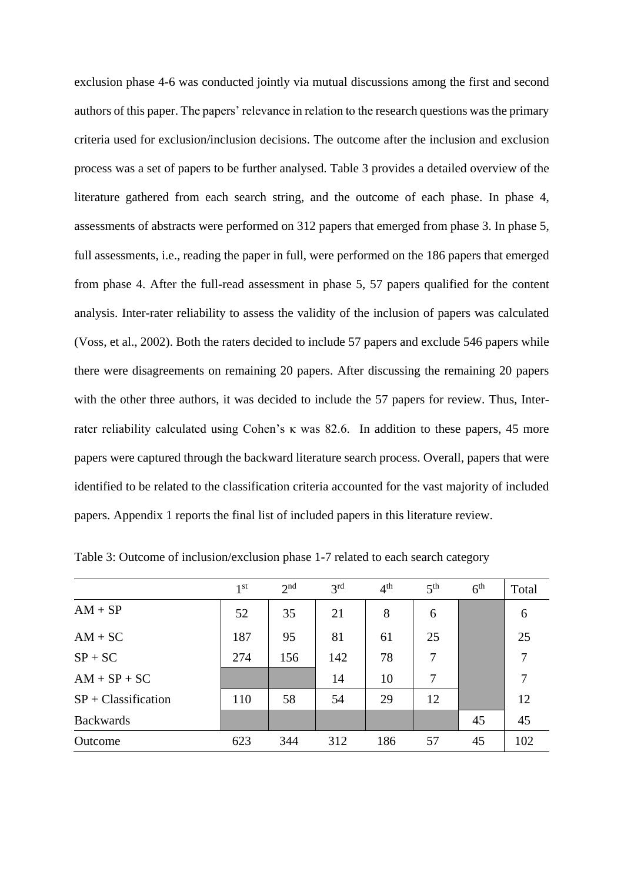exclusion phase 4-6 was conducted jointly via mutual discussions among the first and second authors of this paper. The papers' relevance in relation to the research questions was the primary criteria used for exclusion/inclusion decisions. The outcome after the inclusion and exclusion process was a set of papers to be further analysed. Table 3 provides a detailed overview of the literature gathered from each search string, and the outcome of each phase. In phase 4, assessments of abstracts were performed on 312 papers that emerged from phase 3. In phase 5, full assessments, i.e., reading the paper in full, were performed on the 186 papers that emerged from phase 4. After the full-read assessment in phase 5, 57 papers qualified for the content analysis. Inter-rater reliability to assess the validity of the inclusion of papers was calculated (Voss, et al., 2002). Both the raters decided to include 57 papers and exclude 546 papers while there were disagreements on remaining 20 papers. After discussing the remaining 20 papers with the other three authors, it was decided to include the 57 papers for review. Thus, Inter-rater reliability calculated using Cohen's $\kappa$ was 82.6. In addition to these papers, 45 more papers were captured through the backward literature search process. Overall, papers that were identified to be related to the classification criteria accounted for the vast majority of included papers. Appendix 1 reports the final list of included papers in this literature review.

Table 3: Outcome of inclusion/exclusion phase 1-7 related to each search category

| | 1st | 2nd | 3rd | 4th | 5th | 6th | Total |
|---|---|---|---|---|---|---|---|
| AM + SP | 52 | 35 | 21 | 8 | 6 | | 6 |
| AM + SC | 187 | 95 | 81 | 61 | 25 | | 25 |
| SP + SC | 274 | 156 | 142 | 78 | 7 | | 7 |
| AM + SP + SC | | | 14 | 10 | 7 | | 7 |
| SP + Classification | 110 | 58 | 54 | 29 | 12 | | 12 |
| Backwards | | | | | | 45 | 45 |
| Outcome | 623 | 344 | 312 | 186 | 57 | 45 | 102 |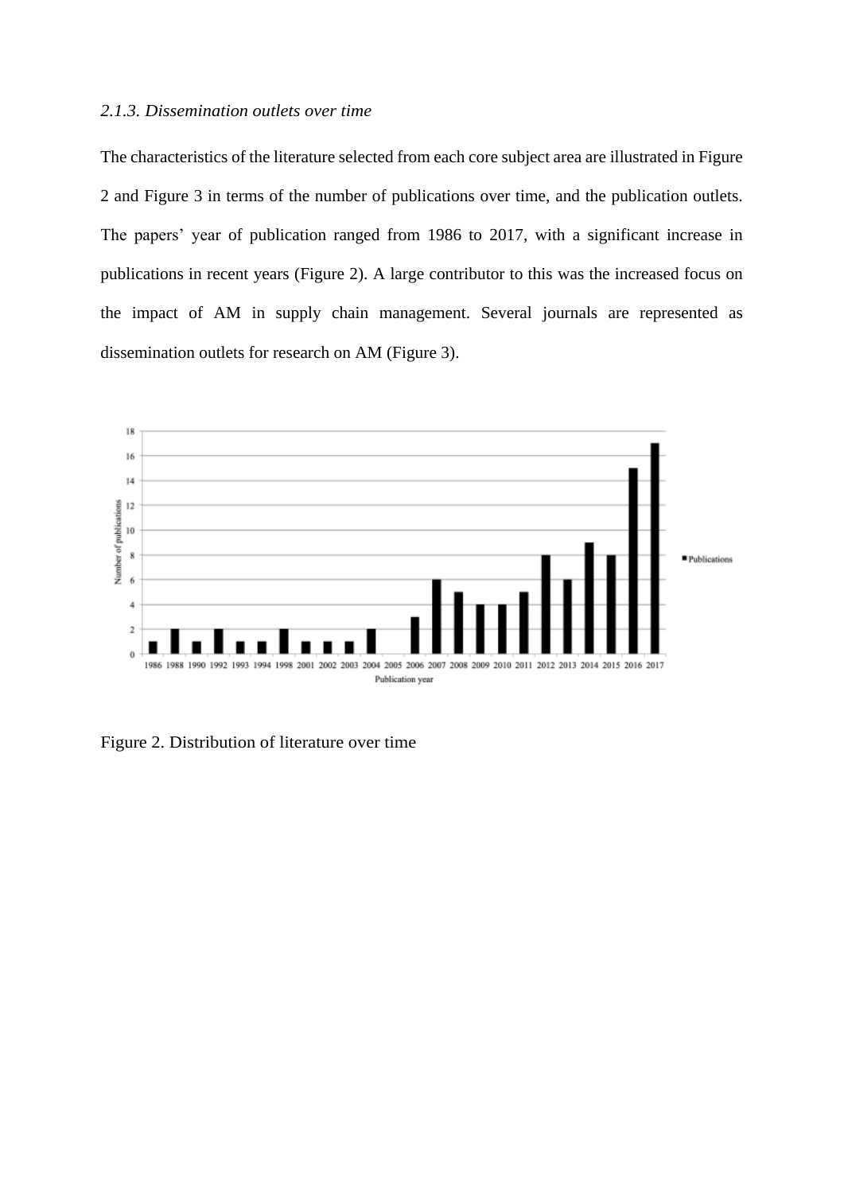*2.1.3. Dissemination outlets over time*

The characteristics of the literature selected from each core subject area are illustrated in Figure 2 and Figure 3 in terms of the number of publications over time, and the publication outlets. The papers' year of publication ranged from 1986 to 2017, with a significant increase in publications in recent years (Figure 2). A large contributor to this was the increased focus on the impact of AM in supply chain management. Several journals are represented as dissemination outlets for research on AM (Figure 3).

Figure 2. Distribution of literature over time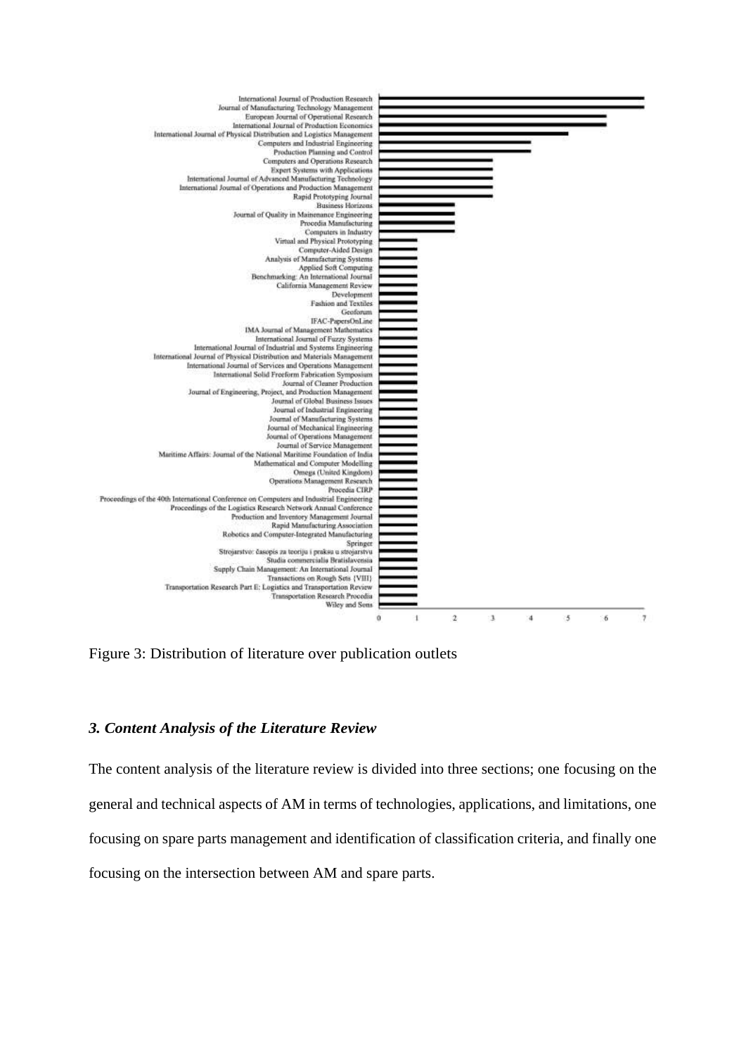Figure 3: Distribution of literature over publication outlets

### *3. Content Analysis of the Literature Review*

The content analysis of the literature review is divided into three sections; one focusing on the general and technical aspects of AM in terms of technologies, applications, and limitations, one focusing on spare parts management and identification of classification criteria, and finally one focusing on the intersection between AM and spare parts.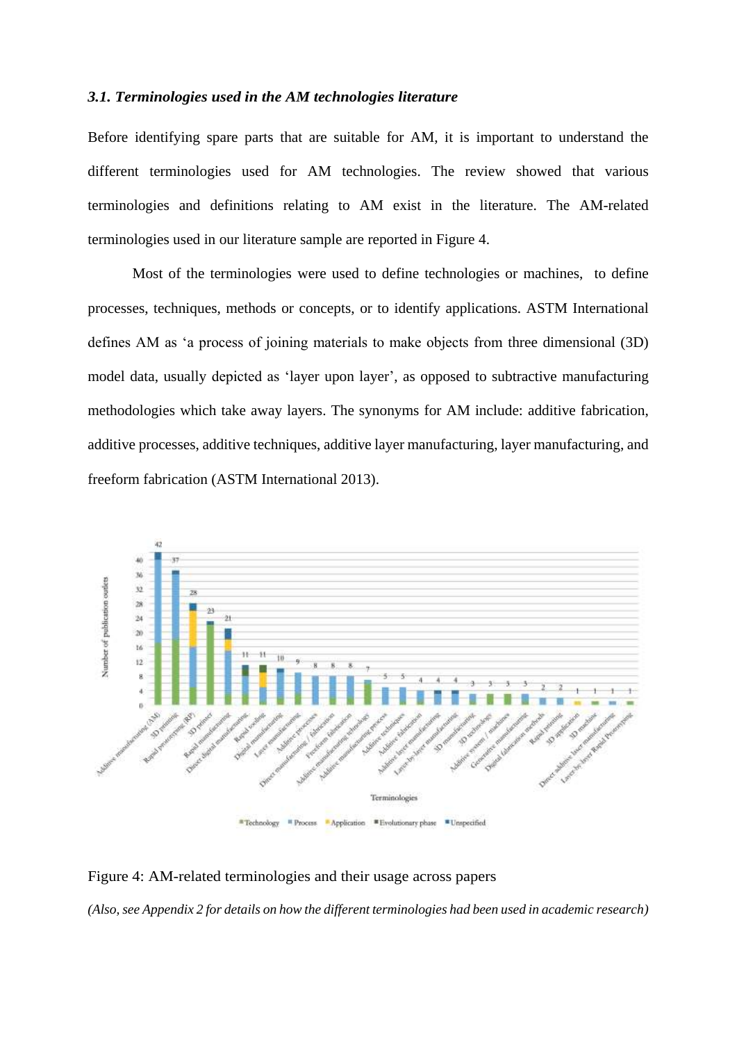### *3.1. Terminologies used in the AM technologies literature*

Before identifying spare parts that are suitable for AM, it is important to understand the different terminologies used for AM technologies. The review showed that various terminologies and definitions relating to AM exist in the literature. The AM-related terminologies used in our literature sample are reported in Figure 4.

Most of the terminologies were used to define technologies or machines, to define processes, techniques, methods or concepts, or to identify applications. ASTM International defines AM as 'a process of joining materials to make objects from three dimensional (3D) model data, usually depicted as 'layer upon layer', as opposed to subtractive manufacturing methodologies which take away layers. The synonyms for AM include: additive fabrication, additive processes, additive techniques, additive layer manufacturing, layer manufacturing, and freeform fabrication (ASTM International 2013).

Figure 4: AM-related terminologies and their usage across papers

*(Also, see Appendix 2 for details on how the different terminologies had been used in academic research)*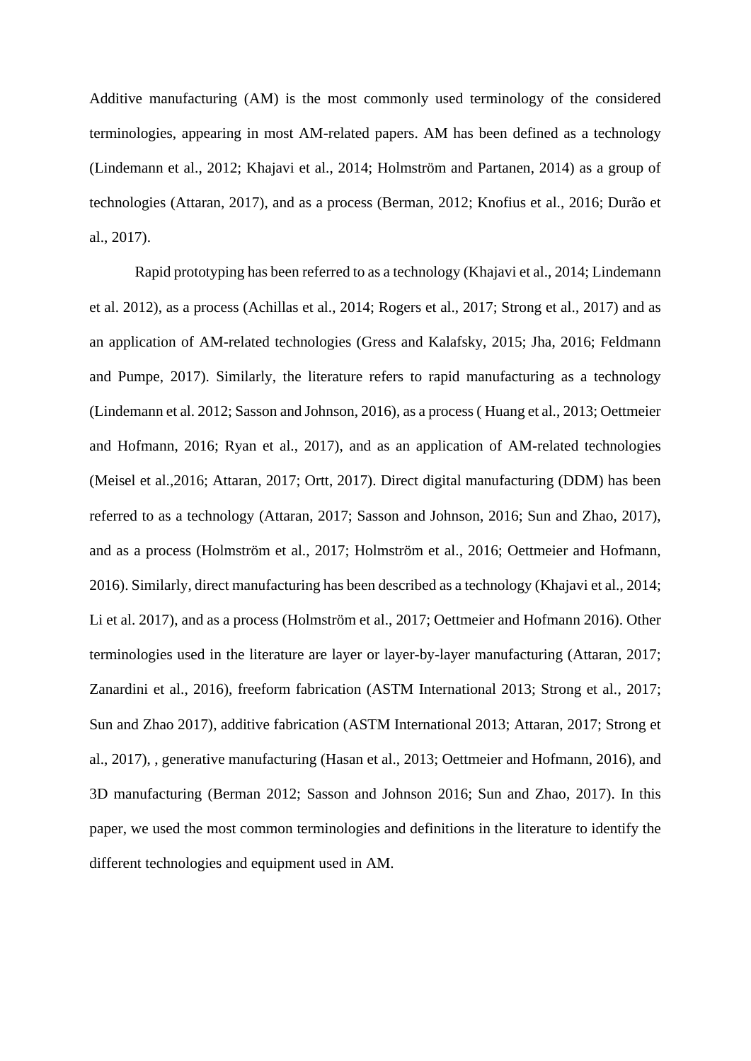Additive manufacturing (AM) is the most commonly used terminology of the considered terminologies, appearing in most AM-related papers. AM has been defined as a technology (Lindemann et al., 2012; Khajavi et al., 2014; Holmström and Partanen, 2014) as a group of technologies (Attaran, 2017), and as a process (Berman, 2012; Knofius et al., 2016; Durão et al., 2017).

Rapid prototyping has been referred to as a technology (Khajavi et al., 2014; Lindemann et al. 2012), as a process (Achillas et al., 2014; Rogers et al., 2017; Strong et al., 2017) and as an application of AM-related technologies (Gress and Kalafsky, 2015; Jha, 2016; Feldmann and Pumpe, 2017). Similarly, the literature refers to rapid manufacturing as a technology (Lindemann et al. 2012; Sasson and Johnson, 2016), as a process ( Huang et al., 2013; Oettmeier and Hofmann, 2016; Ryan et al., 2017), and as an application of AM-related technologies (Meisel et al.,2016; Attaran, 2017; Ortt, 2017). Direct digital manufacturing (DDM) has been referred to as a technology (Attaran, 2017; Sasson and Johnson, 2016; Sun and Zhao, 2017), and as a process (Holmström et al., 2017; Holmström et al., 2016; Oettmeier and Hofmann, 2016). Similarly, direct manufacturing has been described as a technology (Khajavi et al., 2014; Li et al. 2017), and as a process (Holmström et al., 2017; Oettmeier and Hofmann 2016). Other terminologies used in the literature are layer or layer-by-layer manufacturing (Attaran, 2017; Zanardini et al., 2016), freeform fabrication (ASTM International 2013; Strong et al., 2017; Sun and Zhao 2017), additive fabrication (ASTM International 2013; Attaran, 2017; Strong et al., 2017), , generative manufacturing (Hasan et al., 2013; Oettmeier and Hofmann, 2016), and 3D manufacturing (Berman 2012; Sasson and Johnson 2016; Sun and Zhao, 2017). In this paper, we used the most common terminologies and definitions in the literature to identify the different technologies and equipment used in AM.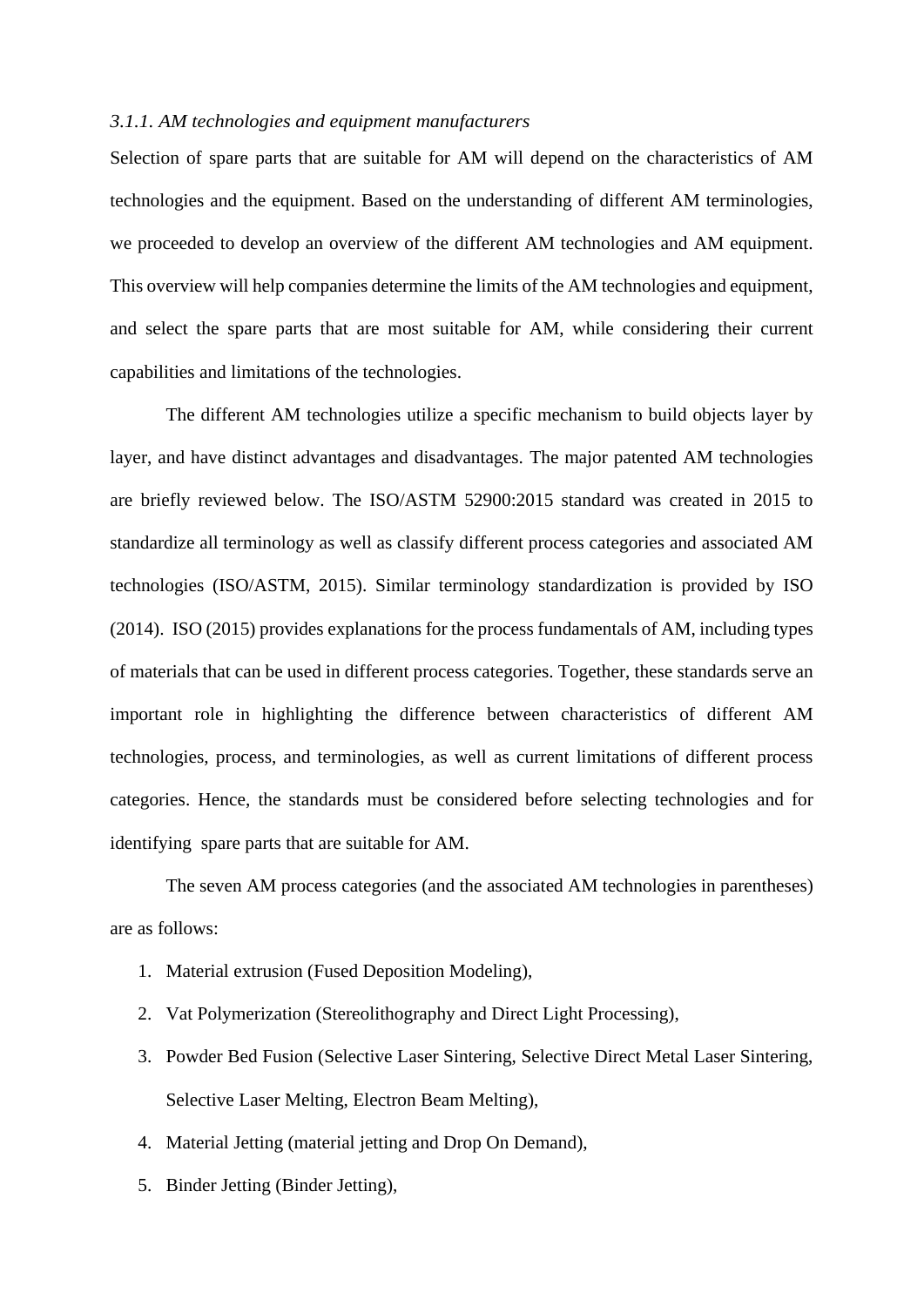*3.1.1. AM technologies and equipment manufacturers*

Selection of spare parts that are suitable for AM will depend on the characteristics of AM technologies and the equipment. Based on the understanding of different AM terminologies, we proceeded to develop an overview of the different AM technologies and AM equipment. This overview will help companies determine the limits of the AM technologies and equipment, and select the spare parts that are most suitable for AM, while considering their current capabilities and limitations of the technologies.

The different AM technologies utilize a specific mechanism to build objects layer by layer, and have distinct advantages and disadvantages. The major patented AM technologies are briefly reviewed below. The ISO/ASTM 52900:2015 standard was created in 2015 to standardize all terminology as well as classify different process categories and associated AM technologies (ISO/ASTM, 2015). Similar terminology standardization is provided by ISO (2014). ISO (2015) provides explanations for the process fundamentals of AM, including types of materials that can be used in different process categories. Together, these standards serve an important role in highlighting the difference between characteristics of different AM technologies, process, and terminologies, as well as current limitations of different process categories. Hence, the standards must be considered before selecting technologies and for identifying spare parts that are suitable for AM.

The seven AM process categories (and the associated AM technologies in parentheses) are as follows:

1. Material extrusion (Fused Deposition Modeling),
2. Vat Polymerization (Stereolithography and Direct Light Processing),
3. Powder Bed Fusion (Selective Laser Sintering, Selective Direct Metal Laser Sintering, Selective Laser Melting, Electron Beam Melting),
4. Material Jetting (material jetting and Drop On Demand),
5. Binder Jetting (Binder Jetting),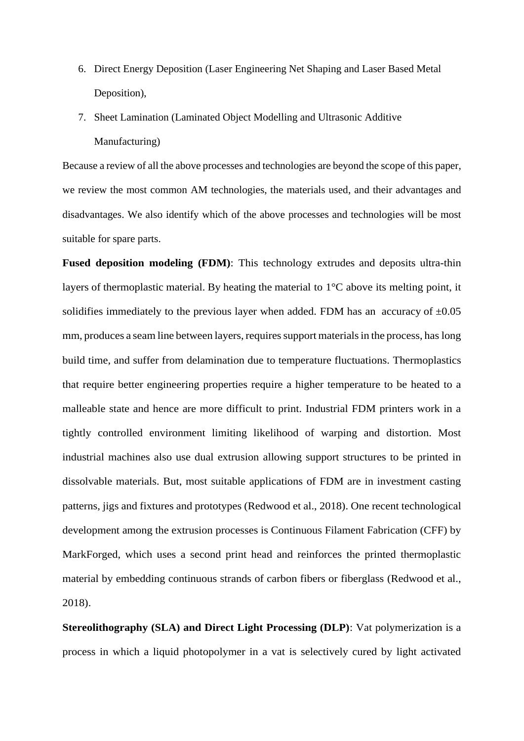6. Direct Energy Deposition (Laser Engineering Net Shaping and Laser Based Metal Deposition),
7. Sheet Lamination (Laminated Object Modelling and Ultrasonic Additive Manufacturing)

Because a review of all the above processes and technologies are beyond the scope of this paper, we review the most common AM technologies, the materials used, and their advantages and disadvantages. We also identify which of the above processes and technologies will be most suitable for spare parts.

**Fused deposition modeling (FDM)**: This technology extrudes and deposits ultra-thin layers of thermoplastic material. By heating the material to 1°C above its melting point, it solidifies immediately to the previous layer when added. FDM has an accuracy of ±0.05 mm, produces a seam line between layers, requires support materials in the process, has long build time, and suffer from delamination due to temperature fluctuations. Thermoplastics that require better engineering properties require a higher temperature to be heated to a malleable state and hence are more difficult to print. Industrial FDM printers work in a tightly controlled environment limiting likelihood of warping and distortion. Most industrial machines also use dual extrusion allowing support structures to be printed in dissolvable materials. But, most suitable applications of FDM are in investment casting patterns, jigs and fixtures and prototypes (Redwood et al., 2018). One recent technological development among the extrusion processes is Continuous Filament Fabrication (CFF) by MarkForged, which uses a second print head and reinforces the printed thermoplastic material by embedding continuous strands of carbon fibers or fiberglass (Redwood et al., 2018).

**Stereolithography (SLA) and Direct Light Processing (DLP)**: Vat polymerization is a process in which a liquid photopolymer in a vat is selectively cured by light activated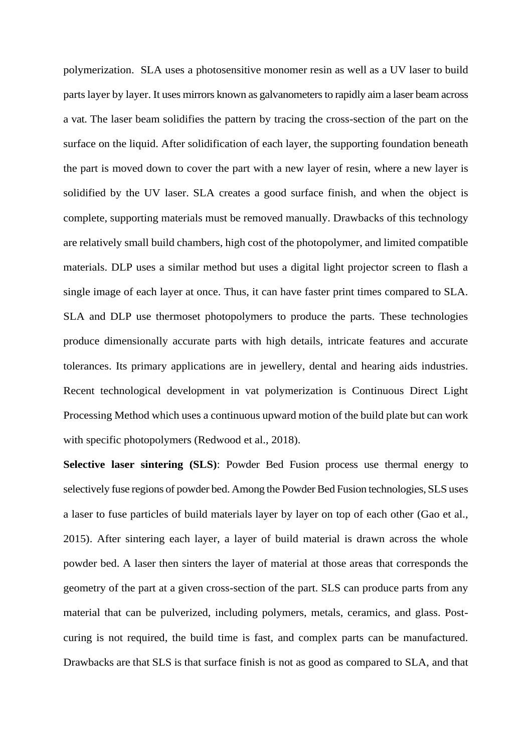polymerization. SLA uses a photosensitive monomer resin as well as a UV laser to build parts layer by layer. It uses mirrors known as galvanometers to rapidly aim a laser beam across a vat. The laser beam solidifies the pattern by tracing the cross-section of the part on the surface on the liquid. After solidification of each layer, the supporting foundation beneath the part is moved down to cover the part with a new layer of resin, where a new layer is solidified by the UV laser. SLA creates a good surface finish, and when the object is complete, supporting materials must be removed manually. Drawbacks of this technology are relatively small build chambers, high cost of the photopolymer, and limited compatible materials. DLP uses a similar method but uses a digital light projector screen to flash a single image of each layer at once. Thus, it can have faster print times compared to SLA. SLA and DLP use thermoset photopolymers to produce the parts. These technologies produce dimensionally accurate parts with high details, intricate features and accurate tolerances. Its primary applications are in jewellery, dental and hearing aids industries. Recent technological development in vat polymerization is Continuous Direct Light Processing Method which uses a continuous upward motion of the build plate but can work with specific photopolymers (Redwood et al., 2018).

**Selective laser sintering (SLS)**: Powder Bed Fusion process use thermal energy to selectively fuse regions of powder bed. Among the Powder Bed Fusion technologies, SLS uses a laser to fuse particles of build materials layer by layer on top of each other (Gao et al., 2015). After sintering each layer, a layer of build material is drawn across the whole powder bed. A laser then sinters the layer of material at those areas that corresponds the geometry of the part at a given cross-section of the part. SLS can produce parts from any material that can be pulverized, including polymers, metals, ceramics, and glass. Post-curing is not required, the build time is fast, and complex parts can be manufactured. Drawbacks are that SLS is that surface finish is not as good as compared to SLA, and that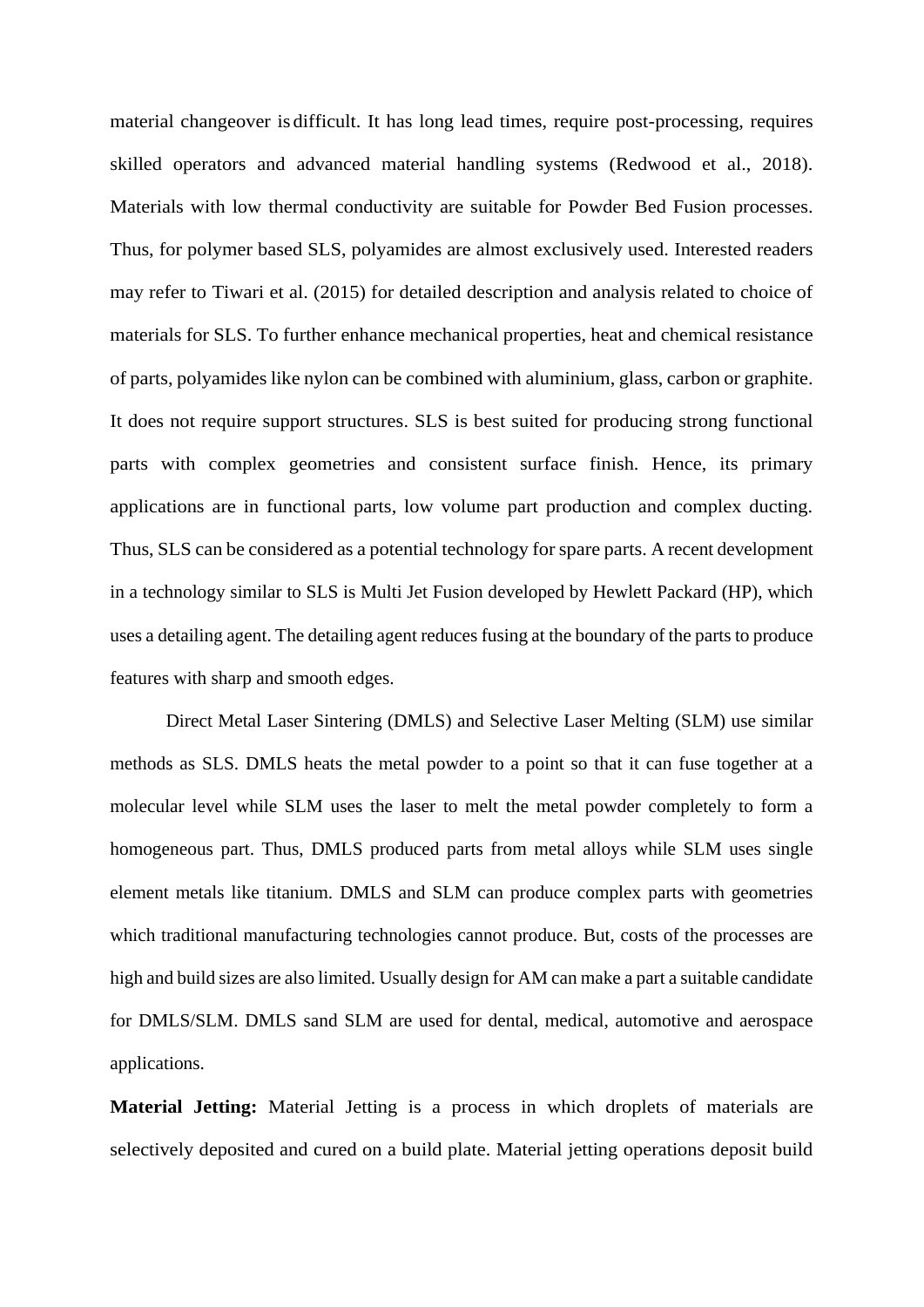material changeover is difficult. It has long lead times, require post-processing, requires skilled operators and advanced material handling systems (Redwood et al., 2018). Materials with low thermal conductivity are suitable for Powder Bed Fusion processes. Thus, for polymer based SLS, polyamides are almost exclusively used. Interested readers may refer to Tiwari et al. (2015) for detailed description and analysis related to choice of materials for SLS. To further enhance mechanical properties, heat and chemical resistance of parts, polyamides like nylon can be combined with aluminium, glass, carbon or graphite. It does not require support structures. SLS is best suited for producing strong functional parts with complex geometries and consistent surface finish. Hence, its primary applications are in functional parts, low volume part production and complex ducting. Thus, SLS can be considered as a potential technology for spare parts. A recent development in a technology similar to SLS is Multi Jet Fusion developed by Hewlett Packard (HP), which uses a detailing agent. The detailing agent reduces fusing at the boundary of the parts to produce features with sharp and smooth edges.

Direct Metal Laser Sintering (DMLS) and Selective Laser Melting (SLM) use similar methods as SLS. DMLS heats the metal powder to a point so that it can fuse together at a molecular level while SLM uses the laser to melt the metal powder completely to form a homogeneous part. Thus, DMLS produced parts from metal alloys while SLM uses single element metals like titanium. DMLS and SLM can produce complex parts with geometries which traditional manufacturing technologies cannot produce. But, costs of the processes are high and build sizes are also limited. Usually design for AM can make a part a suitable candidate for DMLS/SLM. DMLS sand SLM are used for dental, medical, automotive and aerospace applications.

**Material Jetting:** Material Jetting is a process in which droplets of materials are selectively deposited and cured on a build plate. Material jetting operations deposit build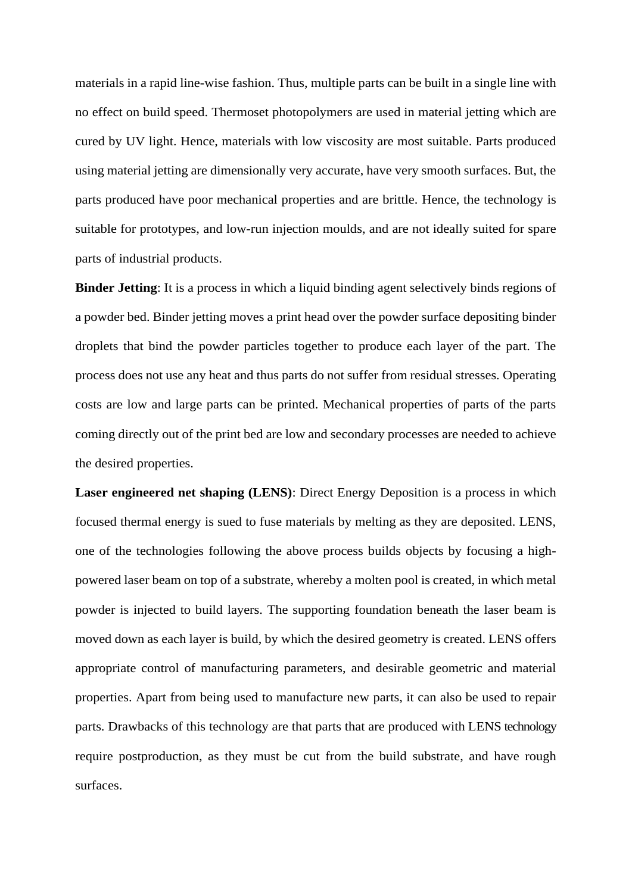materials in a rapid line-wise fashion. Thus, multiple parts can be built in a single line with no effect on build speed. Thermoset photopolymers are used in material jetting which are cured by UV light. Hence, materials with low viscosity are most suitable. Parts produced using material jetting are dimensionally very accurate, have very smooth surfaces. But, the parts produced have poor mechanical properties and are brittle. Hence, the technology is suitable for prototypes, and low-run injection moulds, and are not ideally suited for spare parts of industrial products.

**Binder Jetting**: It is a process in which a liquid binding agent selectively binds regions of a powder bed. Binder jetting moves a print head over the powder surface depositing binder droplets that bind the powder particles together to produce each layer of the part. The process does not use any heat and thus parts do not suffer from residual stresses. Operating costs are low and large parts can be printed. Mechanical properties of parts of the parts coming directly out of the print bed are low and secondary processes are needed to achieve the desired properties.

**Laser engineered net shaping (LENS)**: Direct Energy Deposition is a process in which focused thermal energy is sued to fuse materials by melting as they are deposited. LENS, one of the technologies following the above process builds objects by focusing a high-powered laser beam on top of a substrate, whereby a molten pool is created, in which metal powder is injected to build layers. The supporting foundation beneath the laser beam is moved down as each layer is build, by which the desired geometry is created. LENS offers appropriate control of manufacturing parameters, and desirable geometric and material properties. Apart from being used to manufacture new parts, it can also be used to repair parts. Drawbacks of this technology are that parts that are produced with LENS technology require postproduction, as they must be cut from the build substrate, and have rough surfaces.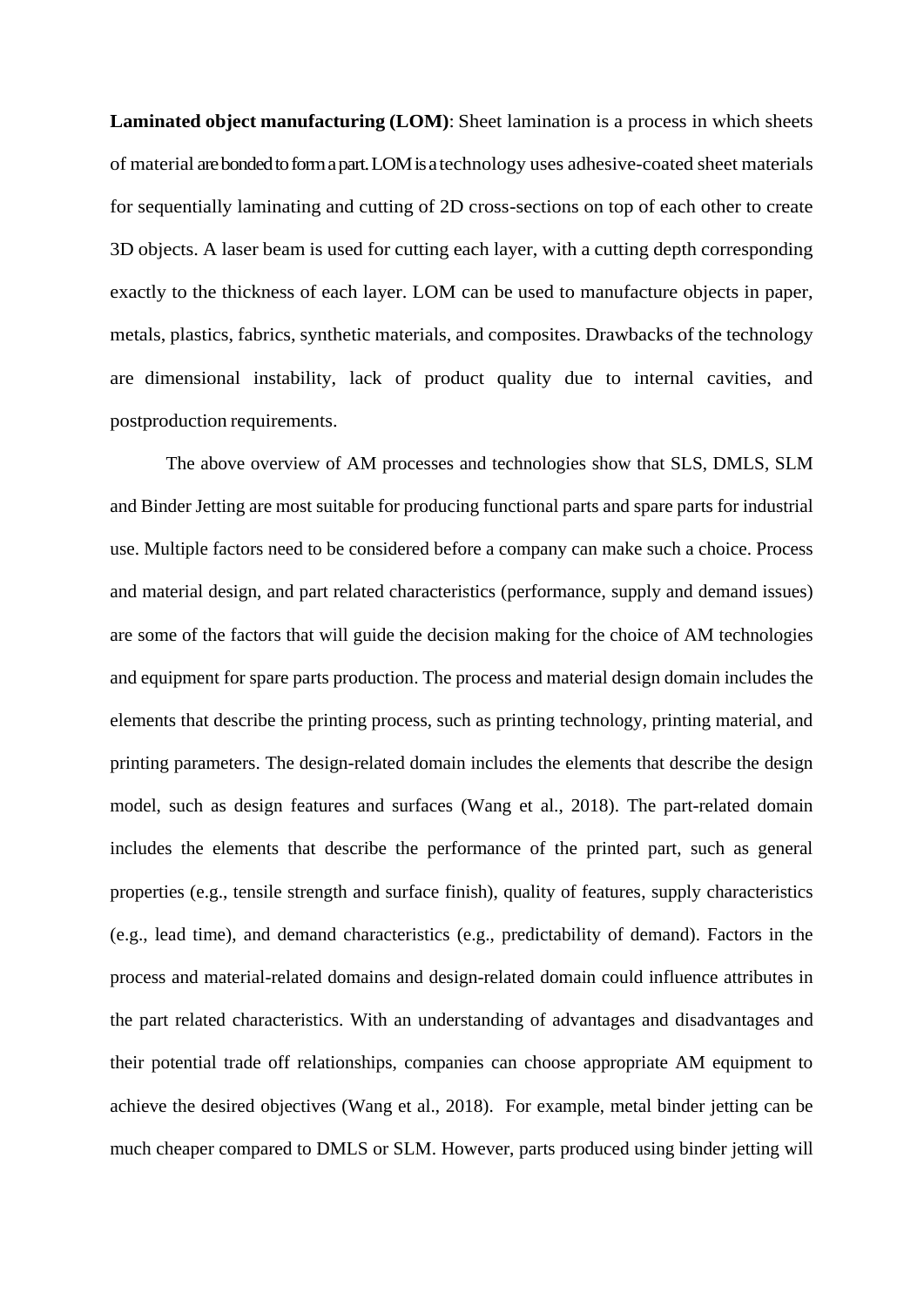**Laminated object manufacturing (LOM)**: Sheet lamination is a process in which sheets of material are bonded to form a part. LOM is a technology uses adhesive-coated sheet materials for sequentially laminating and cutting of 2D cross-sections on top of each other to create 3D objects. A laser beam is used for cutting each layer, with a cutting depth corresponding exactly to the thickness of each layer. LOM can be used to manufacture objects in paper, metals, plastics, fabrics, synthetic materials, and composites. Drawbacks of the technology are dimensional instability, lack of product quality due to internal cavities, and postproduction requirements.

The above overview of AM processes and technologies show that SLS, DMLS, SLM and Binder Jetting are most suitable for producing functional parts and spare parts for industrial use. Multiple factors need to be considered before a company can make such a choice. Process and material design, and part related characteristics (performance, supply and demand issues) are some of the factors that will guide the decision making for the choice of AM technologies and equipment for spare parts production. The process and material design domain includes the elements that describe the printing process, such as printing technology, printing material, and printing parameters. The design-related domain includes the elements that describe the design model, such as design features and surfaces (Wang et al., 2018). The part-related domain includes the elements that describe the performance of the printed part, such as general properties (e.g., tensile strength and surface finish), quality of features, supply characteristics (e.g., lead time), and demand characteristics (e.g., predictability of demand). Factors in the process and material-related domains and design-related domain could influence attributes in the part related characteristics. With an understanding of advantages and disadvantages and their potential trade off relationships, companies can choose appropriate AM equipment to achieve the desired objectives (Wang et al., 2018). For example, metal binder jetting can be much cheaper compared to DMLS or SLM. However, parts produced using binder jetting will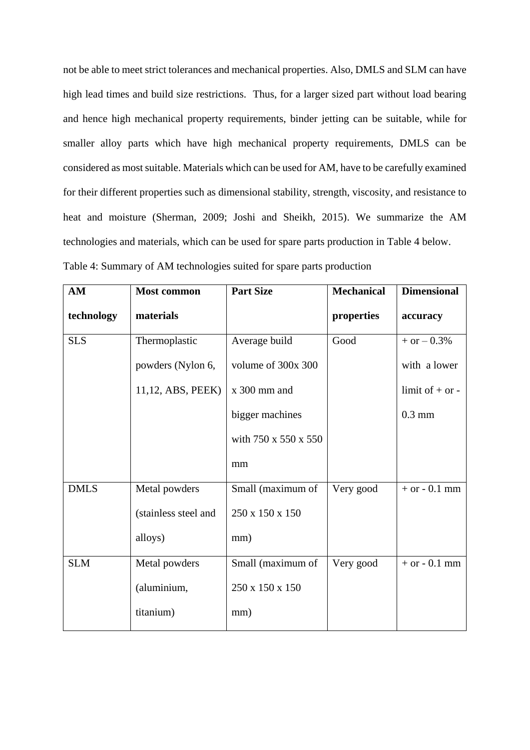not be able to meet strict tolerances and mechanical properties. Also, DMLS and SLM can have high lead times and build size restrictions. Thus, for a larger sized part without load bearing and hence high mechanical property requirements, binder jetting can be suitable, while for smaller alloy parts which have high mechanical property requirements, DMLS can be considered as most suitable. Materials which can be used for AM, have to be carefully examined for their different properties such as dimensional stability, strength, viscosity, and resistance to heat and moisture (Sherman, 2009; Joshi and Sheikh, 2015). We summarize the AM technologies and materials, which can be used for spare parts production in Table 4 below.

Table 4: Summary of AM technologies suited for spare parts production

| **AM technology** | **Most common materials** | **Part Size** | **Mechanical properties** | **Dimensional accuracy** |
|---|---|---|---|---|
| SLS | Thermoplastic powders (Nylon 6, 11,12, ABS, PEEK) | Average build volume of 300x 300 x 300 mm and bigger machines with 750 x 550 x 550 mm | Good | + or – 0.3% with a lower limit of + or - 0.3 mm |
| DMLS | Metal powders (stainless steel and alloys) | Small (maximum of 250 x 150 x 150 mm) | Very good | + or - 0.1 mm |
| SLM | Metal powders (aluminium, titanium) | Small (maximum of 250 x 150 x 150 mm) | Very good | + or - 0.1 mm |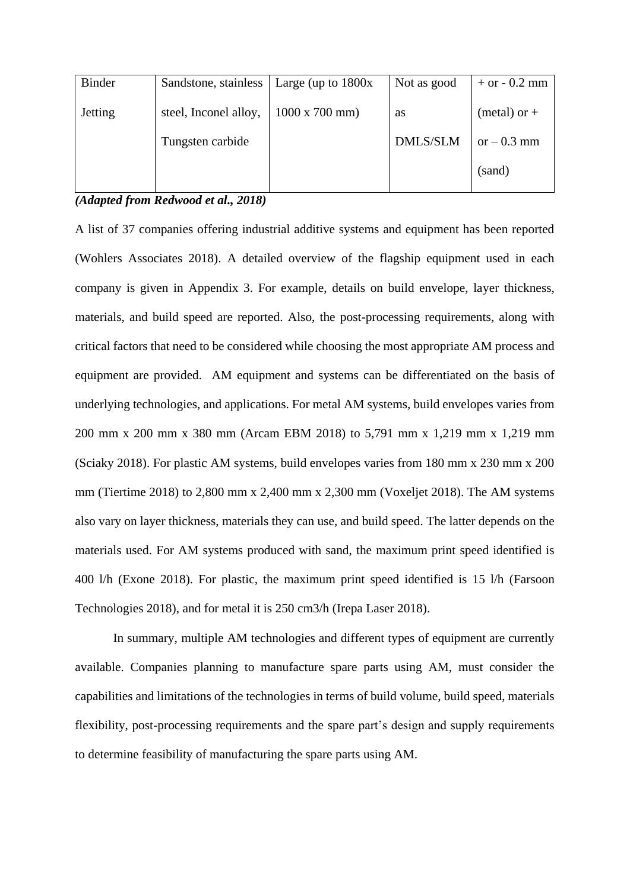| Binder Jetting | Sandstone, stainless steel, Inconel alloy, Tungsten carbide | Large (up to 1800x 1000 x 700 mm) | Not as good as DMLS/SLM | + or - 0.2 mm (metal) or + or – 0.3 mm (sand) |
|---|---|---|---|---|

***(Adapted from Redwood et al., 2018)***

A list of 37 companies offering industrial additive systems and equipment has been reported (Wohlers Associates 2018). A detailed overview of the flagship equipment used in each company is given in Appendix 3. For example, details on build envelope, layer thickness, materials, and build speed are reported. Also, the post-processing requirements, along with critical factors that need to be considered while choosing the most appropriate AM process and equipment are provided. AM equipment and systems can be differentiated on the basis of underlying technologies, and applications. For metal AM systems, build envelopes varies from 200 mm x 200 mm x 380 mm (Arcam EBM 2018) to 5,791 mm x 1,219 mm x 1,219 mm (Sciaky 2018). For plastic AM systems, build envelopes varies from 180 mm x 230 mm x 200 mm (Tiertime 2018) to 2,800 mm x 2,400 mm x 2,300 mm (Voxeljet 2018). The AM systems also vary on layer thickness, materials they can use, and build speed. The latter depends on the materials used. For AM systems produced with sand, the maximum print speed identified is 400 l/h (Exone 2018). For plastic, the maximum print speed identified is 15 l/h (Farsoon Technologies 2018), and for metal it is 250 cm3/h (Irepa Laser 2018).

In summary, multiple AM technologies and different types of equipment are currently available. Companies planning to manufacture spare parts using AM, must consider the capabilities and limitations of the technologies in terms of build volume, build speed, materials flexibility, post-processing requirements and the spare part's design and supply requirements to determine feasibility of manufacturing the spare parts using AM.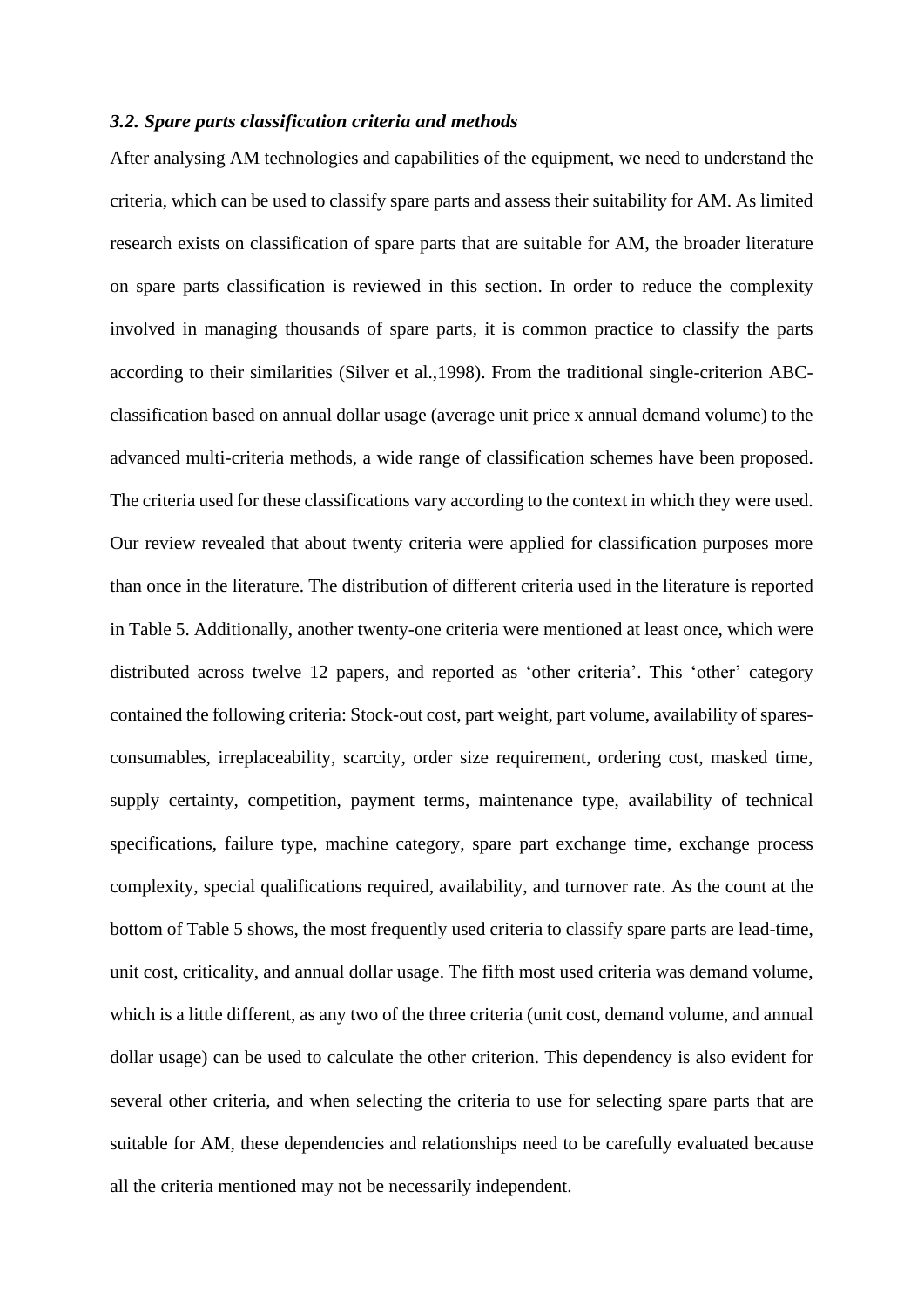### *3.2. Spare parts classification criteria and methods*

After analysing AM technologies and capabilities of the equipment, we need to understand the criteria, which can be used to classify spare parts and assess their suitability for AM. As limited research exists on classification of spare parts that are suitable for AM, the broader literature on spare parts classification is reviewed in this section. In order to reduce the complexity involved in managing thousands of spare parts, it is common practice to classify the parts according to their similarities (Silver et al.,1998). From the traditional single-criterion ABC-classification based on annual dollar usage (average unit price x annual demand volume) to the advanced multi-criteria methods, a wide range of classification schemes have been proposed. The criteria used for these classifications vary according to the context in which they were used. Our review revealed that about twenty criteria were applied for classification purposes more than once in the literature. The distribution of different criteria used in the literature is reported in Table 5. Additionally, another twenty-one criteria were mentioned at least once, which were distributed across twelve 12 papers, and reported as 'other criteria'. This 'other' category contained the following criteria: Stock-out cost, part weight, part volume, availability of spares-consumables, irreplaceability, scarcity, order size requirement, ordering cost, masked time, supply certainty, competition, payment terms, maintenance type, availability of technical specifications, failure type, machine category, spare part exchange time, exchange process complexity, special qualifications required, availability, and turnover rate. As the count at the bottom of Table 5 shows, the most frequently used criteria to classify spare parts are lead-time, unit cost, criticality, and annual dollar usage. The fifth most used criteria was demand volume, which is a little different, as any two of the three criteria (unit cost, demand volume, and annual dollar usage) can be used to calculate the other criterion. This dependency is also evident for several other criteria, and when selecting the criteria to use for selecting spare parts that are suitable for AM, these dependencies and relationships need to be carefully evaluated because all the criteria mentioned may not be necessarily independent.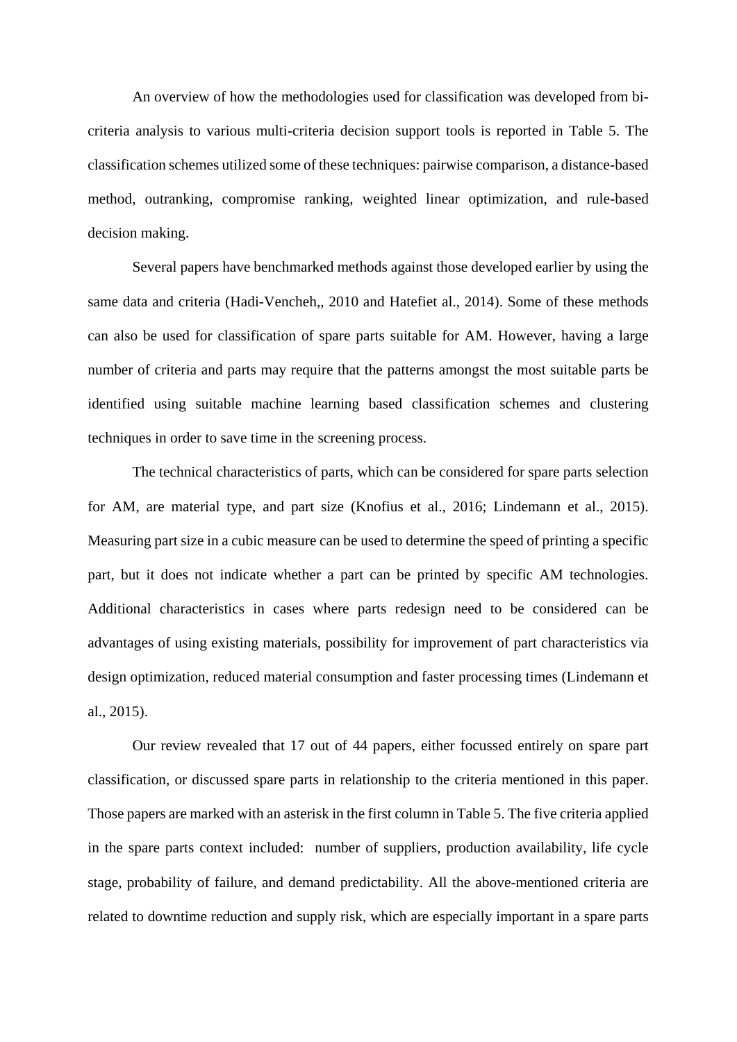An overview of how the methodologies used for classification was developed from bi-criteria analysis to various multi-criteria decision support tools is reported in Table 5. The classification schemes utilized some of these techniques: pairwise comparison, a distance-based method, outranking, compromise ranking, weighted linear optimization, and rule-based decision making.

Several papers have benchmarked methods against those developed earlier by using the same data and criteria (Hadi-Vencheh,, 2010 and Hatefiet al., 2014). Some of these methods can also be used for classification of spare parts suitable for AM. However, having a large number of criteria and parts may require that the patterns amongst the most suitable parts be identified using suitable machine learning based classification schemes and clustering techniques in order to save time in the screening process.

The technical characteristics of parts, which can be considered for spare parts selection for AM, are material type, and part size (Knofius et al., 2016; Lindemann et al., 2015). Measuring part size in a cubic measure can be used to determine the speed of printing a specific part, but it does not indicate whether a part can be printed by specific AM technologies. Additional characteristics in cases where parts redesign need to be considered can be advantages of using existing materials, possibility for improvement of part characteristics via design optimization, reduced material consumption and faster processing times (Lindemann et al., 2015).

Our review revealed that 17 out of 44 papers, either focussed entirely on spare part classification, or discussed spare parts in relationship to the criteria mentioned in this paper. Those papers are marked with an asterisk in the first column in Table 5. The five criteria applied in the spare parts context included: number of suppliers, production availability, life cycle stage, probability of failure, and demand predictability. All the above-mentioned criteria are related to downtime reduction and supply risk, which are especially important in a spare parts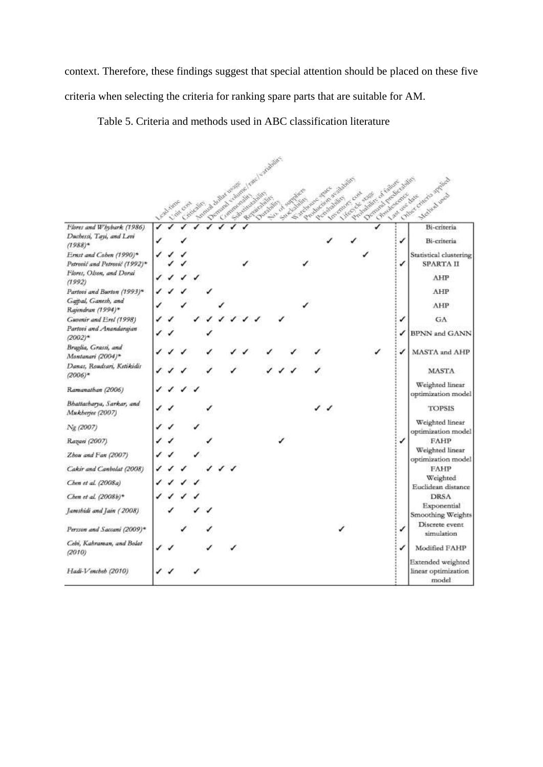context. Therefore, these findings suggest that special attention should be placed on these five criteria when selecting the criteria for ranking spare parts that are suitable for AM.

Table 5. Criteria and methods used in ABC classification literature

| | Lead-time | Unit cost | Criticality | Annual dollar usage | Demand volume/rate/variability | Commonality | Substitutability | Repairability | Durability | No. of suppliers | Stockability | Warehouse space | Production availability | Perishability | Inventory cost | Lifecycle stage | Probability of failure | Demand predictability | Obsolescence | Last use date | Other criteria applied | Method used |
|---|---|---|---|---|---|---|---|---|---|---|---|---|---|---|---|---|---|---|---|---|---|---|
| *Flores and Whybark (1986)* | ✓ | ✓ | ✓ | ✓ | ✓ | ✓ | ✓ | ✓ | | | | | | | | | | | | ✓ | | Bi-criteria |
| *Duchessi, Tayi, and Levi (1988)** | ✓ | | ✓ | | | | | | | | | | | | ✓ | | ✓ | | | | ✓ | Bi-criteria |
| *Ernst and Cohen (1990)** | ✓ | ✓ | ✓ | | | | | | | | | | | | | | | | ✓ | | | Statistical clustering |
| *Petrović and Petrović (1992)** | | ✓ | ✓ | | | | | | ✓ | | | | | ✓ | | | | | | | ✓ | SPARTA II |
| *Flores, Olson, and Dorai (1992)* | ✓ | ✓ | ✓ | ✓ | | | | | | | | | | | | | | | | | | AHP |
| *Partovi and Burton (1993)** | ✓ | ✓ | ✓ | | ✓ | | | | | | | | | | | | | | | | | AHP |
| *Gajpal, Ganesh, and Rajendran (1994)** | ✓ | | ✓ | | | ✓ | | | | | | | | ✓ | | | | | | | | AHP |
| *Guvenir and Erel (1998)* | ✓ | ✓ | | ✓ | ✓ | ✓ | ✓ | ✓ | ✓ | | | ✓ | | | | | | | | | ✓ | GA |
| *Partovi and Anandarajan (2002)** | ✓ | ✓ | | | ✓ | | | | | | | | | | | | | | | | ✓ | BPNN and GANN |
| *Braglia, Grassi, and Montanari (2004)** | ✓ | ✓ | ✓ | | ✓ | | ✓ | ✓ | | | ✓ | | ✓ | | ✓ | | | | | ✓ | ✓ | MASTA and AHP |
| *Danas, Roudsari, Ketikidis (2006)** | ✓ | ✓ | ✓ | | ✓ | | ✓ | | | | ✓ | ✓ | ✓ | | ✓ | | | | | | | MASTA |
| *Ramanathan (2006)* | ✓ | ✓ | ✓ | ✓ | | | | | | | | | | | | | | | | | | Weighted linear optimization model |
| *Bhattacharya, Sarkar, and Mukherjee (2007)* | ✓ | ✓ | | | ✓ | | | | | | | | | | ✓ | ✓ | | | | | | TOPSIS |
| *Ng (2007)* | ✓ | ✓ | | ✓ | | | | | | | | | | | | | | | | | | Weighted linear optimization model |
| *Razaei (2007)* | ✓ | ✓ | | | ✓ | | | | | | | ✓ | | | | | | | | | ✓ | FAHP |
| *Zhou and Fan (2007)* | ✓ | ✓ | | ✓ | | | | | | | | | | | | | | | | | | Weighted linear optimization model |
| *Cakir and Canbolat (2008)* | ✓ | ✓ | ✓ | | ✓ | ✓ | ✓ | | | | | | | | | | | | | | | FAHP |
| *Chen et al. (2008a)* | ✓ | ✓ | ✓ | ✓ | | | | | | | | | | | | | | | | | | Weighted Euclidean distance |
| *Chen et al. (2008b)** | ✓ | ✓ | ✓ | ✓ | | | | | | | | | | | | | | | | | | DRSA |
| *Jamshidi and Jain (2008)* | | ✓ | | ✓ | ✓ | | | | | | | | | | | | | | | | | Exponential Smoothing Weights |
| *Persson and Saccani (2009)** | | | ✓ | | ✓ | | | | | | | | | | | | ✓ | | | | ✓ | Discrete event simulation |
| *Cebi, Kahraman, and Bolat (2010)* | ✓ | ✓ | | | ✓ | | | ✓ | | | | | | | | | | | | | ✓ | Modified FAHP |
| *Hadi-Vencheh (2010)* | ✓ | ✓ | | ✓ | | | | | | | | | | | | | | | | | | Extended weighted linear optimization model |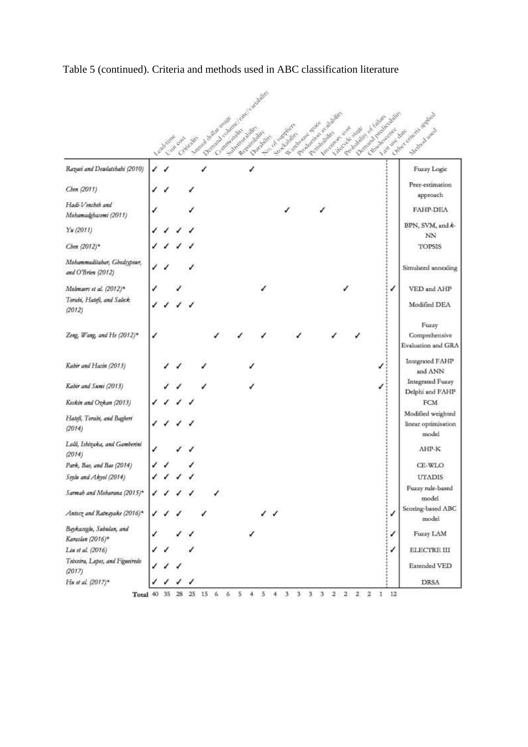Table 5 (continued). Criteria and methods used in ABC classification literature

| | Lead-time | Unit cost | Criticality | Annual dollar usage | Demand volume/rate/variability | Commonality | Substitutability | Repairability | Durability | No. of suppliers | Stockability | Warehouse space | Production availability | Perishability | Inventory cost | Lifecycle stage | Probability of failure | Demand predictability | Obsolescence | Last use date | Other criteria applied | Method used |
|---|---|---|---|---|---|---|---|---|---|---|---|---|---|---|---|---|---|---|---|---|---|---|
| *Razavi and Dowlatshahi (2010)* | ✓ | ✓ | | | ✓ | | | | ✓ | | | | | | | | | | | | | Fuzzy Logic |
| *Chen (2011)* | ✓ | ✓ | | ✓ | | | | | | | | | | | | | | | | | | Peer-estimation approach |
| *Hadi-Vencheh and Mohamadghasemi (2011)* | ✓ | | | ✓ | | | | | | | | ✓ | | | ✓ | | | | | | | FAHP-DEA |
| *Yu (2011)* | ✓ | ✓ | ✓ | ✓ | | | | | | | | | | | | | | | | | | BPN, SVM, and *k*-NN |
| *Chen (2012)** | ✓ | ✓ | ✓ | ✓ | | | | | | | | | | | | | | | | | | TOPSIS |
| *Mohammaditabar, Ghodsypour, and O'Brien (2012)* | ✓ | ✓ | | ✓ | | | | | | | | | | | | | | | | | | Simulated annealing |
| *Molenaers et al. (2012)** | ✓ | | ✓ | | | | | | | ✓ | | | | | | | ✓ | | | | ✓ | VED and AHP |
| *Torabi, Hatefi, and Saleck (2012)* | ✓ | ✓ | ✓ | ✓ | | | | | | | | | | | | | | | | | | Modified DEA |
| *Zeng, Wang, and He (2012)** | ✓ | | | | | ✓ | | ✓ | | ✓ | | | ✓ | | | ✓ | | ✓ | | | | Fuzzy Comprehensive Evaluation and GRA |
| *Kabir and Hasin (2013)* | | ✓ | ✓ | | ✓ | | | | ✓ | | | | | | | | | | | ✓ | | Integrated FAHP and ANN |
| *Kabir and Sumi (2013)* | | ✓ | ✓ | | ✓ | | | | ✓ | | | | | | | | | | | ✓ | | Integrated Fuzzy Delphi and FAHP |
| *Keskin and Ozkan (2013)* | ✓ | ✓ | ✓ | ✓ | | | | | | | | | | | | | | | | | | FCM |
| *Hatefi, Torabi, and Bagheri (2014)* | ✓ | ✓ | ✓ | ✓ | | | | | | | | | | | | | | | | | | Modified weighted linear optimisation model |
| *Lolli, Ishizaka, and Gamberini (2014)* | ✓ | | ✓ | ✓ | | | | | | | | | | | | | | | | | | AHP-K |
| *Park, Bae, and Bae (2014)* | ✓ | ✓ | | ✓ | | | | | | | | | | | | | | | | | | CE-WLO |
| *Soylu and Akyol (2014)* | ✓ | ✓ | ✓ | ✓ | | | | | | | | | | | | | | | | | | UTADIS |
| *Sarmah and Moharana (2015)** | ✓ | ✓ | ✓ | ✓ | | ✓ | | | | | | | | | | | | | | | | Fuzzy rule-based model |
| *Antosz and Ratnayake (2016)** | ✓ | ✓ | ✓ | | ✓ | | | | | ✓ | ✓ | | | | | | | | | | ✓ | Scoring-based ABC model |
| *Baykasoglu, Subulan, and Karaslan (2016)** | ✓ | | ✓ | ✓ | | | | | ✓ | | | | | | | | | | | | ✓ | Fuzzy LAM |
| *Liu et al. (2016)* | ✓ | ✓ | | ✓ | | | | | | | | | | | | | | | | | ✓ | ELECTRE III |
| *Teixeira, Lopes, and Figueiredo (2017)* | ✓ | ✓ | ✓ | | | | | | | | | | | | | | | | | | | Extended VED |
| *Hu et al. (2017)** | ✓ | ✓ | ✓ | ✓ | | | | | | | | | | | | | | | | | | DRSA |
| **Total** | 40 | 35 | 28 | 25 | 15 | 6 | 6 | 5 | 4 | 5 | 4 | 3 | 3 | 3 | 3 | 2 | 2 | 2 | 2 | 1 | 12 | |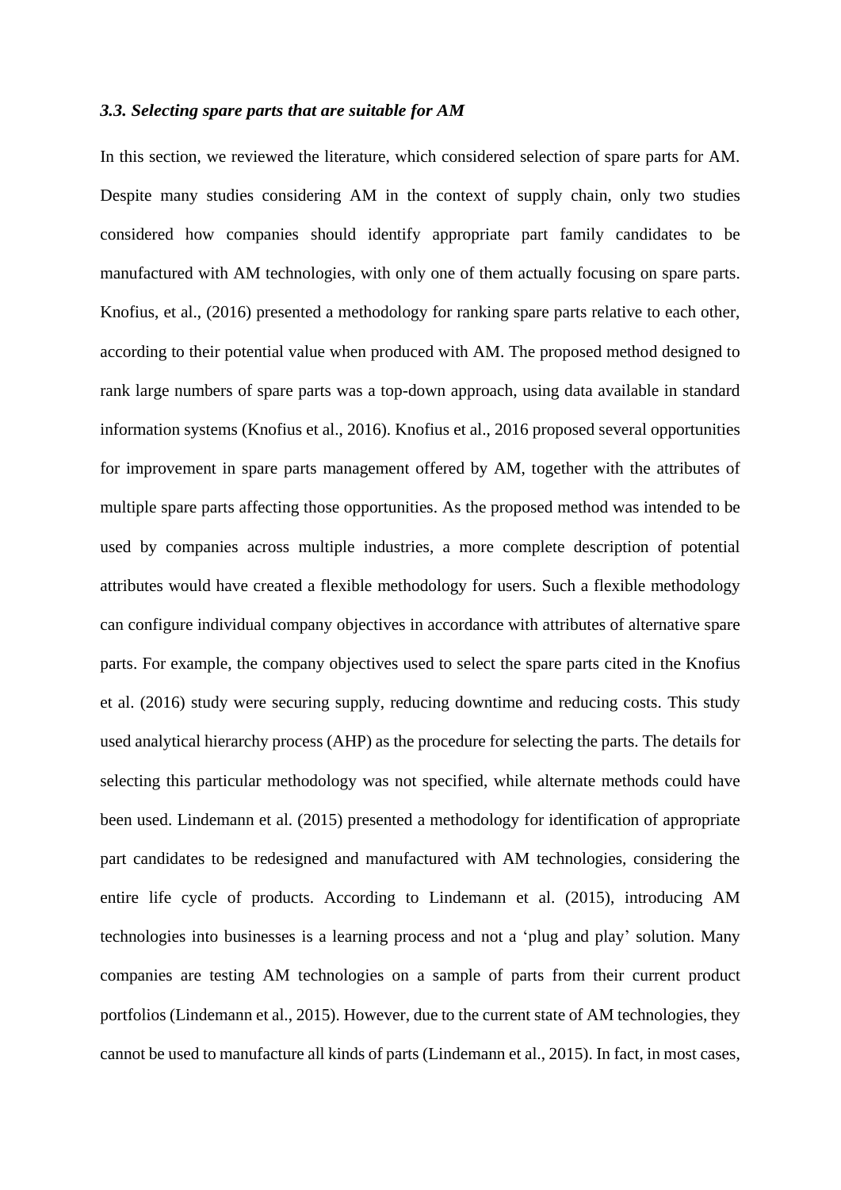### *3.3. Selecting spare parts that are suitable for AM*

In this section, we reviewed the literature, which considered selection of spare parts for AM. Despite many studies considering AM in the context of supply chain, only two studies considered how companies should identify appropriate part family candidates to be manufactured with AM technologies, with only one of them actually focusing on spare parts. Knofius, et al., (2016) presented a methodology for ranking spare parts relative to each other, according to their potential value when produced with AM. The proposed method designed to rank large numbers of spare parts was a top-down approach, using data available in standard information systems (Knofius et al., 2016). Knofius et al., 2016 proposed several opportunities for improvement in spare parts management offered by AM, together with the attributes of multiple spare parts affecting those opportunities. As the proposed method was intended to be used by companies across multiple industries, a more complete description of potential attributes would have created a flexible methodology for users. Such a flexible methodology can configure individual company objectives in accordance with attributes of alternative spare parts. For example, the company objectives used to select the spare parts cited in the Knofius et al. (2016) study were securing supply, reducing downtime and reducing costs. This study used analytical hierarchy process (AHP) as the procedure for selecting the parts. The details for selecting this particular methodology was not specified, while alternate methods could have been used. Lindemann et al. (2015) presented a methodology for identification of appropriate part candidates to be redesigned and manufactured with AM technologies, considering the entire life cycle of products. According to Lindemann et al. (2015), introducing AM technologies into businesses is a learning process and not a 'plug and play' solution. Many companies are testing AM technologies on a sample of parts from their current product portfolios (Lindemann et al., 2015). However, due to the current state of AM technologies, they cannot be used to manufacture all kinds of parts (Lindemann et al., 2015). In fact, in most cases,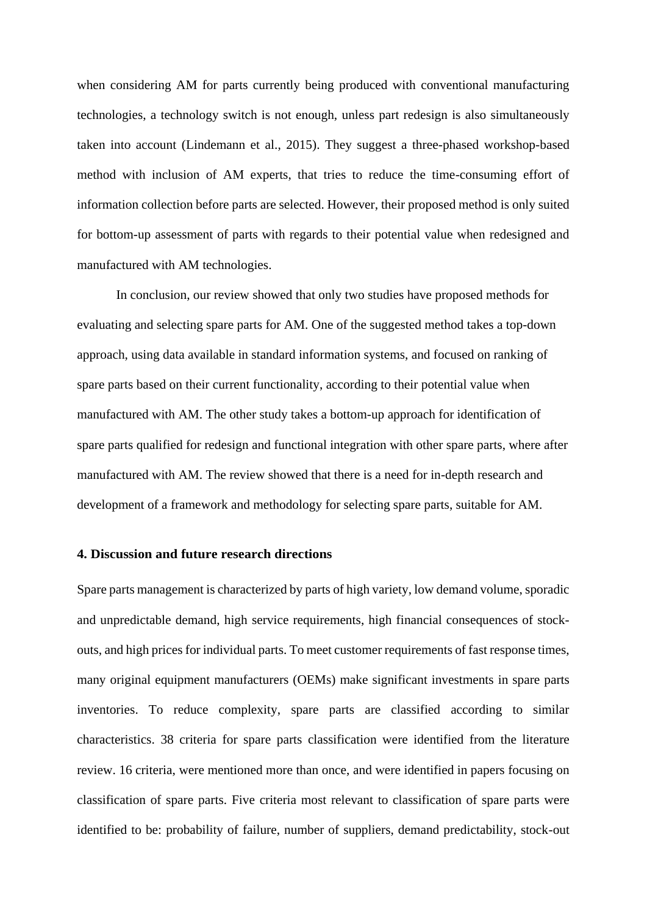when considering AM for parts currently being produced with conventional manufacturing technologies, a technology switch is not enough, unless part redesign is also simultaneously taken into account (Lindemann et al., 2015). They suggest a three-phased workshop-based method with inclusion of AM experts, that tries to reduce the time-consuming effort of information collection before parts are selected. However, their proposed method is only suited for bottom-up assessment of parts with regards to their potential value when redesigned and manufactured with AM technologies.

In conclusion, our review showed that only two studies have proposed methods for evaluating and selecting spare parts for AM. One of the suggested method takes a top-down approach, using data available in standard information systems, and focused on ranking of spare parts based on their current functionality, according to their potential value when manufactured with AM. The other study takes a bottom-up approach for identification of spare parts qualified for redesign and functional integration with other spare parts, where after manufactured with AM. The review showed that there is a need for in-depth research and development of a framework and methodology for selecting spare parts, suitable for AM.

## 4. Discussion and future research directions

Spare parts management is characterized by parts of high variety, low demand volume, sporadic and unpredictable demand, high service requirements, high financial consequences of stock-outs, and high prices for individual parts. To meet customer requirements of fast response times, many original equipment manufacturers (OEMs) make significant investments in spare parts inventories. To reduce complexity, spare parts are classified according to similar characteristics. 38 criteria for spare parts classification were identified from the literature review. 16 criteria, were mentioned more than once, and were identified in papers focusing on classification of spare parts. Five criteria most relevant to classification of spare parts were identified to be: probability of failure, number of suppliers, demand predictability, stock-out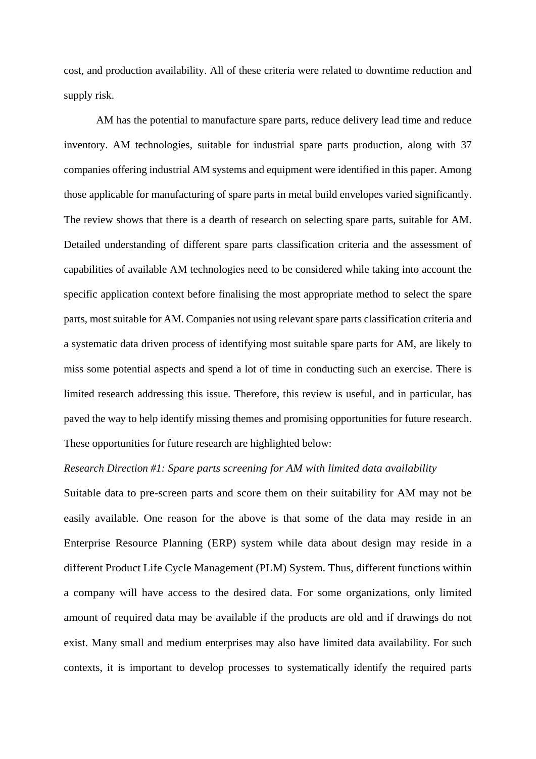cost, and production availability. All of these criteria were related to downtime reduction and supply risk.

AM has the potential to manufacture spare parts, reduce delivery lead time and reduce inventory. AM technologies, suitable for industrial spare parts production, along with 37 companies offering industrial AM systems and equipment were identified in this paper. Among those applicable for manufacturing of spare parts in metal build envelopes varied significantly. The review shows that there is a dearth of research on selecting spare parts, suitable for AM. Detailed understanding of different spare parts classification criteria and the assessment of capabilities of available AM technologies need to be considered while taking into account the specific application context before finalising the most appropriate method to select the spare parts, most suitable for AM. Companies not using relevant spare parts classification criteria and a systematic data driven process of identifying most suitable spare parts for AM, are likely to miss some potential aspects and spend a lot of time in conducting such an exercise. There is limited research addressing this issue. Therefore, this review is useful, and in particular, has paved the way to help identify missing themes and promising opportunities for future research. These opportunities for future research are highlighted below:

*Research Direction #1: Spare parts screening for AM with limited data availability*

Suitable data to pre-screen parts and score them on their suitability for AM may not be easily available. One reason for the above is that some of the data may reside in an Enterprise Resource Planning (ERP) system while data about design may reside in a different Product Life Cycle Management (PLM) System. Thus, different functions within a company will have access to the desired data. For some organizations, only limited amount of required data may be available if the products are old and if drawings do not exist. Many small and medium enterprises may also have limited data availability. For such contexts, it is important to develop processes to systematically identify the required parts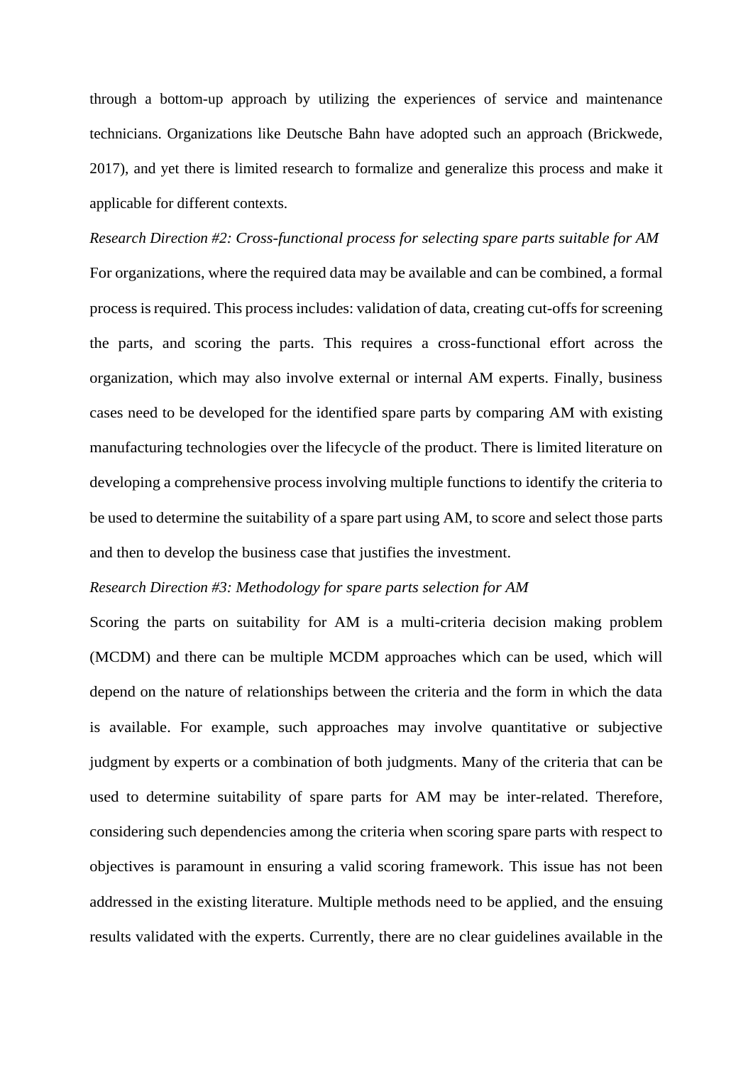through a bottom-up approach by utilizing the experiences of service and maintenance technicians. Organizations like Deutsche Bahn have adopted such an approach (Brickwede, 2017), and yet there is limited research to formalize and generalize this process and make it applicable for different contexts.

*Research Direction #2: Cross-functional process for selecting spare parts suitable for AM*

For organizations, where the required data may be available and can be combined, a formal process is required. This process includes: validation of data, creating cut-offs for screening the parts, and scoring the parts. This requires a cross-functional effort across the organization, which may also involve external or internal AM experts. Finally, business cases need to be developed for the identified spare parts by comparing AM with existing manufacturing technologies over the lifecycle of the product. There is limited literature on developing a comprehensive process involving multiple functions to identify the criteria to be used to determine the suitability of a spare part using AM, to score and select those parts and then to develop the business case that justifies the investment.

*Research Direction #3: Methodology for spare parts selection for AM*

Scoring the parts on suitability for AM is a multi-criteria decision making problem (MCDM) and there can be multiple MCDM approaches which can be used, which will depend on the nature of relationships between the criteria and the form in which the data is available. For example, such approaches may involve quantitative or subjective judgment by experts or a combination of both judgments. Many of the criteria that can be used to determine suitability of spare parts for AM may be inter-related. Therefore, considering such dependencies among the criteria when scoring spare parts with respect to objectives is paramount in ensuring a valid scoring framework. This issue has not been addressed in the existing literature. Multiple methods need to be applied, and the ensuing results validated with the experts. Currently, there are no clear guidelines available in the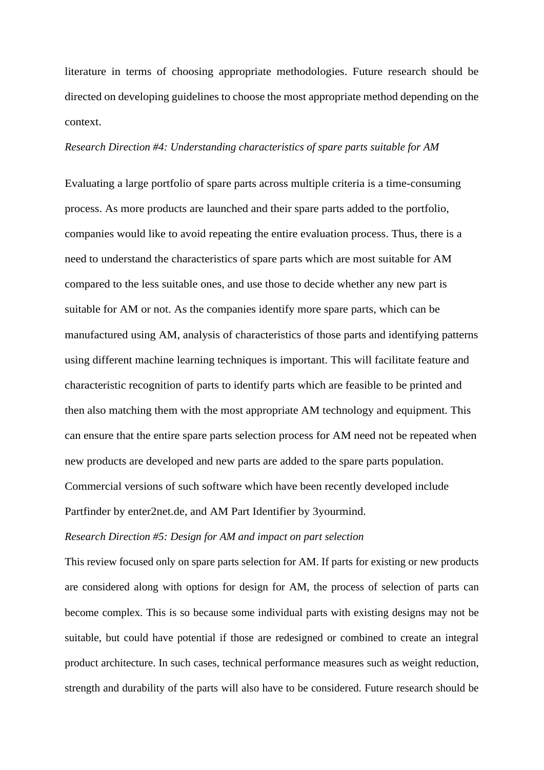literature in terms of choosing appropriate methodologies. Future research should be directed on developing guidelines to choose the most appropriate method depending on the context.

*Research Direction #4: Understanding characteristics of spare parts suitable for AM*

Evaluating a large portfolio of spare parts across multiple criteria is a time-consuming process. As more products are launched and their spare parts added to the portfolio, companies would like to avoid repeating the entire evaluation process. Thus, there is a need to understand the characteristics of spare parts which are most suitable for AM compared to the less suitable ones, and use those to decide whether any new part is suitable for AM or not. As the companies identify more spare parts, which can be manufactured using AM, analysis of characteristics of those parts and identifying patterns using different machine learning techniques is important. This will facilitate feature and characteristic recognition of parts to identify parts which are feasible to be printed and then also matching them with the most appropriate AM technology and equipment. This can ensure that the entire spare parts selection process for AM need not be repeated when new products are developed and new parts are added to the spare parts population. Commercial versions of such software which have been recently developed include Partfinder by enter2net.de, and AM Part Identifier by 3yourmind.

*Research Direction #5: Design for AM and impact on part selection*

This review focused only on spare parts selection for AM. If parts for existing or new products are considered along with options for design for AM, the process of selection of parts can become complex. This is so because some individual parts with existing designs may not be suitable, but could have potential if those are redesigned or combined to create an integral product architecture. In such cases, technical performance measures such as weight reduction, strength and durability of the parts will also have to be considered. Future research should be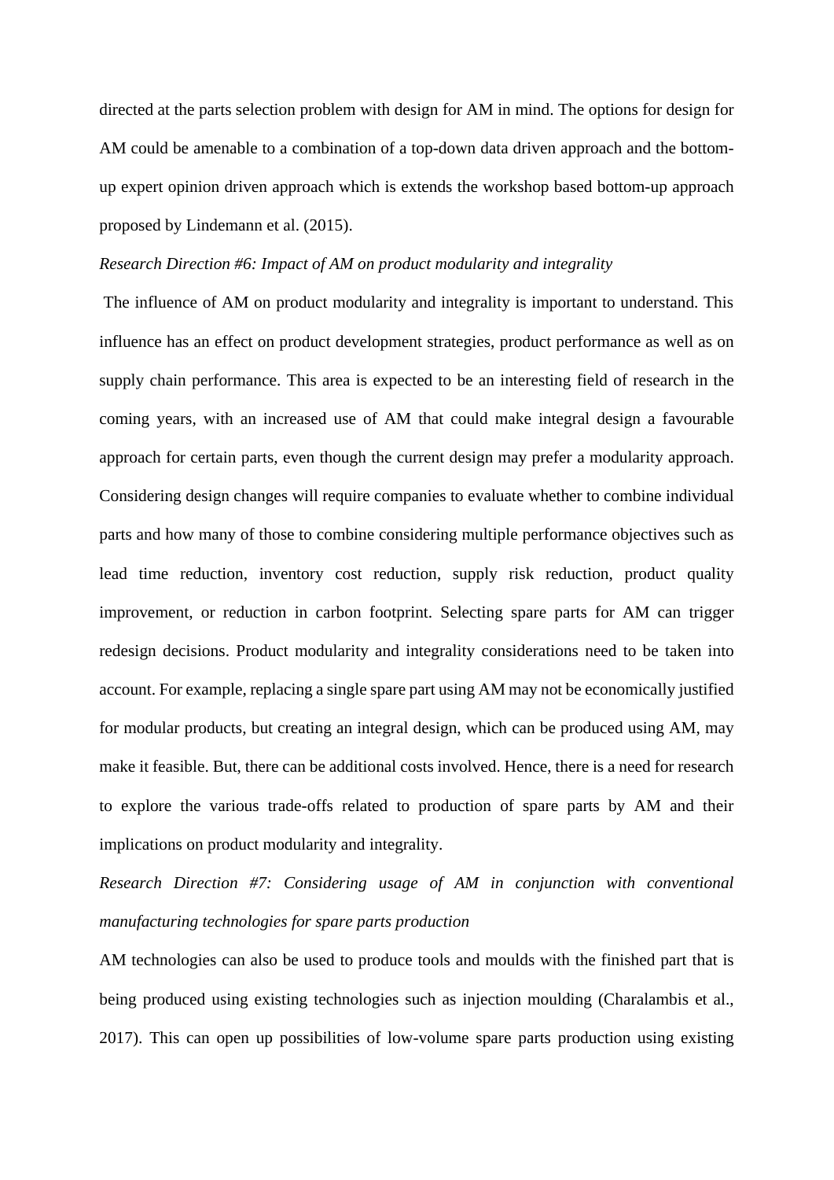directed at the parts selection problem with design for AM in mind. The options for design for AM could be amenable to a combination of a top-down data driven approach and the bottom-up expert opinion driven approach which is extends the workshop based bottom-up approach proposed by Lindemann et al. (2015).

*Research Direction #6: Impact of AM on product modularity and integrality*

The influence of AM on product modularity and integrality is important to understand. This influence has an effect on product development strategies, product performance as well as on supply chain performance. This area is expected to be an interesting field of research in the coming years, with an increased use of AM that could make integral design a favourable approach for certain parts, even though the current design may prefer a modularity approach. Considering design changes will require companies to evaluate whether to combine individual parts and how many of those to combine considering multiple performance objectives such as lead time reduction, inventory cost reduction, supply risk reduction, product quality improvement, or reduction in carbon footprint. Selecting spare parts for AM can trigger redesign decisions. Product modularity and integrality considerations need to be taken into account. For example, replacing a single spare part using AM may not be economically justified for modular products, but creating an integral design, which can be produced using AM, may make it feasible. But, there can be additional costs involved. Hence, there is a need for research to explore the various trade-offs related to production of spare parts by AM and their implications on product modularity and integrality.

*Research Direction #7: Considering usage of AM in conjunction with conventional manufacturing technologies for spare parts production*

AM technologies can also be used to produce tools and moulds with the finished part that is being produced using existing technologies such as injection moulding (Charalambis et al., 2017). This can open up possibilities of low-volume spare parts production using existing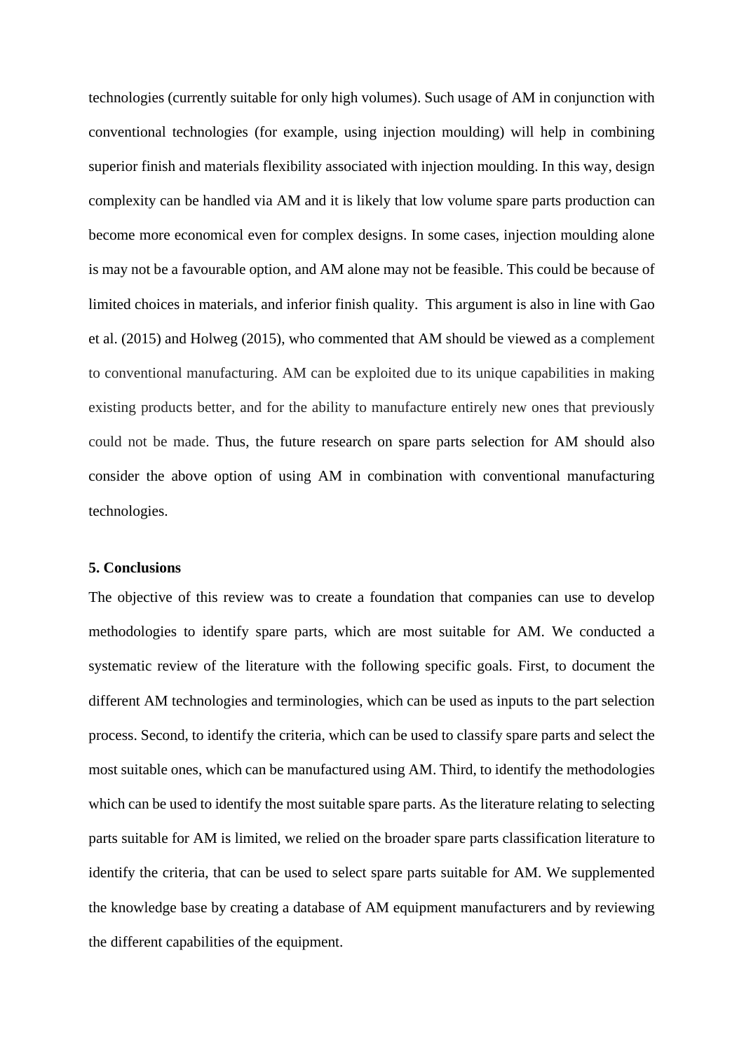technologies (currently suitable for only high volumes). Such usage of AM in conjunction with conventional technologies (for example, using injection moulding) will help in combining superior finish and materials flexibility associated with injection moulding. In this way, design complexity can be handled via AM and it is likely that low volume spare parts production can become more economical even for complex designs. In some cases, injection moulding alone is may not be a favourable option, and AM alone may not be feasible. This could be because of limited choices in materials, and inferior finish quality. This argument is also in line with Gao et al. (2015) and Holweg (2015), who commented that AM should be viewed as a complement to conventional manufacturing. AM can be exploited due to its unique capabilities in making existing products better, and for the ability to manufacture entirely new ones that previously could not be made. Thus, the future research on spare parts selection for AM should also consider the above option of using AM in combination with conventional manufacturing technologies.

## 5. Conclusions

The objective of this review was to create a foundation that companies can use to develop methodologies to identify spare parts, which are most suitable for AM. We conducted a systematic review of the literature with the following specific goals. First, to document the different AM technologies and terminologies, which can be used as inputs to the part selection process. Second, to identify the criteria, which can be used to classify spare parts and select the most suitable ones, which can be manufactured using AM. Third, to identify the methodologies which can be used to identify the most suitable spare parts. As the literature relating to selecting parts suitable for AM is limited, we relied on the broader spare parts classification literature to identify the criteria, that can be used to select spare parts suitable for AM. We supplemented the knowledge base by creating a database of AM equipment manufacturers and by reviewing the different capabilities of the equipment.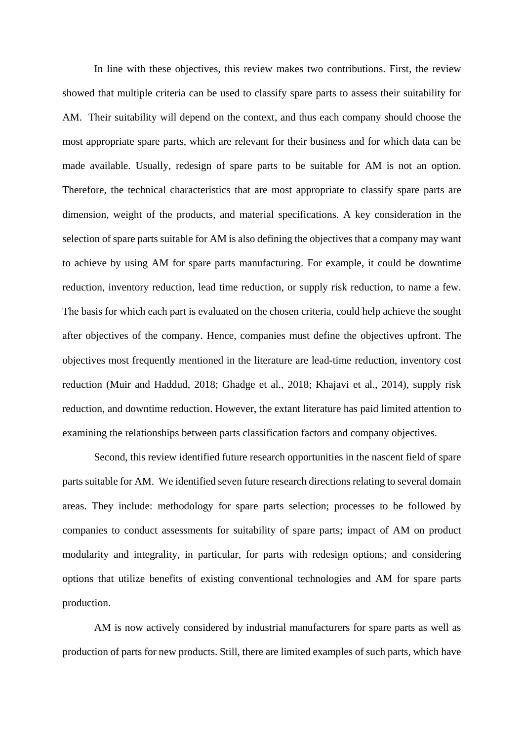In line with these objectives, this review makes two contributions. First, the review showed that multiple criteria can be used to classify spare parts to assess their suitability for AM. Their suitability will depend on the context, and thus each company should choose the most appropriate spare parts, which are relevant for their business and for which data can be made available. Usually, redesign of spare parts to be suitable for AM is not an option. Therefore, the technical characteristics that are most appropriate to classify spare parts are dimension, weight of the products, and material specifications. A key consideration in the selection of spare parts suitable for AM is also defining the objectives that a company may want to achieve by using AM for spare parts manufacturing. For example, it could be downtime reduction, inventory reduction, lead time reduction, or supply risk reduction, to name a few. The basis for which each part is evaluated on the chosen criteria, could help achieve the sought after objectives of the company. Hence, companies must define the objectives upfront. The objectives most frequently mentioned in the literature are lead-time reduction, inventory cost reduction (Muir and Haddud, 2018; Ghadge et al., 2018; Khajavi et al., 2014), supply risk reduction, and downtime reduction. However, the extant literature has paid limited attention to examining the relationships between parts classification factors and company objectives.

Second, this review identified future research opportunities in the nascent field of spare parts suitable for AM. We identified seven future research directions relating to several domain areas. They include: methodology for spare parts selection; processes to be followed by companies to conduct assessments for suitability of spare parts; impact of AM on product modularity and integrality, in particular, for parts with redesign options; and considering options that utilize benefits of existing conventional technologies and AM for spare parts production.

AM is now actively considered by industrial manufacturers for spare parts as well as production of parts for new products. Still, there are limited examples of such parts, which have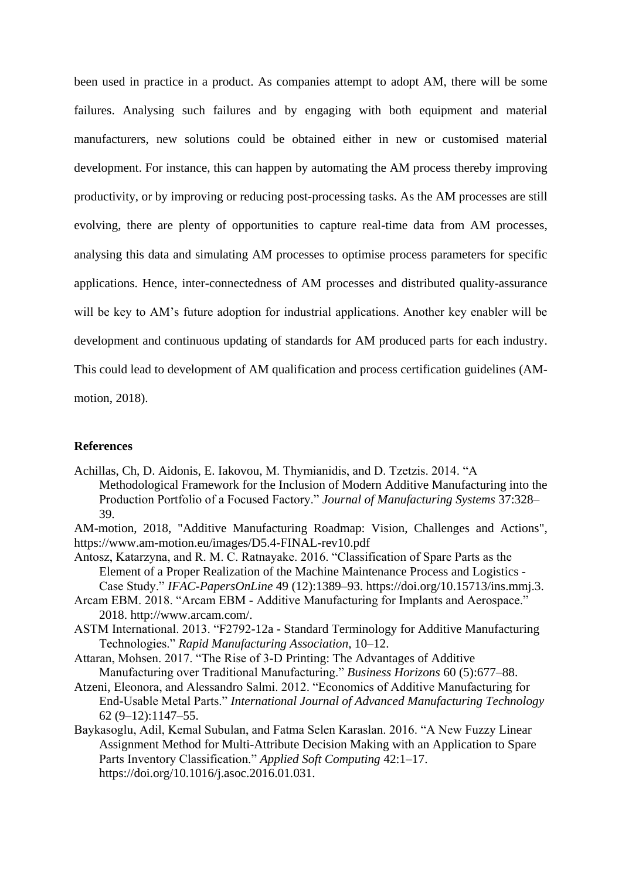been used in practice in a product. As companies attempt to adopt AM, there will be some failures. Analysing such failures and by engaging with both equipment and material manufacturers, new solutions could be obtained either in new or customised material development. For instance, this can happen by automating the AM process thereby improving productivity, or by improving or reducing post-processing tasks. As the AM processes are still evolving, there are plenty of opportunities to capture real-time data from AM processes, analysing this data and simulating AM processes to optimise process parameters for specific applications. Hence, inter-connectedness of AM processes and distributed quality-assurance will be key to AM's future adoption for industrial applications. Another key enabler will be development and continuous updating of standards for AM produced parts for each industry. This could lead to development of AM qualification and process certification guidelines (AM-motion, 2018).

**References**

Achillas, Ch, D. Aidonis, E. Iakovou, M. Thymianidis, and D. Tzetzis. 2014. "A Methodological Framework for the Inclusion of Modern Additive Manufacturing into the Production Portfolio of a Focused Factory." *Journal of Manufacturing Systems* 37:328–39.

AM-motion, 2018, "Additive Manufacturing Roadmap: Vision, Challenges and Actions", https://www.am-motion.eu/images/D5.4-FINAL-rev10.pdf

Antosz, Katarzyna, and R. M. C. Ratnayake. 2016. "Classification of Spare Parts as the Element of a Proper Realization of the Machine Maintenance Process and Logistics - Case Study." *IFAC-PapersOnLine* 49 (12):1389–93. https://doi.org/10.15713/ins.mmj.3.

Arcam EBM. 2018. "Arcam EBM - Additive Manufacturing for Implants and Aerospace." 2018. http://www.arcam.com/.

ASTM International. 2013. "F2792-12a - Standard Terminology for Additive Manufacturing Technologies." *Rapid Manufacturing Association*, 10–12.

Attaran, Mohsen. 2017. "The Rise of 3-D Printing: The Advantages of Additive Manufacturing over Traditional Manufacturing." *Business Horizons* 60 (5):677–88.

Atzeni, Eleonora, and Alessandro Salmi. 2012. "Economics of Additive Manufacturing for End-Usable Metal Parts." *International Journal of Advanced Manufacturing Technology* 62 (9–12):1147–55.

Baykasoglu, Adil, Kemal Subulan, and Fatma Selen Karaslan. 2016. "A New Fuzzy Linear Assignment Method for Multi-Attribute Decision Making with an Application to Spare Parts Inventory Classification." *Applied Soft Computing* 42:1–17. https://doi.org/10.1016/j.asoc.2016.01.031.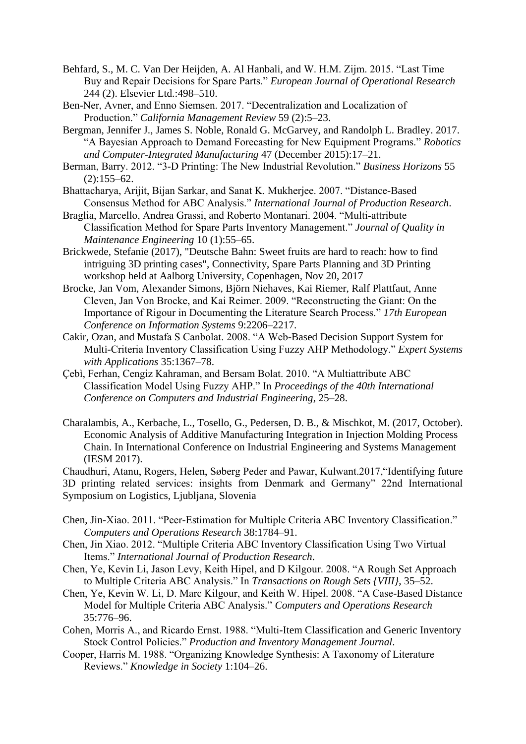Behfard, S., M. C. Van Der Heijden, A. Al Hanbali, and W. H.M. Zijm. 2015. "Last Time Buy and Repair Decisions for Spare Parts." *European Journal of Operational Research* 244 (2). Elsevier Ltd.:498–510.

Ben-Ner, Avner, and Enno Siemsen. 2017. "Decentralization and Localization of Production." *California Management Review* 59 (2):5–23.

Bergman, Jennifer J., James S. Noble, Ronald G. McGarvey, and Randolph L. Bradley. 2017. "A Bayesian Approach to Demand Forecasting for New Equipment Programs." *Robotics and Computer-Integrated Manufacturing* 47 (December 2015):17–21.

Berman, Barry. 2012. "3-D Printing: The New Industrial Revolution." *Business Horizons* 55 (2):155–62.

Bhattacharya, Arijit, Bijan Sarkar, and Sanat K. Mukherjee. 2007. "Distance-Based Consensus Method for ABC Analysis." *International Journal of Production Research*.

Braglia, Marcello, Andrea Grassi, and Roberto Montanari. 2004. "Multi-attribute Classification Method for Spare Parts Inventory Management." *Journal of Quality in Maintenance Engineering* 10 (1):55–65.

Brickwede, Stefanie (2017), "Deutsche Bahn: Sweet fruits are hard to reach: how to find intriguing 3D printing cases", Connectivity, Spare Parts Planning and 3D Printing workshop held at Aalborg University, Copenhagen, Nov 20, 2017

Brocke, Jan Vom, Alexander Simons, Björn Niehaves, Kai Riemer, Ralf Plattfaut, Anne Cleven, Jan Von Brocke, and Kai Reimer. 2009. "Reconstructing the Giant: On the Importance of Rigour in Documenting the Literature Search Process." *17th European Conference on Information Systems* 9:2206–2217.

Cakir, Ozan, and Mustafa S Canbolat. 2008. "A Web-Based Decision Support System for Multi-Criteria Inventory Classification Using Fuzzy AHP Methodology." *Expert Systems with Applications* 35:1367–78.

Çebì, Ferhan, Cengiz Kahraman, and Bersam Bolat. 2010. "A Multiattribute ABC Classification Model Using Fuzzy AHP." In *Proceedings of the 40th International Conference on Computers and Industrial Engineering*, 25–28.

Charalambis, A., Kerbache, L., Tosello, G., Pedersen, D. B., & Mischkot, M. (2017, October). Economic Analysis of Additive Manufacturing Integration in Injection Molding Process Chain. In International Conference on Industrial Engineering and Systems Management (IESM 2017).

Chaudhuri, Atanu, Rogers, Helen, Søberg Peder and Pawar, Kulwant.2017,"Identifying future 3D printing related services: insights from Denmark and Germany" 22nd International Symposium on Logistics, Ljubljana, Slovenia

Chen, Jin-Xiao. 2011. "Peer-Estimation for Multiple Criteria ABC Inventory Classification." *Computers and Operations Research* 38:1784–91.

Chen, Jin Xiao. 2012. "Multiple Criteria ABC Inventory Classification Using Two Virtual Items." *International Journal of Production Research*.

Chen, Ye, Kevin Li, Jason Levy, Keith Hipel, and D Kilgour. 2008. "A Rough Set Approach to Multiple Criteria ABC Analysis." In *Transactions on Rough Sets {VIII}*, 35–52.

Chen, Ye, Kevin W. Li, D. Marc Kilgour, and Keith W. Hipel. 2008. "A Case-Based Distance Model for Multiple Criteria ABC Analysis." *Computers and Operations Research* 35:776–96.

Cohen, Morris A., and Ricardo Ernst. 1988. "Multi-Item Classification and Generic Inventory Stock Control Policies." *Production and Inventory Management Journal*.

Cooper, Harris M. 1988. "Organizing Knowledge Synthesis: A Taxonomy of Literature Reviews." *Knowledge in Society* 1:104–26.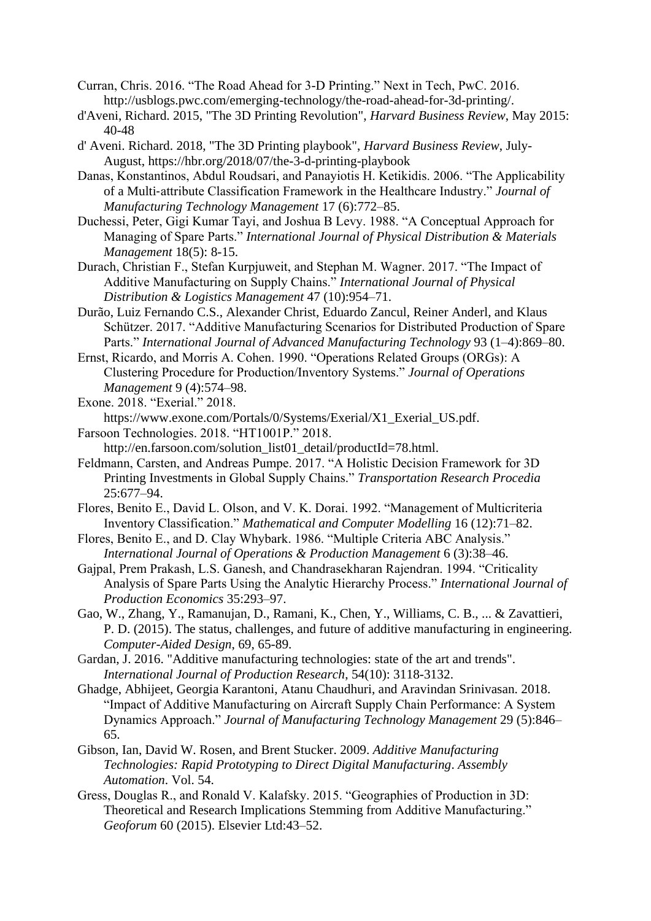Curran, Chris. 2016. “The Road Ahead for 3-D Printing.” Next in Tech, PwC. 2016. http://usblogs.pwc.com/emerging-technology/the-road-ahead-for-3d-printing/.

d'Aveni, Richard. 2015, "The 3D Printing Revolution", *Harvard Business Review*, May 2015: 40-48

d' Aveni. Richard. 2018, "The 3D Printing playbook", *Harvard Business Review*, July-August, https://hbr.org/2018/07/the-3-d-printing-playbook

Danas, Konstantinos, Abdul Roudsari, and Panayiotis H. Ketikidis. 2006. “The Applicability of a Multi‐attribute Classification Framework in the Healthcare Industry.” *Journal of Manufacturing Technology Management* 17 (6):772–85.

Duchessi, Peter, Gigi Kumar Tayi, and Joshua B Levy. 1988. “A Conceptual Approach for Managing of Spare Parts.” *International Journal of Physical Distribution & Materials Management* 18(5): 8-15.

Durach, Christian F., Stefan Kurpjuweit, and Stephan M. Wagner. 2017. “The Impact of Additive Manufacturing on Supply Chains.” *International Journal of Physical Distribution & Logistics Management* 47 (10):954–71.

Durão, Luiz Fernando C.S., Alexander Christ, Eduardo Zancul, Reiner Anderl, and Klaus Schützer. 2017. “Additive Manufacturing Scenarios for Distributed Production of Spare Parts.” *International Journal of Advanced Manufacturing Technology* 93 (1–4):869–80.

Ernst, Ricardo, and Morris A. Cohen. 1990. “Operations Related Groups (ORGs): A Clustering Procedure for Production/Inventory Systems.” *Journal of Operations Management* 9 (4):574–98.

Exone. 2018. “Exerial.” 2018. https://www.exone.com/Portals/0/Systems/Exerial/X1_Exerial_US.pdf.

Farsoon Technologies. 2018. “HT1001P.” 2018. http://en.farsoon.com/solution_list01_detail/productId=78.html.

Feldmann, Carsten, and Andreas Pumpe. 2017. “A Holistic Decision Framework for 3D Printing Investments in Global Supply Chains.” *Transportation Research Procedia* 25:677–94.

Flores, Benito E., David L. Olson, and V. K. Dorai. 1992. “Management of Multicriteria Inventory Classification.” *Mathematical and Computer Modelling* 16 (12):71–82.

Flores, Benito E., and D. Clay Whybark. 1986. “Multiple Criteria ABC Analysis.” *International Journal of Operations & Production Management* 6 (3):38–46.

Gajpal, Prem Prakash, L.S. Ganesh, and Chandrasekharan Rajendran. 1994. “Criticality Analysis of Spare Parts Using the Analytic Hierarchy Process.” *International Journal of Production Economics* 35:293–97.

Gao, W., Zhang, Y., Ramanujan, D., Ramani, K., Chen, Y., Williams, C. B., ... & Zavattieri, P. D. (2015). The status, challenges, and future of additive manufacturing in engineering. *Computer-Aided Design*, 69, 65-89.

Gardan, J. 2016. "Additive manufacturing technologies: state of the art and trends". *International Journal of Production Research*, 54(10): 3118-3132.

Ghadge, Abhijeet, Georgia Karantoni, Atanu Chaudhuri, and Aravindan Srinivasan. 2018. “Impact of Additive Manufacturing on Aircraft Supply Chain Performance: A System Dynamics Approach.” *Journal of Manufacturing Technology Management* 29 (5):846–65.

Gibson, Ian, David W. Rosen, and Brent Stucker. 2009. *Additive Manufacturing Technologies: Rapid Prototyping to Direct Digital Manufacturing*. *Assembly Automation*. Vol. 54.

Gress, Douglas R., and Ronald V. Kalafsky. 2015. “Geographies of Production in 3D: Theoretical and Research Implications Stemming from Additive Manufacturing.” *Geoforum* 60 (2015). Elsevier Ltd:43–52.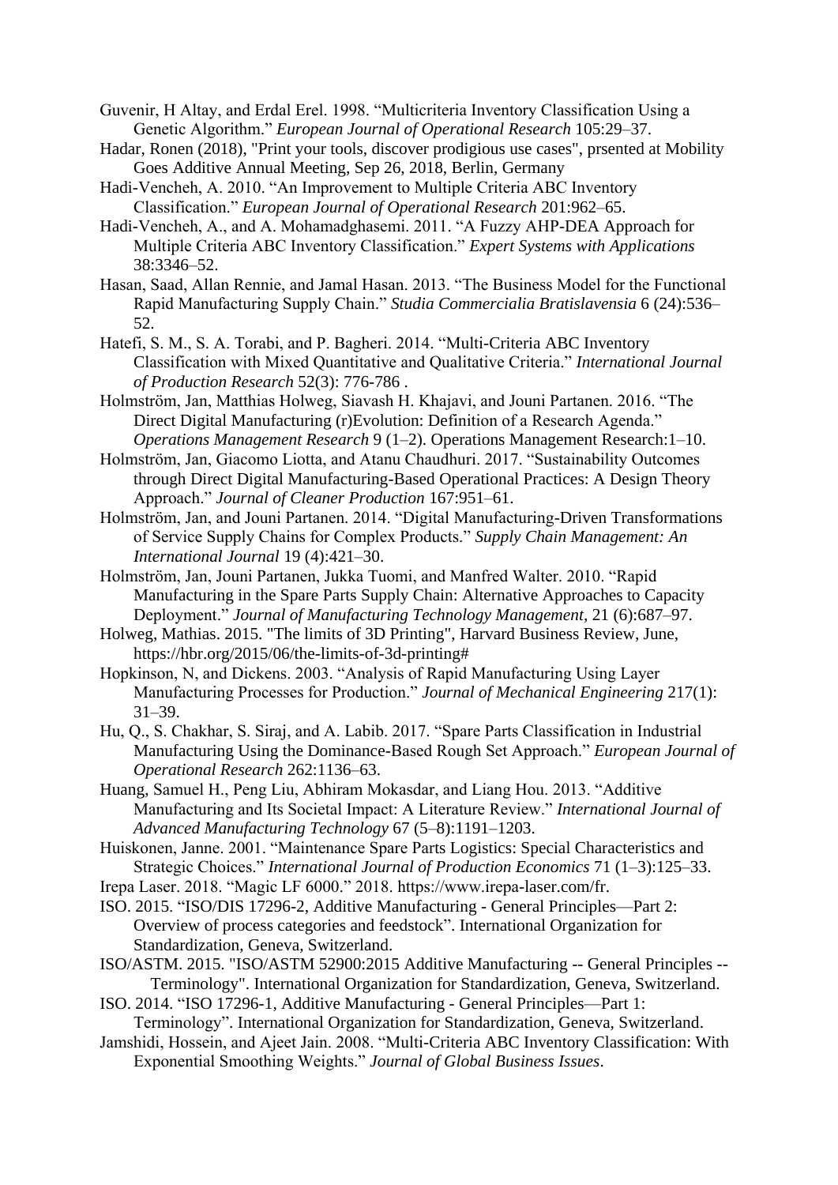Guvenir, H Altay, and Erdal Erel. 1998. "Multicriteria Inventory Classification Using a Genetic Algorithm." *European Journal of Operational Research* 105:29–37.

Hadar, Ronen (2018), "Print your tools, discover prodigious use cases", prsented at Mobility Goes Additive Annual Meeting, Sep 26, 2018, Berlin, Germany

Hadi-Vencheh, A. 2010. "An Improvement to Multiple Criteria ABC Inventory Classification." *European Journal of Operational Research* 201:962–65.

Hadi-Vencheh, A., and A. Mohamadghasemi. 2011. "A Fuzzy AHP-DEA Approach for Multiple Criteria ABC Inventory Classification." *Expert Systems with Applications* 38:3346–52.

Hasan, Saad, Allan Rennie, and Jamal Hasan. 2013. "The Business Model for the Functional Rapid Manufacturing Supply Chain." *Studia Commercialia Bratislavensia* 6 (24):536–52.

Hatefi, S. M., S. A. Torabi, and P. Bagheri. 2014. "Multi-Criteria ABC Inventory Classification with Mixed Quantitative and Qualitative Criteria." *International Journal of Production Research* 52(3): 776-786 .

Holmström, Jan, Matthias Holweg, Siavash H. Khajavi, and Jouni Partanen. 2016. "The Direct Digital Manufacturing (r)Evolution: Definition of a Research Agenda." *Operations Management Research* 9 (1–2). Operations Management Research:1–10.

Holmström, Jan, Giacomo Liotta, and Atanu Chaudhuri. 2017. "Sustainability Outcomes through Direct Digital Manufacturing-Based Operational Practices: A Design Theory Approach." *Journal of Cleaner Production* 167:951–61.

Holmström, Jan, and Jouni Partanen. 2014. "Digital Manufacturing-Driven Transformations of Service Supply Chains for Complex Products." *Supply Chain Management: An International Journal* 19 (4):421–30.

Holmström, Jan, Jouni Partanen, Jukka Tuomi, and Manfred Walter. 2010. "Rapid Manufacturing in the Spare Parts Supply Chain: Alternative Approaches to Capacity Deployment." *Journal of Manufacturing Technology Management,* 21 (6):687–97.

Holweg, Mathias. 2015. "The limits of 3D Printing", Harvard Business Review, June, https://hbr.org/2015/06/the-limits-of-3d-printing#

Hopkinson, N, and Dickens. 2003. "Analysis of Rapid Manufacturing Using Layer Manufacturing Processes for Production." *Journal of Mechanical Engineering* 217(1): 31–39.

Hu, Q., S. Chakhar, S. Siraj, and A. Labib. 2017. "Spare Parts Classification in Industrial Manufacturing Using the Dominance-Based Rough Set Approach." *European Journal of Operational Research* 262:1136–63.

Huang, Samuel H., Peng Liu, Abhiram Mokasdar, and Liang Hou. 2013. "Additive Manufacturing and Its Societal Impact: A Literature Review." *International Journal of Advanced Manufacturing Technology* 67 (5–8):1191–1203.

Huiskonen, Janne. 2001. "Maintenance Spare Parts Logistics: Special Characteristics and Strategic Choices." *International Journal of Production Economics* 71 (1–3):125–33.

Irepa Laser. 2018. "Magic LF 6000." 2018. https://www.irepa-laser.com/fr.

ISO. 2015. "ISO/DIS 17296-2, Additive Manufacturing - General Principles—Part 2: Overview of process categories and feedstock". International Organization for Standardization, Geneva, Switzerland.

ISO/ASTM. 2015. "ISO/ASTM 52900:2015 Additive Manufacturing -- General Principles -- Terminology". International Organization for Standardization, Geneva, Switzerland.

ISO. 2014. "ISO 17296-1, Additive Manufacturing - General Principles—Part 1: Terminology". International Organization for Standardization, Geneva, Switzerland.

Jamshidi, Hossein, and Ajeet Jain. 2008. "Multi-Criteria ABC Inventory Classification: With Exponential Smoothing Weights." *Journal of Global Business Issues*.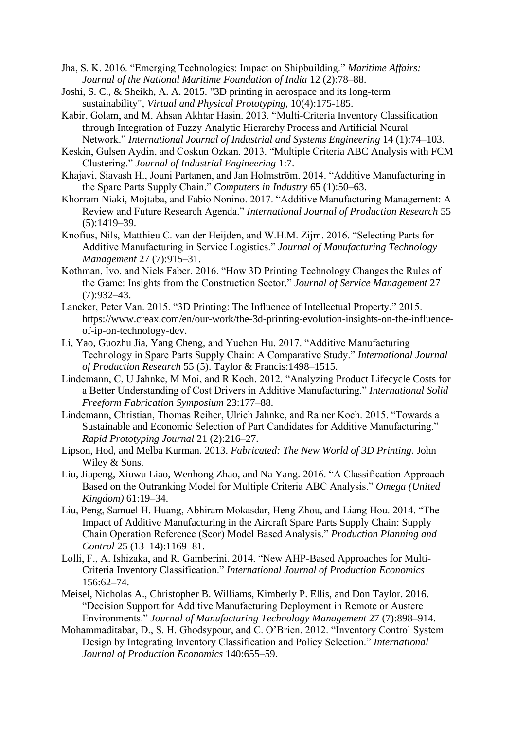Jha, S. K. 2016. "Emerging Technologies: Impact on Shipbuilding." *Maritime Affairs: Journal of the National Maritime Foundation of India* 12 (2):78–88.

Joshi, S. C., & Sheikh, A. A. 2015. "3D printing in aerospace and its long-term sustainability", *Virtual and Physical Prototyping*, 10(4):175-185.

Kabir, Golam, and M. Ahsan Akhtar Hasin. 2013. "Multi-Criteria Inventory Classification through Integration of Fuzzy Analytic Hierarchy Process and Artificial Neural Network." *International Journal of Industrial and Systems Engineering* 14 (1):74–103.

Keskin, Gulsen Aydin, and Coskun Ozkan. 2013. "Multiple Criteria ABC Analysis with FCM Clustering." *Journal of Industrial Engineering* 1:7.

Khajavi, Siavash H., Jouni Partanen, and Jan Holmström. 2014. "Additive Manufacturing in the Spare Parts Supply Chain." *Computers in Industry* 65 (1):50–63.

Khorram Niaki, Mojtaba, and Fabio Nonino. 2017. "Additive Manufacturing Management: A Review and Future Research Agenda." *International Journal of Production Research* 55 (5):1419–39.

Knofius, Nils, Matthieu C. van der Heijden, and W.H.M. Zijm. 2016. "Selecting Parts for Additive Manufacturing in Service Logistics." *Journal of Manufacturing Technology Management* 27 (7):915–31.

Kothman, Ivo, and Niels Faber. 2016. "How 3D Printing Technology Changes the Rules of the Game: Insights from the Construction Sector." *Journal of Service Management* 27 (7):932–43.

Lancker, Peter Van. 2015. "3D Printing: The Influence of Intellectual Property." 2015. https://www.creax.com/en/our-work/the-3d-printing-evolution-insights-on-the-influence-of-ip-on-technology-dev.

Li, Yao, Guozhu Jia, Yang Cheng, and Yuchen Hu. 2017. "Additive Manufacturing Technology in Spare Parts Supply Chain: A Comparative Study." *International Journal of Production Research* 55 (5). Taylor & Francis:1498–1515.

Lindemann, C, U Jahnke, M Moi, and R Koch. 2012. "Analyzing Product Lifecycle Costs for a Better Understanding of Cost Drivers in Additive Manufacturing." *International Solid Freeform Fabrication Symposium* 23:177–88.

Lindemann, Christian, Thomas Reiher, Ulrich Jahnke, and Rainer Koch. 2015. "Towards a Sustainable and Economic Selection of Part Candidates for Additive Manufacturing." *Rapid Prototyping Journal* 21 (2):216–27.

Lipson, Hod, and Melba Kurman. 2013. *Fabricated: The New World of 3D Printing*. John Wiley & Sons.

Liu, Jiapeng, Xiuwu Liao, Wenhong Zhao, and Na Yang. 2016. "A Classification Approach Based on the Outranking Model for Multiple Criteria ABC Analysis." *Omega (United Kingdom)* 61:19–34.

Liu, Peng, Samuel H. Huang, Abhiram Mokasdar, Heng Zhou, and Liang Hou. 2014. "The Impact of Additive Manufacturing in the Aircraft Spare Parts Supply Chain: Supply Chain Operation Reference (Scor) Model Based Analysis." *Production Planning and Control* 25 (13–14):1169–81.

Lolli, F., A. Ishizaka, and R. Gamberini. 2014. "New AHP-Based Approaches for Multi-Criteria Inventory Classification." *International Journal of Production Economics* 156:62–74.

Meisel, Nicholas A., Christopher B. Williams, Kimberly P. Ellis, and Don Taylor. 2016. "Decision Support for Additive Manufacturing Deployment in Remote or Austere Environments." *Journal of Manufacturing Technology Management* 27 (7):898–914.

Mohammaditabar, D., S. H. Ghodsypour, and C. O'Brien. 2012. "Inventory Control System Design by Integrating Inventory Classification and Policy Selection." *International Journal of Production Economics* 140:655–59.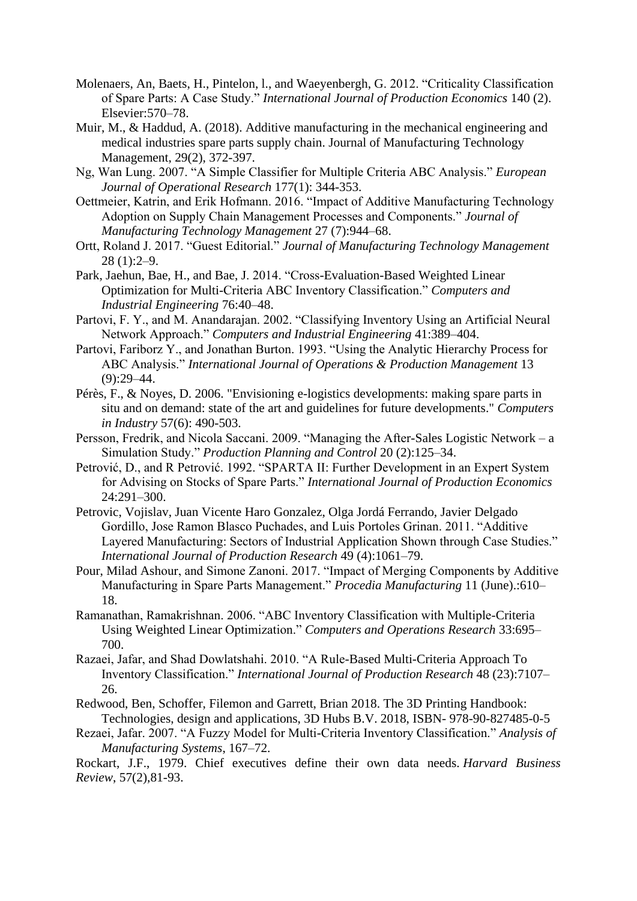Molenaers, An, Baets, H., Pintelon, l., and Waeyenbergh, G. 2012. "Criticality Classification of Spare Parts: A Case Study." *International Journal of Production Economics* 140 (2). Elsevier:570–78.

Muir, M., & Haddud, A. (2018). Additive manufacturing in the mechanical engineering and medical industries spare parts supply chain. Journal of Manufacturing Technology Management, 29(2), 372-397.

Ng, Wan Lung. 2007. "A Simple Classifier for Multiple Criteria ABC Analysis." *European Journal of Operational Research* 177(1): 344-353.

Oettmeier, Katrin, and Erik Hofmann. 2016. "Impact of Additive Manufacturing Technology Adoption on Supply Chain Management Processes and Components." *Journal of Manufacturing Technology Management* 27 (7):944–68.

Ortt, Roland J. 2017. "Guest Editorial." *Journal of Manufacturing Technology Management* 28 (1):2–9.

Park, Jaehun, Bae, H., and Bae, J. 2014. "Cross-Evaluation-Based Weighted Linear Optimization for Multi-Criteria ABC Inventory Classification." *Computers and Industrial Engineering* 76:40–48.

Partovi, F. Y., and M. Anandarajan. 2002. "Classifying Inventory Using an Artificial Neural Network Approach." *Computers and Industrial Engineering* 41:389–404.

Partovi, Fariborz Y., and Jonathan Burton. 1993. "Using the Analytic Hierarchy Process for ABC Analysis." *International Journal of Operations & Production Management* 13 (9):29–44.

Pérès, F., & Noyes, D. 2006. "Envisioning e-logistics developments: making spare parts in situ and on demand: state of the art and guidelines for future developments." *Computers in Industry* 57(6): 490-503.

Persson, Fredrik, and Nicola Saccani. 2009. "Managing the After-Sales Logistic Network – a Simulation Study." *Production Planning and Control* 20 (2):125–34.

Petrović, D., and R Petrović. 1992. "SPARTA II: Further Development in an Expert System for Advising on Stocks of Spare Parts." *International Journal of Production Economics* 24:291–300.

Petrovic, Vojislav, Juan Vicente Haro Gonzalez, Olga Jordá Ferrando, Javier Delgado Gordillo, Jose Ramon Blasco Puchades, and Luis Portoles Grinan. 2011. "Additive Layered Manufacturing: Sectors of Industrial Application Shown through Case Studies." *International Journal of Production Research* 49 (4):1061–79.

Pour, Milad Ashour, and Simone Zanoni. 2017. "Impact of Merging Components by Additive Manufacturing in Spare Parts Management." *Procedia Manufacturing* 11 (June).:610–18.

Ramanathan, Ramakrishnan. 2006. "ABC Inventory Classification with Multiple-Criteria Using Weighted Linear Optimization." *Computers and Operations Research* 33:695–700.

Razaei, Jafar, and Shad Dowlatshahi. 2010. "A Rule-Based Multi-Criteria Approach To Inventory Classification." *International Journal of Production Research* 48 (23):7107–26.

Redwood, Ben, Schoffer, Filemon and Garrett, Brian 2018. The 3D Printing Handbook: Technologies, design and applications, 3D Hubs B.V. 2018, ISBN- 978-90-827485-0-5

Rezaei, Jafar. 2007. "A Fuzzy Model for Multi-Criteria Inventory Classification." *Analysis of Manufacturing Systems*, 167–72.

Rockart, J.F., 1979. Chief executives define their own data needs. *Harvard Business Review*, 57(2),81-93.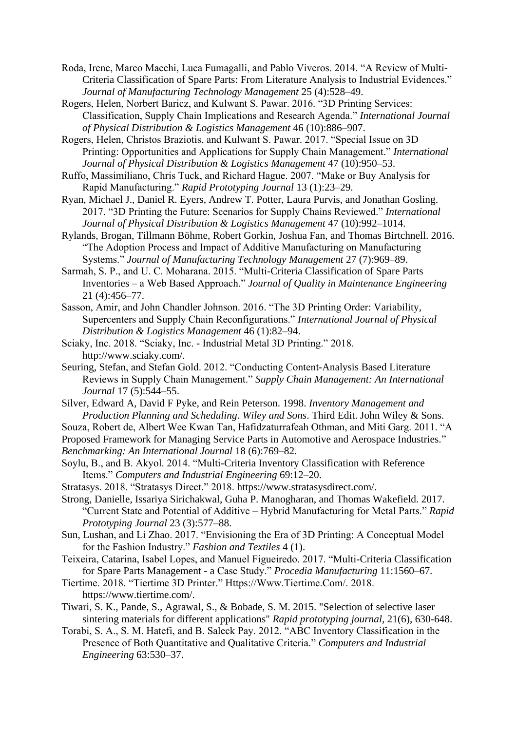Roda, Irene, Marco Macchi, Luca Fumagalli, and Pablo Viveros. 2014. "A Review of Multi-Criteria Classification of Spare Parts: From Literature Analysis to Industrial Evidences." *Journal of Manufacturing Technology Management* 25 (4):528–49.

Rogers, Helen, Norbert Baricz, and Kulwant S. Pawar. 2016. "3D Printing Services: Classification, Supply Chain Implications and Research Agenda." *International Journal of Physical Distribution & Logistics Management* 46 (10):886–907.

Rogers, Helen, Christos Braziotis, and Kulwant S. Pawar. 2017. "Special Issue on 3D Printing: Opportunities and Applications for Supply Chain Management." *International Journal of Physical Distribution & Logistics Management* 47 (10):950–53.

Ruffo, Massimiliano, Chris Tuck, and Richard Hague. 2007. "Make or Buy Analysis for Rapid Manufacturing." *Rapid Prototyping Journal* 13 (1):23–29.

Ryan, Michael J., Daniel R. Eyers, Andrew T. Potter, Laura Purvis, and Jonathan Gosling. 2017. "3D Printing the Future: Scenarios for Supply Chains Reviewed." *International Journal of Physical Distribution & Logistics Management* 47 (10):992–1014.

Rylands, Brogan, Tillmann Böhme, Robert Gorkin, Joshua Fan, and Thomas Birtchnell. 2016. "The Adoption Process and Impact of Additive Manufacturing on Manufacturing Systems." *Journal of Manufacturing Technology Management* 27 (7):969–89.

Sarmah, S. P., and U. C. Moharana. 2015. "Multi-Criteria Classification of Spare Parts Inventories – a Web Based Approach." *Journal of Quality in Maintenance Engineering* 21 (4):456–77.

Sasson, Amir, and John Chandler Johnson. 2016. "The 3D Printing Order: Variability, Supercenters and Supply Chain Reconfigurations." *International Journal of Physical Distribution & Logistics Management* 46 (1):82–94.

Sciaky, Inc. 2018. "Sciaky, Inc. - Industrial Metal 3D Printing." 2018. http://www.sciaky.com/.

Seuring, Stefan, and Stefan Gold. 2012. "Conducting Content-Analysis Based Literature Reviews in Supply Chain Management." *Supply Chain Management: An International Journal* 17 (5):544–55.

Silver, Edward A, David F Pyke, and Rein Peterson. 1998. *Inventory Management and Production Planning and Scheduling*. *Wiley and Sons*. Third Edit. John Wiley & Sons.

Souza, Robert de, Albert Wee Kwan Tan, Hafidzaturrafeah Othman, and Miti Garg. 2011. "A Proposed Framework for Managing Service Parts in Automotive and Aerospace Industries." *Benchmarking: An International Journal* 18 (6):769–82.

Soylu, B., and B. Akyol. 2014. "Multi-Criteria Inventory Classification with Reference Items." *Computers and Industrial Engineering* 69:12–20.

Stratasys. 2018. "Stratasys Direct." 2018. https://www.stratasysdirect.com/.

Strong, Danielle, Issariya Sirichakwal, Guha P. Manogharan, and Thomas Wakefield. 2017. "Current State and Potential of Additive – Hybrid Manufacturing for Metal Parts." *Rapid Prototyping Journal* 23 (3):577–88.

Sun, Lushan, and Li Zhao. 2017. "Envisioning the Era of 3D Printing: A Conceptual Model for the Fashion Industry." *Fashion and Textiles* 4 (1).

Teixeira, Catarina, Isabel Lopes, and Manuel Figueiredo. 2017. "Multi-Criteria Classification for Spare Parts Management - a Case Study." *Procedia Manufacturing* 11:1560–67.

Tiertime. 2018. "Tiertime 3D Printer." Https://Www.Tiertime.Com/. 2018. https://www.tiertime.com/.

Tiwari, S. K., Pande, S., Agrawal, S., & Bobade, S. M. 2015. "Selection of selective laser sintering materials for different applications" *Rapid prototyping journal*, 21(6), 630-648.

Torabi, S. A., S. M. Hatefi, and B. Saleck Pay. 2012. "ABC Inventory Classification in the Presence of Both Quantitative and Qualitative Criteria." *Computers and Industrial Engineering* 63:530–37.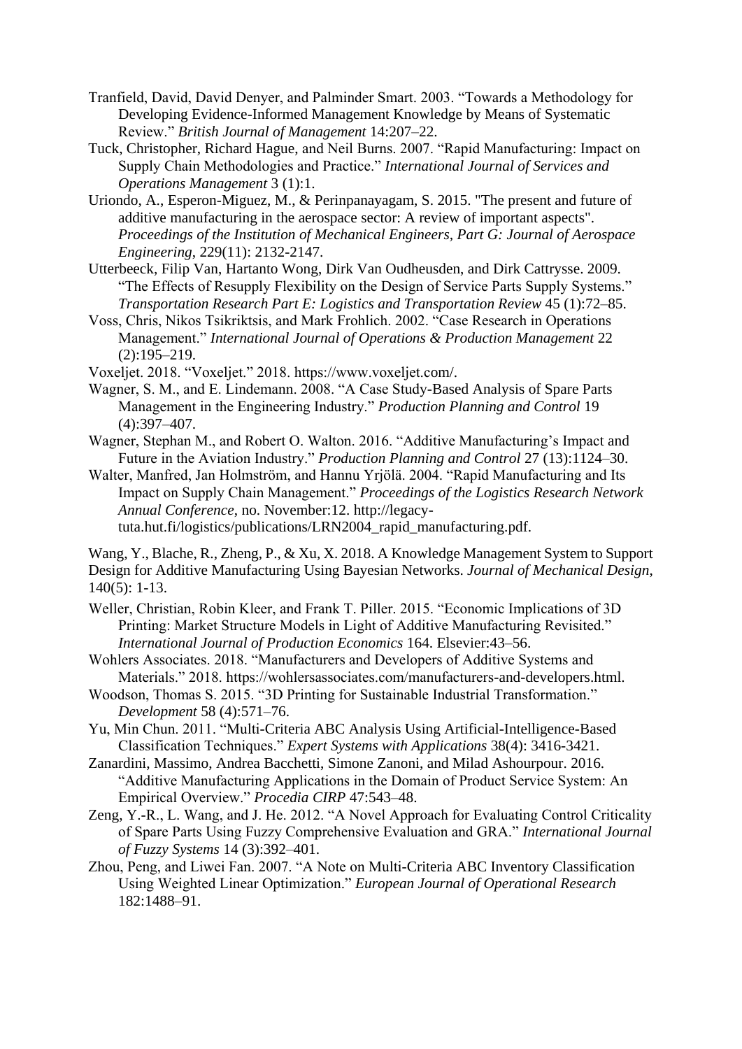Tranfield, David, David Denyer, and Palminder Smart. 2003. "Towards a Methodology for Developing Evidence-Informed Management Knowledge by Means of Systematic Review." *British Journal of Management* 14:207–22.

Tuck, Christopher, Richard Hague, and Neil Burns. 2007. "Rapid Manufacturing: Impact on Supply Chain Methodologies and Practice." *International Journal of Services and Operations Management* 3 (1):1.

Uriondo, A., Esperon-Miguez, M., & Perinpanayagam, S. 2015. "The present and future of additive manufacturing in the aerospace sector: A review of important aspects". *Proceedings of the Institution of Mechanical Engineers, Part G: Journal of Aerospace Engineering*, 229(11): 2132-2147.

Utterbeeck, Filip Van, Hartanto Wong, Dirk Van Oudheusden, and Dirk Cattrysse. 2009. "The Effects of Resupply Flexibility on the Design of Service Parts Supply Systems." *Transportation Research Part E: Logistics and Transportation Review* 45 (1):72–85.

Voss, Chris, Nikos Tsikriktsis, and Mark Frohlich. 2002. "Case Research in Operations Management." *International Journal of Operations & Production Management* 22 (2):195–219.

Voxeljet. 2018. "Voxeljet." 2018. https://www.voxeljet.com/.

Wagner, S. M., and E. Lindemann. 2008. "A Case Study-Based Analysis of Spare Parts Management in the Engineering Industry." *Production Planning and Control* 19 (4):397–407.

Wagner, Stephan M., and Robert O. Walton. 2016. "Additive Manufacturing's Impact and Future in the Aviation Industry." *Production Planning and Control* 27 (13):1124–30.

Walter, Manfred, Jan Holmström, and Hannu Yrjölä. 2004. "Rapid Manufacturing and Its Impact on Supply Chain Management." *Proceedings of the Logistics Research Network Annual Conference*, no. November:12. http://legacy-tuta.hut.fi/logistics/publications/LRN2004_rapid_manufacturing.pdf.

Wang, Y., Blache, R., Zheng, P., & Xu, X. 2018. A Knowledge Management System to Support Design for Additive Manufacturing Using Bayesian Networks. *Journal of Mechanical Design*, 140(5): 1-13.

Weller, Christian, Robin Kleer, and Frank T. Piller. 2015. "Economic Implications of 3D Printing: Market Structure Models in Light of Additive Manufacturing Revisited." *International Journal of Production Economics* 164. Elsevier:43–56.

Wohlers Associates. 2018. "Manufacturers and Developers of Additive Systems and Materials." 2018. https://wohlersassociates.com/manufacturers-and-developers.html.

Woodson, Thomas S. 2015. "3D Printing for Sustainable Industrial Transformation." *Development* 58 (4):571–76.

Yu, Min Chun. 2011. "Multi-Criteria ABC Analysis Using Artificial-Intelligence-Based Classification Techniques." *Expert Systems with Applications* 38(4): 3416-3421.

Zanardini, Massimo, Andrea Bacchetti, Simone Zanoni, and Milad Ashourpour. 2016. "Additive Manufacturing Applications in the Domain of Product Service System: An Empirical Overview." *Procedia CIRP* 47:543–48.

Zeng, Y.-R., L. Wang, and J. He. 2012. "A Novel Approach for Evaluating Control Criticality of Spare Parts Using Fuzzy Comprehensive Evaluation and GRA." *International Journal of Fuzzy Systems* 14 (3):392–401.

Zhou, Peng, and Liwei Fan. 2007. "A Note on Multi-Criteria ABC Inventory Classification Using Weighted Linear Optimization." *European Journal of Operational Research* 182:1488–91.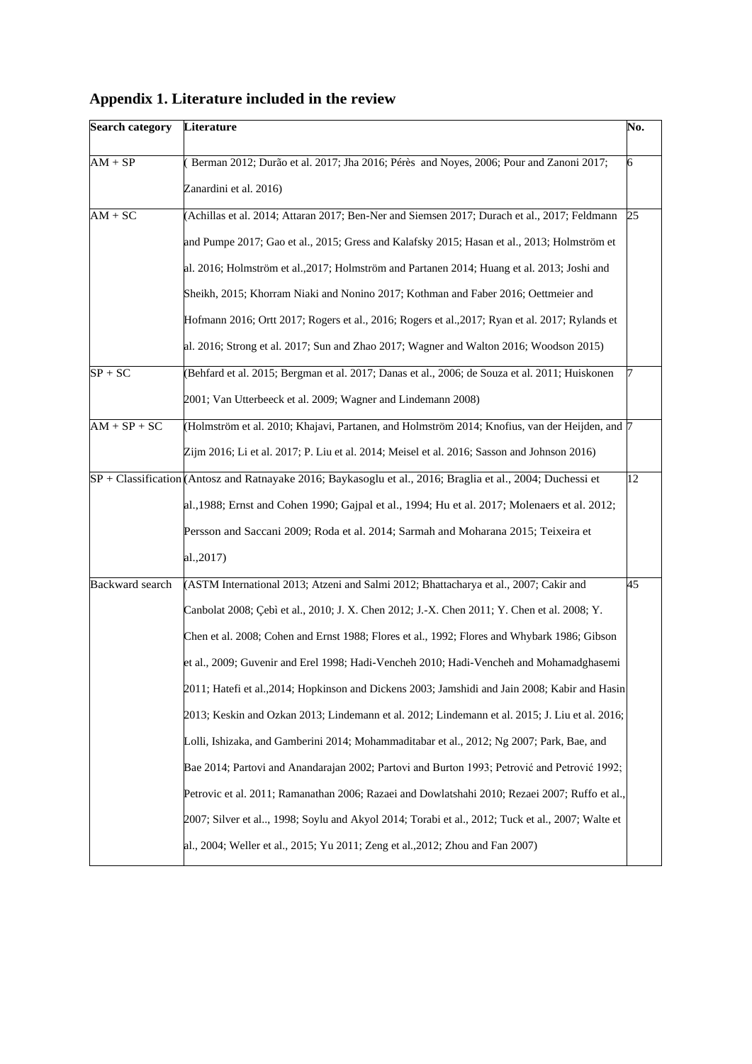## Appendix 1. Literature included in the review

| Search category | Literature | No. |
|---|---|---|
| AM + SP | ( Berman 2012; Durão et al. 2017; Jha 2016; Pérès and Noyes, 2006; Pour and Zanoni 2017; Zanardini et al. 2016) | 6 |
| AM + SC | (Achillas et al. 2014; Attaran 2017; Ben-Ner and Siemsen 2017; Durach et al., 2017; Feldmann and Pumpe 2017; Gao et al., 2015; Gress and Kalafsky 2015; Hasan et al., 2013; Holmström et al. 2016; Holmström et al.,2017; Holmström and Partanen 2014; Huang et al. 2013; Joshi and Sheikh, 2015; Khorram Niaki and Nonino 2017; Kothman and Faber 2016; Oettmeier and Hofmann 2016; Ortt 2017; Rogers et al., 2016; Rogers et al.,2017; Ryan et al. 2017; Rylands et al. 2016; Strong et al. 2017; Sun and Zhao 2017; Wagner and Walton 2016; Woodson 2015) | 25 |
| SP + SC | (Behfard et al. 2015; Bergman et al. 2017; Danas et al., 2006; de Souza et al. 2011; Huiskonen 2001; Van Utterbeeck et al. 2009; Wagner and Lindemann 2008) | 7 |
| AM + SP + SC | (Holmström et al. 2010; Khajavi, Partanen, and Holmström 2014; Knofius, van der Heijden, and Zijm 2016; Li et al. 2017; P. Liu et al. 2014; Meisel et al. 2016; Sasson and Johnson 2016) | 7 |
| SP + Classification | (Antosz and Ratnayake 2016; Baykasoglu et al., 2016; Braglia et al., 2004; Duchessi et al.,1988; Ernst and Cohen 1990; Gajpal et al., 1994; Hu et al. 2017; Molenaers et al. 2012; Persson and Saccani 2009; Roda et al. 2014; Sarmah and Moharana 2015; Teixeira et al.,2017) | 12 |
| Backward search | (ASTM International 2013; Atzeni and Salmi 2012; Bhattacharya et al., 2007; Cakir and Canbolat 2008; Çebì et al., 2010; J. X. Chen 2012; J.-X. Chen 2011; Y. Chen et al. 2008; Y. Chen et al. 2008; Cohen and Ernst 1988; Flores et al., 1992; Flores and Whybark 1986; Gibson et al., 2009; Guvenir and Erel 1998; Hadi-Vencheh 2010; Hadi-Vencheh and Mohamadghasemi 2011; Hatefi et al.,2014; Hopkinson and Dickens 2003; Jamshidi and Jain 2008; Kabir and Hasin 2013; Keskin and Ozkan 2013; Lindemann et al. 2012; Lindemann et al. 2015; J. Liu et al. 2016; Lolli, Ishizaka, and Gamberini 2014; Mohammaditabar et al., 2012; Ng 2007; Park, Bae, and Bae 2014; Partovi and Anandarajan 2002; Partovi and Burton 1993; Petrović and Petrović 1992; Petrovic et al. 2011; Ramanathan 2006; Razaei and Dowlatshahi 2010; Rezaei 2007; Ruffo et al., 2007; Silver et al.., 1998; Soylu and Akyol 2014; Torabi et al., 2012; Tuck et al., 2007; Walte et al., 2004; Weller et al., 2015; Yu 2011; Zeng et al.,2012; Zhou and Fan 2007) | 45 |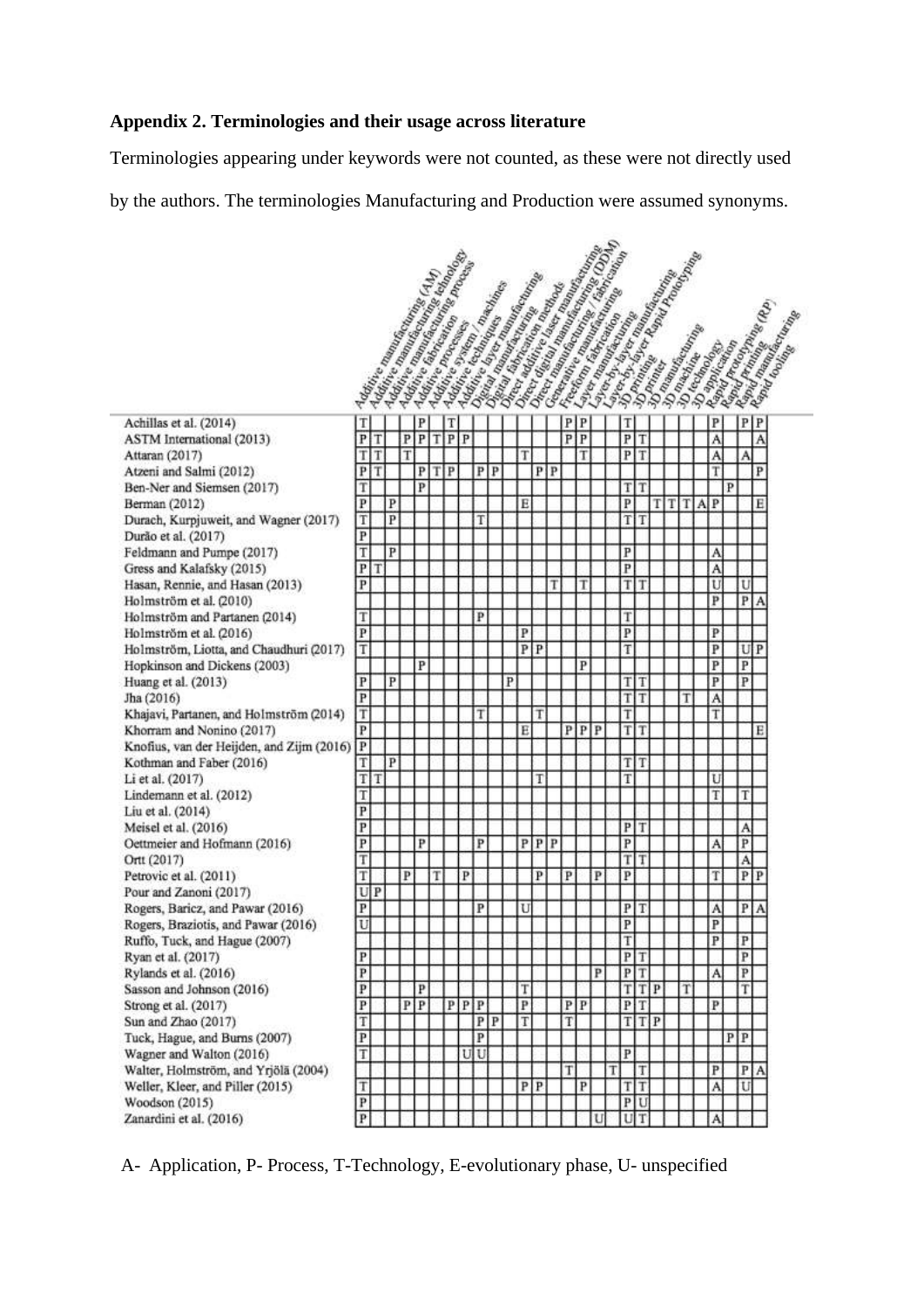## Appendix 2. Terminologies and their usage across literature

Terminologies appearing under keywords were not counted, as these were not directly used by the authors. The terminologies Manufacturing and Production were assumed synonyms.

| | Additive manufacturing (AM) | Additive manufacturing technology | Additive manufacturing process | Additive fabrication | Additive processes | Additive system / machines | Additive techniques | Additive layer manufacturing | Digital manufacturing | Digital fabrication methods | Direct additive laser manufacturing | Direct digital manufacturing (DDM) | Direct manufacturing / fabrication | Generative manufacturing | Freeform fabrication | Layer manufacturing | Layer-by-layer manufacturing | Layer-by-layer Rapid Prototyping | 3D printing | 3D printer | 3D manufacturing | 3D machine | 3D technology | 3D application | Rapid prototyping (RP) | Rapid printing | Rapid manufacturing | Rapid tooling |
|---|---|---|---|---|---|---|---|---|---|---|---|---|---|---|---|---|---|---|---|---|---|---|---|---|---|---|---|---|
| Achillas et al. (2014) | T | | | | P | | T | | | | | | | | P | P | | | T | | | | | | P | | P | P |
| ASTM International (2013) | P | T | | P | P | T | P | P | | | | | | | P | P | | | P | T | | | | | A | | | A |
| Attaran (2017) | T | T | | T | | | | | | | | T | | | | T | | | P | T | | | | | A | | A | |
| Atzeni and Salmi (2012) | P | T | | | P | T | P | | P | P | | | P | P | | | | | | | | | | | T | | | P |
| Ben-Ner and Siemsen (2017) | T | | | | P | | | | | | | | | | | | | | T | T | | | | | | P | | |
| Berman (2012) | P | | P | | | | | | | | | E | | | | | | | P | | T | T | T | A | P | | | E |
| Durach, Kurpjuweit, and Wagner (2017) | T | | P | | | | | | T | | | | | | | | | | T | T | | | | | | | | |
| Durão et al. (2017) | P | | | | | | | | | | | | | | | | | | | | | | | | | | | |
| Feldmann and Pumpe (2017) | T | | P | | | | | | | | | | | | | | | | P | | | | | | A | | | |
| Gress and Kalafsky (2015) | P | T | | | | | | | | | | | | | | | | | P | | | | | | A | | | |
| Hasan, Rennie, and Hasan (2013) | P | | | | | | | | | | | | | T | | T | | | T | T | | | | | U | | U | |
| Holmström et al. (2010) | | | | | | | | | | | | | | | | | | | | | | | | | P | | P | A |
| Holmström and Partanen (2014) | T | | | | | | | | P | | | | | | | | | | T | | | | | | | | | |
| Holmström et al. (2016) | P | | | | | | | | | | | P | | | | | | | P | | | | | | P | | | |
| Holmström, Liotta, and Chaudhuri (2017) | T | | | | | | | | | | | P | P | | | | | | T | | | | | | P | | U | P |
| Hopkinson and Dickens (2003) | | | | | P | | | | | | | | | | | P | | | | | | | | | P | | P | |
| Huang et al. (2013) | P | | P | | | | | | | | P | | | | | | | | T | T | | | | | P | | P | |
| Jha (2016) | P | | | | | | | | | | | | | | | | | | T | T | | | T | | A | | | |
| Khajavi, Partanen, and Holmström (2014) | T | | | | | | | | T | | | | T | | | | | | T | | | | | | T | | | |
| Khorram and Nonino (2017) | P | | | | | | | | | | | E | | | P | P | P | | T | T | | | | | | | | E |
| Knofius, van der Heijden, and Zijm (2016) | P | | | | | | | | | | | | | | | | | | | | | | | | | | | |
| Kothman and Faber (2016) | T | | P | | | | | | | | | | | | | | | | T | T | | | | | | | | |
| Li et al. (2017) | T | T | | | | | | | | | | | T | | | | | | T | | | | | | U | | | |
| Lindemann et al. (2012) | T | | | | | | | | | | | | | | | | | | | | | | | | T | | T | |
| Liu et al. (2014) | P | | | | | | | | | | | | | | | | | | | | | | | | | | | |
| Meisel et al. (2016) | P | | | | | | | | | | | | | | | | | | P | T | | | | | | | A | |
| Oettmeier and Hofmann (2016) | P | | | | P | | | | P | | | P | P | P | | | | | P | | | | | | A | | P | |
| Ortt (2017) | T | | | | | | | | | | | | | | | | | | T | T | | | | | | | A | |
| Petrovic et al. (2011) | T | | | P | | T | | P | | | | | P | | P | | P | | P | | | | | | T | | P | P |
| Pour and Zanoni (2017) | U | P | | | | | | | | | | | | | | | | | | | | | | | | | | |
| Rogers, Baricz, and Pawar (2016) | P | | | | | | | | P | | | U | | | | | | | P | T | | | | | A | | P | A |
| Rogers, Braziotis, and Pawar (2016) | U | | | | | | | | | | | | | | | | | | P | | | | | | P | | | |
| Ruffo, Tuck, and Hague (2007) | | | | | | | | | | | | | | | | | | | T | | | | | | P | | P | |
| Ryan et al. (2017) | P | | | | | | | | | | | | | | | | | | P | T | | | | | | | P | |
| Rylands et al. (2016) | P | | | | | | | | | | | | | | | | P | | P | T | | | | | A | | P | |
| Sasson and Johnson (2016) | P | | | | P | | | | | | | T | | | | | | | T | T | P | | T | | | | T | |
| Strong et al. (2017) | P | | | P | P | | P | P | P | | | P | | | P | P | | | P | T | | | | | P | | | |
| Sun and Zhao (2017) | T | | | | | | | | P | P | | T | | | T | | | | T | T | P | | | | | | | |
| Tuck, Hague, and Burns (2007) | P | | | | | | | | P | | | | | | | | | | | | | | | | | P | P | |
| Wagner and Walton (2016) | T | | | | | | | U | U | | | | | | | | | | P | | | | | | | | | |
| Walter, Holmström, and Yrjölä (2004) | | | | | | | | | | | | | | | T | | | T | | T | | | | | P | | P | A |
| Weller, Kleer, and Piller (2015) | T | | | | | | | | | | | P | P | | | P | | | T | T | | | | | A | | U | |
| Woodson (2015) | P | | | | | | | | | | | | | | | | | | P | U | | | | | | | | |
| Zanardini et al. (2016) | P | | | | | | | | | | | | | | | | U | | U | T | | | | | A | | | |

A- Application, P- Process, T-Technology, E-evolutionary phase, U- unspecified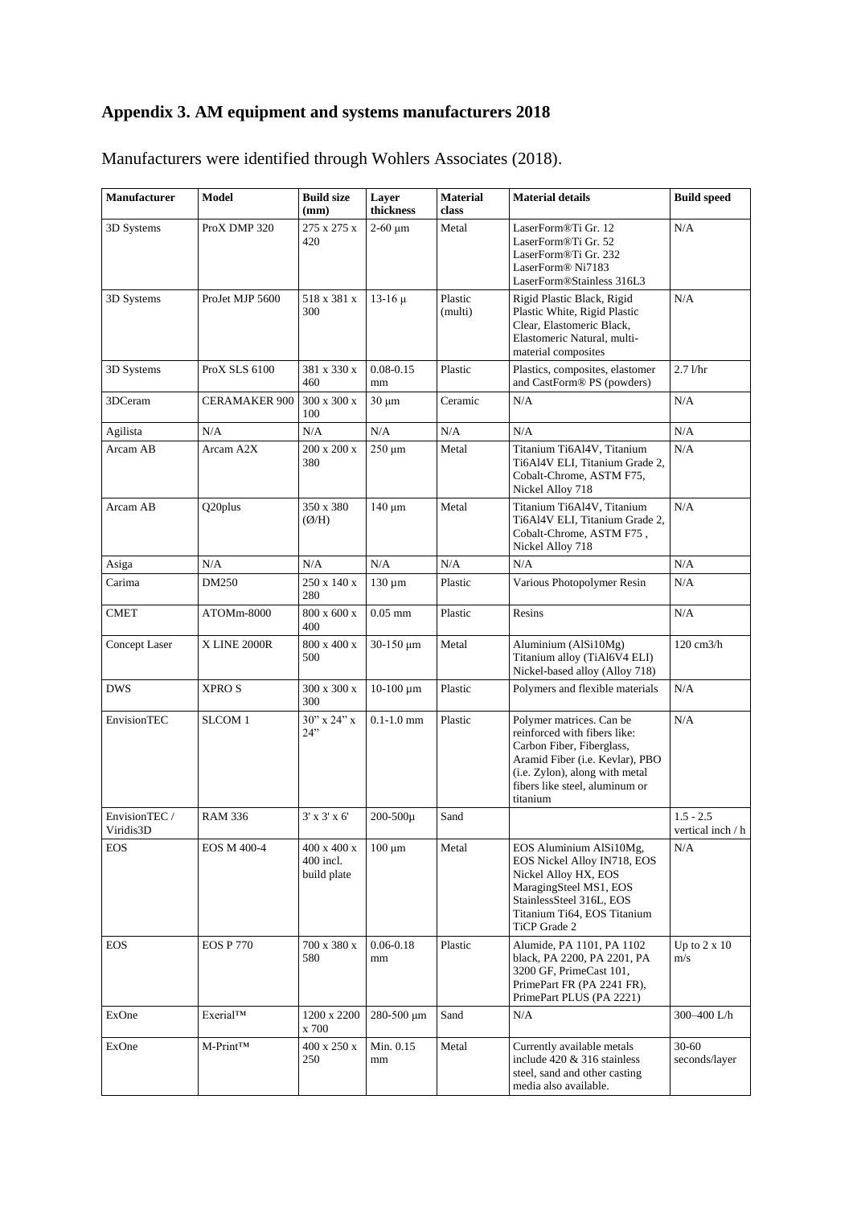## Appendix 3. AM equipment and systems manufacturers 2018

Manufacturers were identified through Wohlers Associates (2018).

| Manufacturer | Model | Build size (mm) | Layer thickness | Material class | Material details | Build speed |
|---|---|---|---|---|---|---|
| 3D Systems | ProX DMP 320 | 275 x 275 x 420 | 2-60 µm | Metal | LaserForm®Ti Gr. 12 LaserForm®Ti Gr. 52 LaserForm®Ti Gr. 232 LaserForm® Ni7183 LaserForm®Stainless 316L3 | N/A |
| 3D Systems | ProJet MJP 5600 | 518 x 381 x 300 | 13-16 µ | Plastic (multi) | Rigid Plastic Black, Rigid Plastic White, Rigid Plastic Clear, Elastomeric Black, Elastomeric Natural, multi-material composites | N/A |
| 3D Systems | ProX SLS 6100 | 381 x 330 x 460 | 0.08-0.15 mm | Plastic | Plastics, composites, elastomer and CastForm® PS (powders) | 2.7 l/hr |
| 3DCeram | CERAMAKER 900 | 300 x 300 x 100 | 30 µm | Ceramic | N/A | N/A |
| Agilista | N/A | N/A | N/A | N/A | N/A | N/A |
| Arcam AB | Arcam A2X | 200 x 200 x 380 | 250 µm | Metal | Titanium Ti6Al4V, Titanium Ti6Al4V ELI, Titanium Grade 2, Cobalt-Chrome, ASTM F75, Nickel Alloy 718 | N/A |
| Arcam AB | Q20plus | 350 x 380 (Ø/H) | 140 µm | Metal | Titanium Ti6Al4V, Titanium Ti6Al4V ELI, Titanium Grade 2, Cobalt-Chrome, ASTM F75 , Nickel Alloy 718 | N/A |
| Asiga | N/A | N/A | N/A | N/A | N/A | N/A |
| Carima | DM250 | 250 x 140 x 280 | 130 µm | Plastic | Various Photopolymer Resin | N/A |
| CMET | ATOMm-8000 | 800 x 600 x 400 | 0.05 mm | Plastic | Resins | N/A |
| Concept Laser | X LINE 2000R | 800 x 400 x 500 | 30-150 µm | Metal | Aluminium (AlSi10Mg) Titanium alloy (TiAl6V4 ELI) Nickel-based alloy (Alloy 718) | 120 cm3/h |
| DWS | XPRO S | 300 x 300 x 300 | 10-100 µm | Plastic | Polymers and flexible materials | N/A |
| EnvisionTEC | SLCOM 1 | 30" x 24" x 24" | 0.1-1.0 mm | Plastic | Polymer matrices. Can be reinforced with fibers like: Carbon Fiber, Fiberglass, Aramid Fiber (i.e. Kevlar), PBO (i.e. Zylon), along with metal fibers like steel, aluminum or titanium | N/A |
| EnvisionTEC / Viridis3D | RAM 336 | 3' x 3' x 6' | 200-500µ | Sand | | 1.5 - 2.5 vertical inch / h |
| EOS | EOS M 400-4 | 400 x 400 x 400 incl. build plate | 100 µm | Metal | EOS Aluminium AlSi10Mg, EOS Nickel Alloy IN718, EOS Nickel Alloy HX, EOS MaragingSteel MS1, EOS StainlessSteel 316L, EOS Titanium Ti64, EOS Titanium TiCP Grade 2 | N/A |
| EOS | EOS P 770 | 700 x 380 x 580 | 0.06-0.18 mm | Plastic | Alumide, PA 1101, PA 1102 black, PA 2200, PA 2201, PA 3200 GF, PrimeCast 101, PrimePart FR (PA 2241 FR), PrimePart PLUS (PA 2221) | Up to 2 x 10 m/s |
| ExOne | Exerial™ | 1200 x 2200 x 700 | 280-500 µm | Sand | N/A | 300–400 L/h |
| ExOne | M-Print™ | 400 x 250 x 250 | Min. 0.15 mm | Metal | Currently available metals include 420 & 316 stainless steel, sand and other casting media also available. | 30-60 seconds/layer |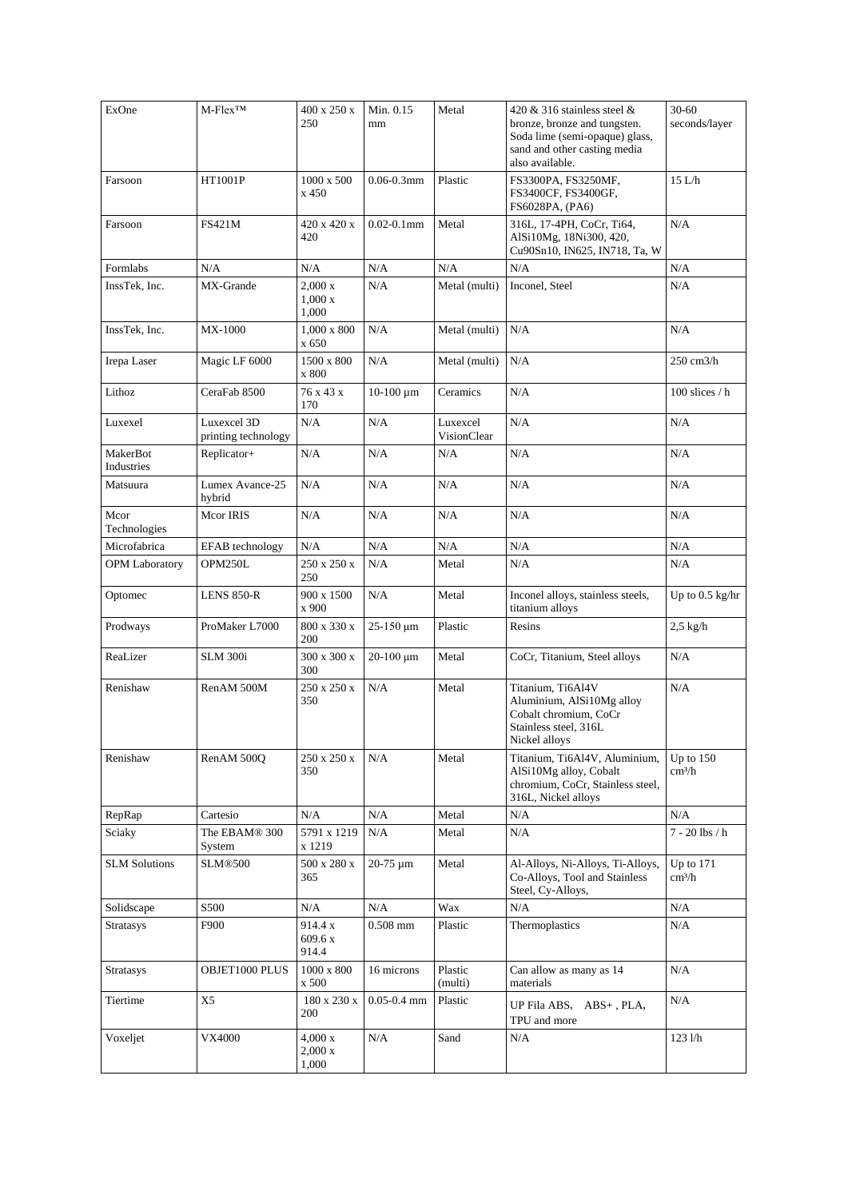| ExOne | M-Flex™ | 400 x 250 x 250 | Min. 0.15 mm | Metal | 420 & 316 stainless steel & bronze, bronze and tungsten. Soda lime (semi-opaque) glass, sand and other casting media also available. | 30-60 seconds/layer |
|---|---|---|---|---|---|---|
| Farsoon | HT1001P | 1000 x 500 x 450 | 0.06-0.3mm | Plastic | FS3300PA, FS3250MF, FS3400CF, FS3400GF, FS6028PA, (PA6) | 15 L/h |
| Farsoon | FS421M | 420 x 420 x 420 | 0.02-0.1mm | Metal | 316L, 17-4PH, CoCr, Ti64, AlSi10Mg, 18Ni300, 420, Cu90Sn10, IN625, IN718, Ta, W | N/A |
| Formlabs | N/A | N/A | N/A | N/A | N/A | N/A |
| InssTek, Inc. | MX-Grande | 2,000 x 1,000 x 1,000 | N/A | Metal (multi) | Inconel, Steel | N/A |
| InssTek, Inc. | MX-1000 | 1,000 x 800 x 650 | N/A | Metal (multi) | N/A | N/A |
| Irepa Laser | Magic LF 6000 | 1500 x 800 x 800 | N/A | Metal (multi) | N/A | 250 cm3/h |
| Lithoz | CeraFab 8500 | 76 x 43 x 170 | 10-100 µm | Ceramics | N/A | 100 slices / h |
| Luxexel | Luxexcel 3D printing technology | N/A | N/A | Luxexcel VisionClear | N/A | N/A |
| MakerBot Industries | Replicator+ | N/A | N/A | N/A | N/A | N/A |
| Matsuura | Lumex Avance-25 hybrid | N/A | N/A | N/A | N/A | N/A |
| Mcor Technologies | Mcor IRIS | N/A | N/A | N/A | N/A | N/A |
| Microfabrica | EFAB technology | N/A | N/A | N/A | N/A | N/A |
| OPM Laboratory | OPM250L | 250 x 250 x 250 | N/A | Metal | N/A | N/A |
| Optomec | LENS 850-R | 900 x 1500 x 900 | N/A | Metal | Inconel alloys, stainless steels, titanium alloys | Up to 0.5 kg/hr |
| Prodways | ProMaker L7000 | 800 x 330 x 200 | 25-150 µm | Plastic | Resins | 2,5 kg/h |
| ReaLizer | SLM 300i | 300 x 300 x 300 | 20-100 µm | Metal | CoCr, Titanium, Steel alloys | N/A |
| Renishaw | RenAM 500M | 250 x 250 x 350 | N/A | Metal | Titanium, Ti6Al4V Aluminium, AlSi10Mg alloy Cobalt chromium, CoCr Stainless steel, 316L Nickel alloys | N/A |
| Renishaw | RenAM 500Q | 250 x 250 x 350 | N/A | Metal | Titanium, Ti6Al4V, Aluminium, AlSi10Mg alloy, Cobalt chromium, CoCr, Stainless steel, 316L, Nickel alloys | Up to 150 cm³/h |
| RepRap | Cartesio | N/A | N/A | Metal | N/A | N/A |
| Sciaky | The EBAM® 300 System | 5791 x 1219 x 1219 | N/A | Metal | N/A | 7 - 20 lbs / h |
| SLM Solutions | SLM®500 | 500 x 280 x 365 | 20-75 µm | Metal | Al-Alloys, Ni-Alloys, Ti-Alloys, Co-Alloys, Tool and Stainless Steel, Cy-Alloys, | Up to 171 cm³/h |
| Solidscape | S500 | N/A | N/A | Wax | N/A | N/A |
| Stratasys | F900 | 914.4 x 609.6 x 914.4 | 0.508 mm | Plastic | Thermoplastics | N/A |
| Stratasys | OBJET1000 PLUS | 1000 x 800 x 500 | 16 microns | Plastic (multi) | Can allow as many as 14 materials | N/A |
| Tiertime | X5 | 180 x 230 x 200 | 0.05-0.4 mm | Plastic | UP Fila ABS, ABS+ , PLA, TPU and more | N/A |
| Voxeljet | VX4000 | 4,000 x 2,000 x 1,000 | N/A | Sand | N/A | 123 l/h |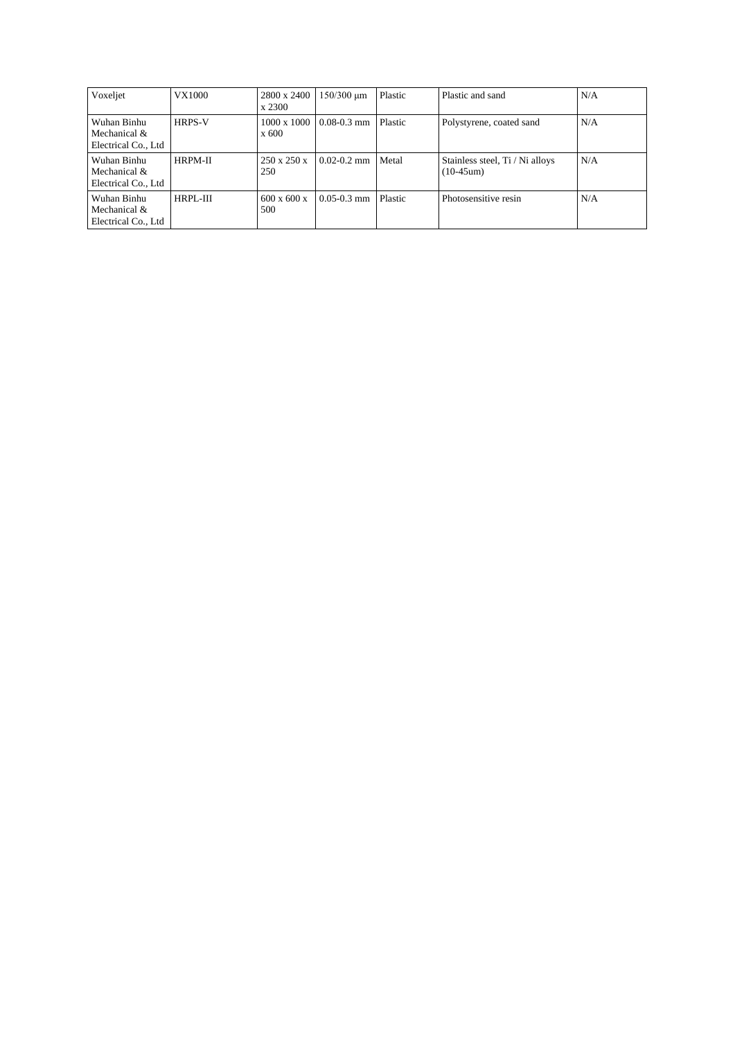| | | | | | | |
|---|---|---|---|---|---|---|
| Voxeljet | VX1000 | 2800 x 2400 x 2300 | 150/300 µm | Plastic | Plastic and sand | N/A |
| Wuhan Binhu Mechanical & Electrical Co., Ltd | HRPS-V | 1000 x 1000 x 600 | 0.08-0.3 mm | Plastic | Polystyrene, coated sand | N/A |
| Wuhan Binhu Mechanical & Electrical Co., Ltd | HRPM-II | 250 x 250 x 250 | 0.02-0.2 mm | Metal | Stainless steel, Ti / Ni alloys (10-45um) | N/A |
| Wuhan Binhu Mechanical & Electrical Co., Ltd | HRPL-III | 600 x 600 x 500 | 0.05-0.3 mm | Plastic | Photosensitive resin | N/A |